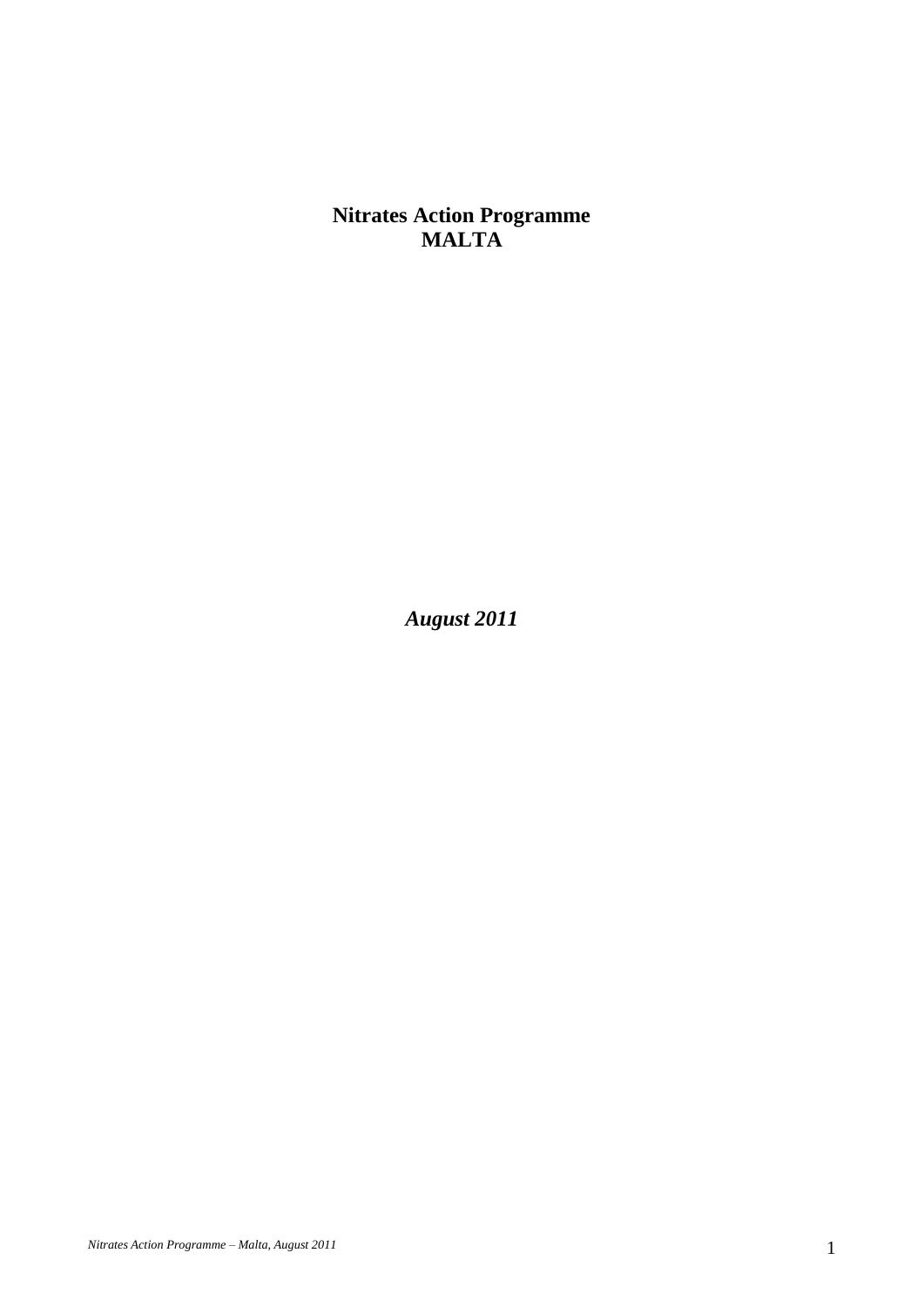# Nitrates Action Programme
# MALTA

***August 2011***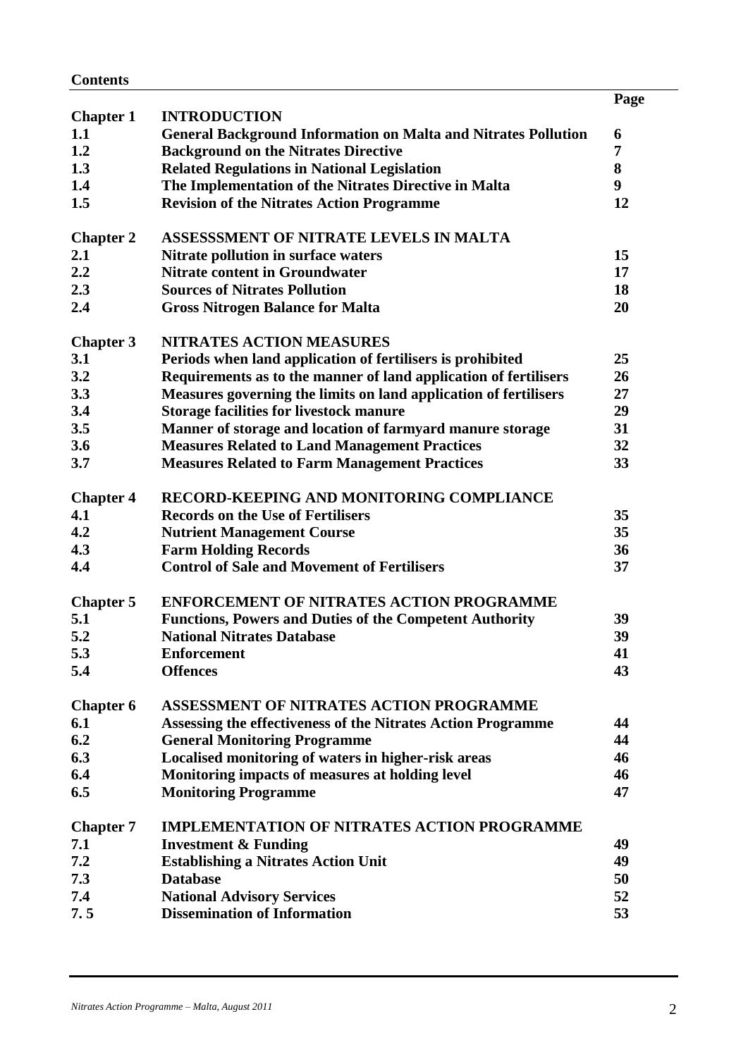**Contents**

| | | Page |
|---|---|---|
| **Chapter 1** | **INTRODUCTION** | |
| **1.1** | **General Background Information on Malta and Nitrates Pollution** | **6** |
| **1.2** | **Background on the Nitrates Directive** | **7** |
| **1.3** | **Related Regulations in National Legislation** | **8** |
| **1.4** | **The Implementation of the Nitrates Directive in Malta** | **9** |
| **1.5** | **Revision of the Nitrates Action Programme** | **12** |
| **Chapter 2** | **ASSESSSMENT OF NITRATE LEVELS IN MALTA** | |
| **2.1** | **Nitrate pollution in surface waters** | **15** |
| **2.2** | **Nitrate content in Groundwater** | **17** |
| **2.3** | **Sources of Nitrates Pollution** | **18** |
| **2.4** | **Gross Nitrogen Balance for Malta** | **20** |
| **Chapter 3** | **NITRATES ACTION MEASURES** | |
| **3.1** | **Periods when land application of fertilisers is prohibited** | **25** |
| **3.2** | **Requirements as to the manner of land application of fertilisers** | **26** |
| **3.3** | **Measures governing the limits on land application of fertilisers** | **27** |
| **3.4** | **Storage facilities for livestock manure** | **29** |
| **3.5** | **Manner of storage and location of farmyard manure storage** | **31** |
| **3.6** | **Measures Related to Land Management Practices** | **32** |
| **3.7** | **Measures Related to Farm Management Practices** | **33** |
| **Chapter 4** | **RECORD-KEEPING AND MONITORING COMPLIANCE** | |
| **4.1** | **Records on the Use of Fertilisers** | **35** |
| **4.2** | **Nutrient Management Course** | **35** |
| **4.3** | **Farm Holding Records** | **36** |
| **4.4** | **Control of Sale and Movement of Fertilisers** | **37** |
| **Chapter 5** | **ENFORCEMENT OF NITRATES ACTION PROGRAMME** | |
| **5.1** | **Functions, Powers and Duties of the Competent Authority** | **39** |
| **5.2** | **National Nitrates Database** | **39** |
| **5.3** | **Enforcement** | **41** |
| **5.4** | **Offences** | **43** |
| **Chapter 6** | **ASSESSMENT OF NITRATES ACTION PROGRAMME** | |
| **6.1** | **Assessing the effectiveness of the Nitrates Action Programme** | **44** |
| **6.2** | **General Monitoring Programme** | **44** |
| **6.3** | **Localised monitoring of waters in higher-risk areas** | **46** |
| **6.4** | **Monitoring impacts of measures at holding level** | **46** |
| **6.5** | **Monitoring Programme** | **47** |
| **Chapter 7** | **IMPLEMENTATION OF NITRATES ACTION PROGRAMME** | |
| **7.1** | **Investment & Funding** | **49** |
| **7.2** | **Establishing a Nitrates Action Unit** | **49** |
| **7.3** | **Database** | **50** |
| **7.4** | **National Advisory Services** | **52** |
| **7. 5** | **Dissemination of Information** | **53** |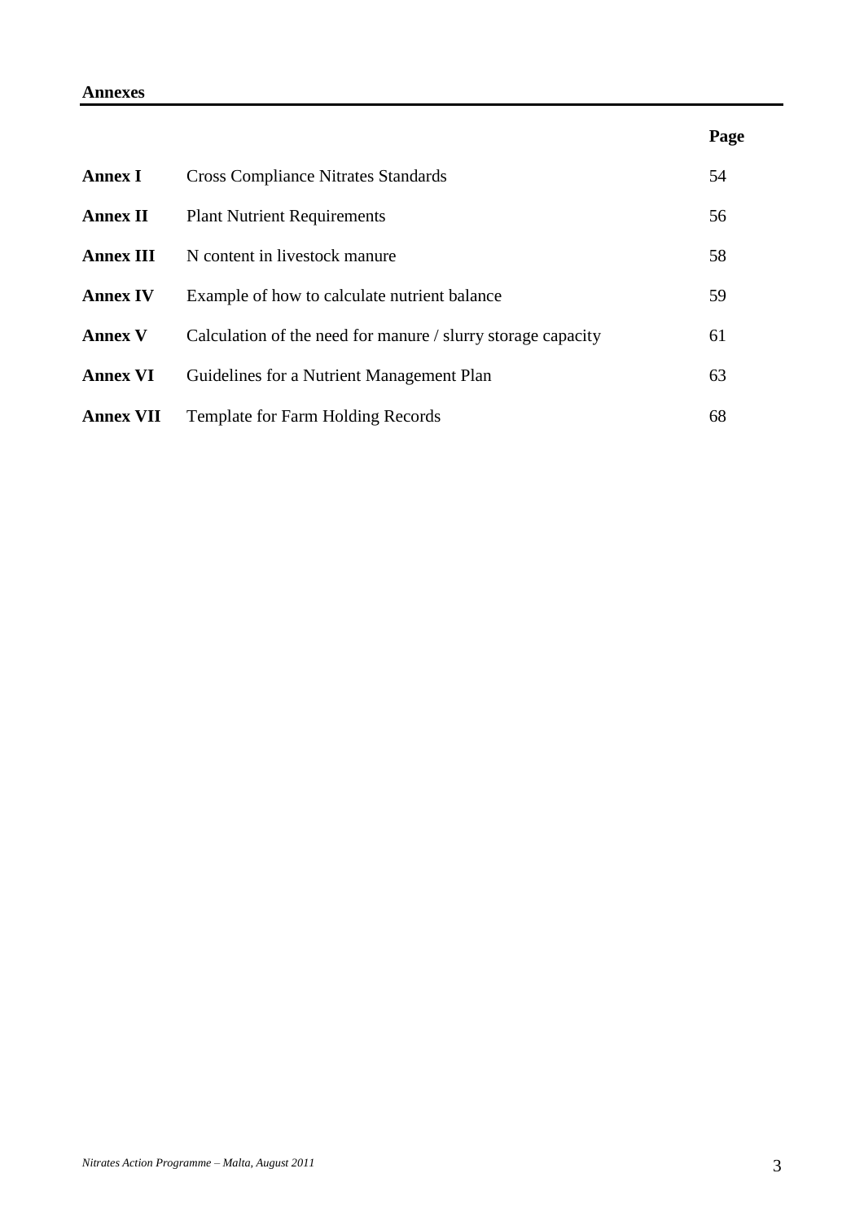**Annexes**

| | | Page |
|---|---|---|
| **Annex I** | Cross Compliance Nitrates Standards | 54 |
| **Annex II** | Plant Nutrient Requirements | 56 |
| **Annex III** | N content in livestock manure | 58 |
| **Annex IV** | Example of how to calculate nutrient balance | 59 |
| **Annex V** | Calculation of the need for manure / slurry storage capacity | 61 |
| **Annex VI** | Guidelines for a Nutrient Management Plan | 63 |
| **Annex VII** | Template for Farm Holding Records | 68 |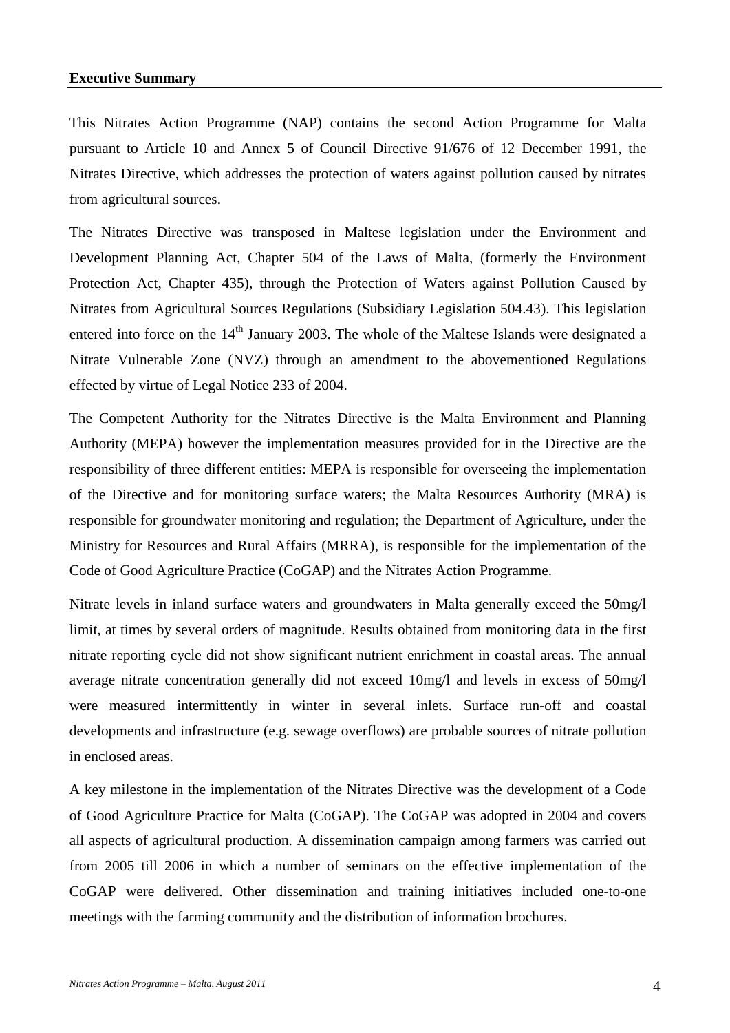## Executive Summary

This Nitrates Action Programme (NAP) contains the second Action Programme for Malta pursuant to Article 10 and Annex 5 of Council Directive 91/676 of 12 December 1991, the Nitrates Directive, which addresses the protection of waters against pollution caused by nitrates from agricultural sources.

The Nitrates Directive was transposed in Maltese legislation under the Environment and Development Planning Act, Chapter 504 of the Laws of Malta, (formerly the Environment Protection Act, Chapter 435), through the Protection of Waters against Pollution Caused by Nitrates from Agricultural Sources Regulations (Subsidiary Legislation 504.43). This legislation entered into force on the 14th January 2003. The whole of the Maltese Islands were designated a Nitrate Vulnerable Zone (NVZ) through an amendment to the abovementioned Regulations effected by virtue of Legal Notice 233 of 2004.

The Competent Authority for the Nitrates Directive is the Malta Environment and Planning Authority (MEPA) however the implementation measures provided for in the Directive are the responsibility of three different entities: MEPA is responsible for overseeing the implementation of the Directive and for monitoring surface waters; the Malta Resources Authority (MRA) is responsible for groundwater monitoring and regulation; the Department of Agriculture, under the Ministry for Resources and Rural Affairs (MRRA), is responsible for the implementation of the Code of Good Agriculture Practice (CoGAP) and the Nitrates Action Programme.

Nitrate levels in inland surface waters and groundwaters in Malta generally exceed the 50mg/l limit, at times by several orders of magnitude. Results obtained from monitoring data in the first nitrate reporting cycle did not show significant nutrient enrichment in coastal areas. The annual average nitrate concentration generally did not exceed 10mg/l and levels in excess of 50mg/l were measured intermittently in winter in several inlets. Surface run-off and coastal developments and infrastructure (e.g. sewage overflows) are probable sources of nitrate pollution in enclosed areas.

A key milestone in the implementation of the Nitrates Directive was the development of a Code of Good Agriculture Practice for Malta (CoGAP). The CoGAP was adopted in 2004 and covers all aspects of agricultural production. A dissemination campaign among farmers was carried out from 2005 till 2006 in which a number of seminars on the effective implementation of the CoGAP were delivered. Other dissemination and training initiatives included one-to-one meetings with the farming community and the distribution of information brochures.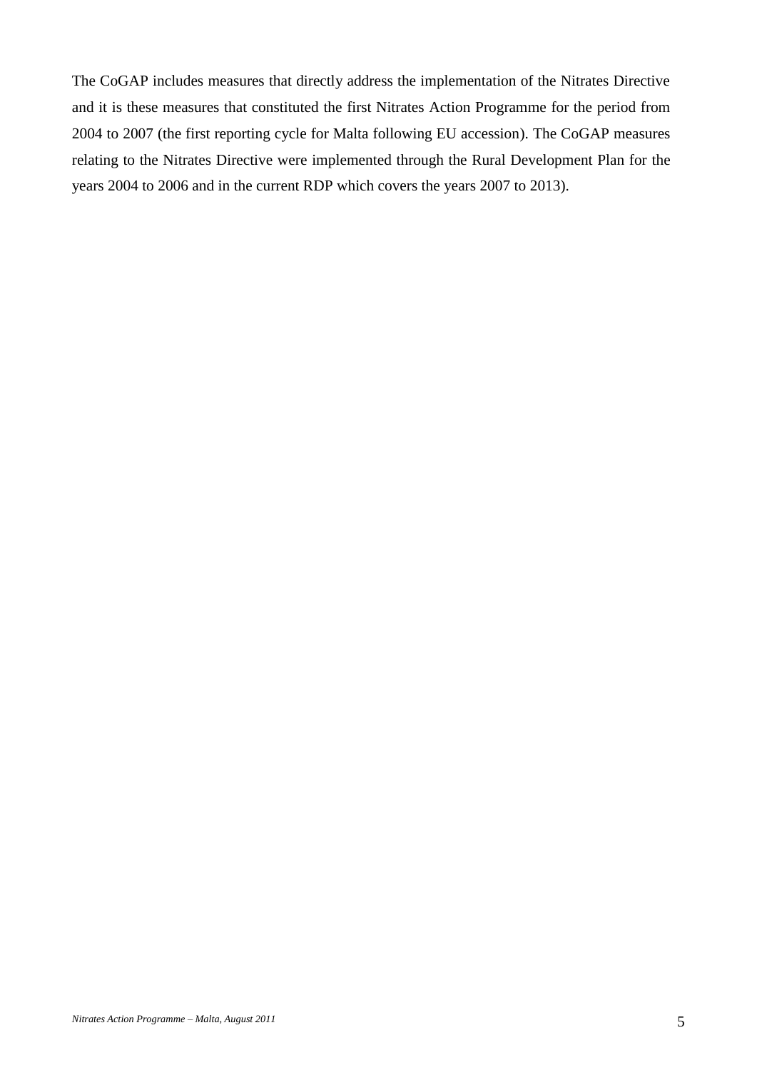The CoGAP includes measures that directly address the implementation of the Nitrates Directive and it is these measures that constituted the first Nitrates Action Programme for the period from 2004 to 2007 (the first reporting cycle for Malta following EU accession). The CoGAP measures relating to the Nitrates Directive were implemented through the Rural Development Plan for the years 2004 to 2006 and in the current RDP which covers the years 2007 to 2013).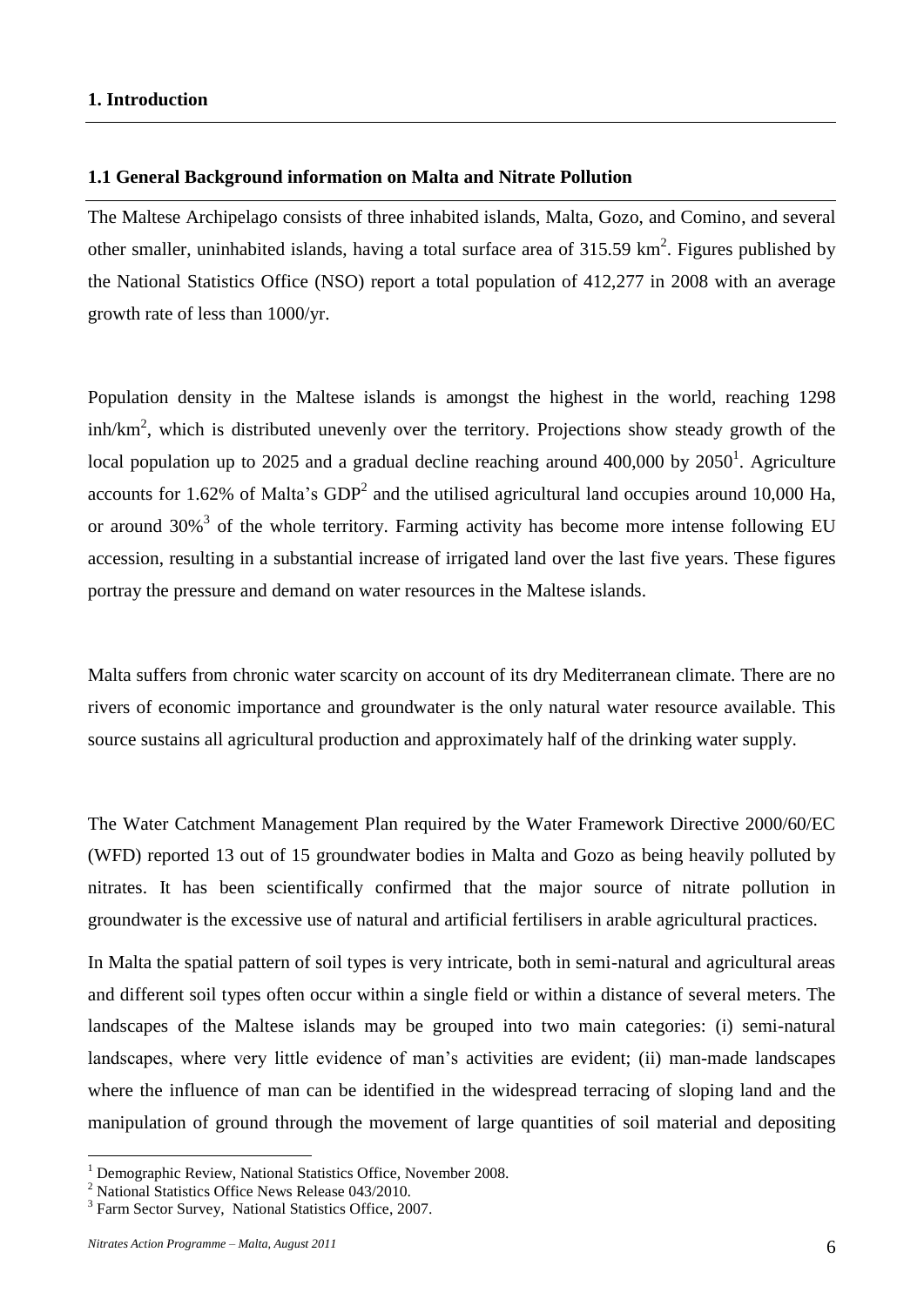# 1. Introduction

## 1.1 General Background information on Malta and Nitrate Pollution

The Maltese Archipelago consists of three inhabited islands, Malta, Gozo, and Comino, and several other smaller, uninhabited islands, having a total surface area of 315.59 $km^2$. Figures published by the National Statistics Office (NSO) report a total population of 412,277 in 2008 with an average growth rate of less than 1000/yr.

Population density in the Maltese islands is amongst the highest in the world, reaching 1298 inh/$km^2$, which is distributed unevenly over the territory. Projections show steady growth of the local population up to 2025 and a gradual decline reaching around 400,000 by 2050[1]. Agriculture accounts for 1.62% of Malta's GDP[2] and the utilised agricultural land occupies around 10,000 Ha, or around 30%[3] of the whole territory. Farming activity has become more intense following EU accession, resulting in a substantial increase of irrigated land over the last five years. These figures portray the pressure and demand on water resources in the Maltese islands.

Malta suffers from chronic water scarcity on account of its dry Mediterranean climate. There are no rivers of economic importance and groundwater is the only natural water resource available. This source sustains all agricultural production and approximately half of the drinking water supply.

The Water Catchment Management Plan required by the Water Framework Directive 2000/60/EC (WFD) reported 13 out of 15 groundwater bodies in Malta and Gozo as being heavily polluted by nitrates. It has been scientifically confirmed that the major source of nitrate pollution in groundwater is the excessive use of natural and artificial fertilisers in arable agricultural practices.

In Malta the spatial pattern of soil types is very intricate, both in semi-natural and agricultural areas and different soil types often occur within a single field or within a distance of several meters. The landscapes of the Maltese islands may be grouped into two main categories: (i) semi-natural landscapes, where very little evidence of man's activities are evident; (ii) man-made landscapes where the influence of man can be identified in the widespread terracing of sloping land and the manipulation of ground through the movement of large quantities of soil material and depositing

---

[1] Demographic Review, National Statistics Office, November 2008.

[2] National Statistics Office News Release 043/2010.

[3] Farm Sector Survey, National Statistics Office, 2007.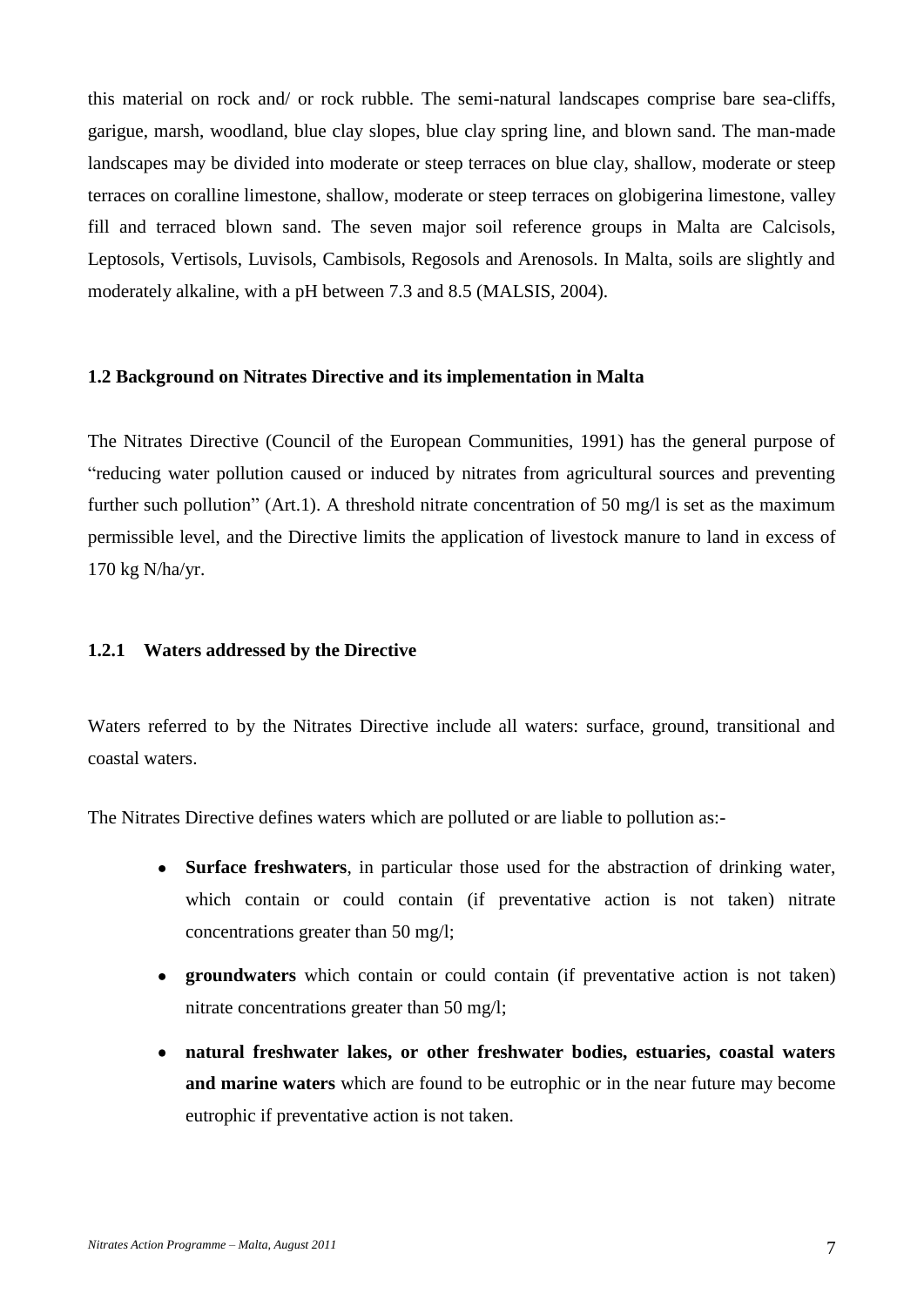this material on rock and/ or rock rubble. The semi-natural landscapes comprise bare sea-cliffs, garigue, marsh, woodland, blue clay slopes, blue clay spring line, and blown sand. The man-made landscapes may be divided into moderate or steep terraces on blue clay, shallow, moderate or steep terraces on coralline limestone, shallow, moderate or steep terraces on globigerina limestone, valley fill and terraced blown sand. The seven major soil reference groups in Malta are Calcisols, Leptosols, Vertisols, Luvisols, Cambisols, Regosols and Arenosols. In Malta, soils are slightly and moderately alkaline, with a pH between 7.3 and 8.5 (MALSIS, 2004).

## 1.2 Background on Nitrates Directive and its implementation in Malta

The Nitrates Directive (Council of the European Communities, 1991) has the general purpose of "reducing water pollution caused or induced by nitrates from agricultural sources and preventing further such pollution" (Art.1). A threshold nitrate concentration of 50 mg/l is set as the maximum permissible level, and the Directive limits the application of livestock manure to land in excess of 170 kg N/ha/yr.

### 1.2.1 Waters addressed by the Directive

Waters referred to by the Nitrates Directive include all waters: surface, ground, transitional and coastal waters.

The Nitrates Directive defines waters which are polluted or are liable to pollution as:-

- **Surface freshwaters**, in particular those used for the abstraction of drinking water, which contain or could contain (if preventative action is not taken) nitrate concentrations greater than 50 mg/l;
- **groundwaters** which contain or could contain (if preventative action is not taken) nitrate concentrations greater than 50 mg/l;
- **natural freshwater lakes, or other freshwater bodies, estuaries, coastal waters and marine waters** which are found to be eutrophic or in the near future may become eutrophic if preventative action is not taken.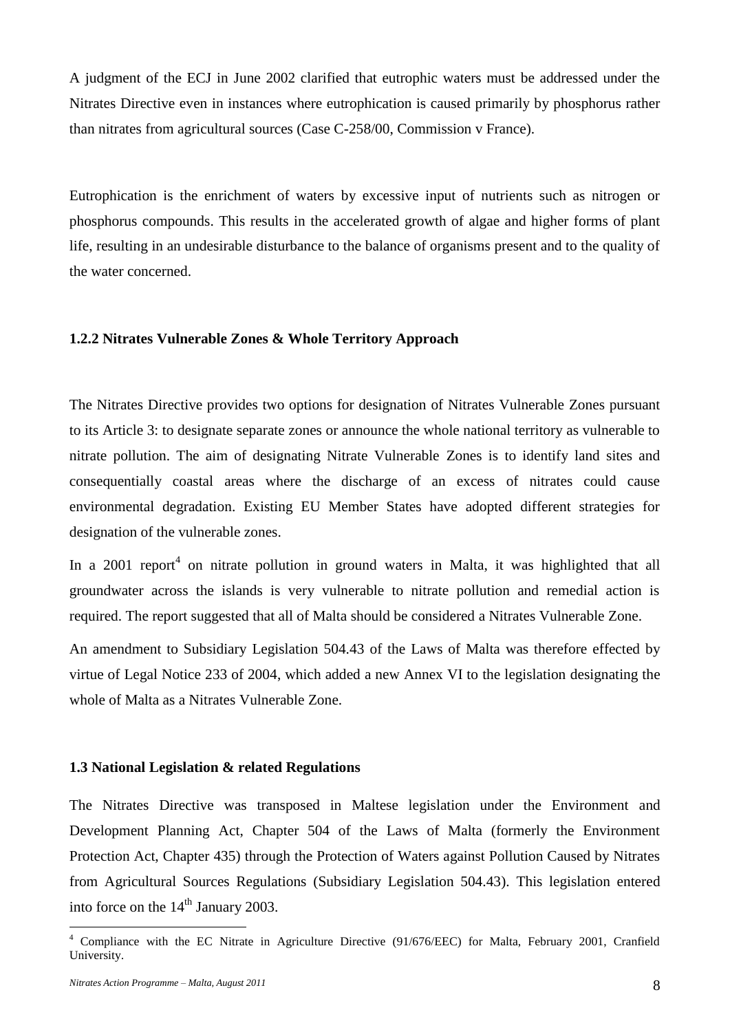A judgment of the ECJ in June 2002 clarified that eutrophic waters must be addressed under the Nitrates Directive even in instances where eutrophication is caused primarily by phosphorus rather than nitrates from agricultural sources (Case C-258/00, Commission v France).

Eutrophication is the enrichment of waters by excessive input of nutrients such as nitrogen or phosphorus compounds. This results in the accelerated growth of algae and higher forms of plant life, resulting in an undesirable disturbance to the balance of organisms present and to the quality of the water concerned.

### 1.2.2 Nitrates Vulnerable Zones & Whole Territory Approach

The Nitrates Directive provides two options for designation of Nitrates Vulnerable Zones pursuant to its Article 3: to designate separate zones or announce the whole national territory as vulnerable to nitrate pollution. The aim of designating Nitrate Vulnerable Zones is to identify land sites and consequentially coastal areas where the discharge of an excess of nitrates could cause environmental degradation. Existing EU Member States have adopted different strategies for designation of the vulnerable zones.

In a 2001 report[4] on nitrate pollution in ground waters in Malta, it was highlighted that all groundwater across the islands is very vulnerable to nitrate pollution and remedial action is required. The report suggested that all of Malta should be considered a Nitrates Vulnerable Zone.

An amendment to Subsidiary Legislation 504.43 of the Laws of Malta was therefore effected by virtue of Legal Notice 233 of 2004, which added a new Annex VI to the legislation designating the whole of Malta as a Nitrates Vulnerable Zone.

## 1.3 National Legislation & related Regulations

The Nitrates Directive was transposed in Maltese legislation under the Environment and Development Planning Act, Chapter 504 of the Laws of Malta (formerly the Environment Protection Act, Chapter 435) through the Protection of Waters against Pollution Caused by Nitrates from Agricultural Sources Regulations (Subsidiary Legislation 504.43). This legislation entered into force on the 14th January 2003.

[4] Compliance with the EC Nitrate in Agriculture Directive (91/676/EEC) for Malta, February 2001, Cranfield University.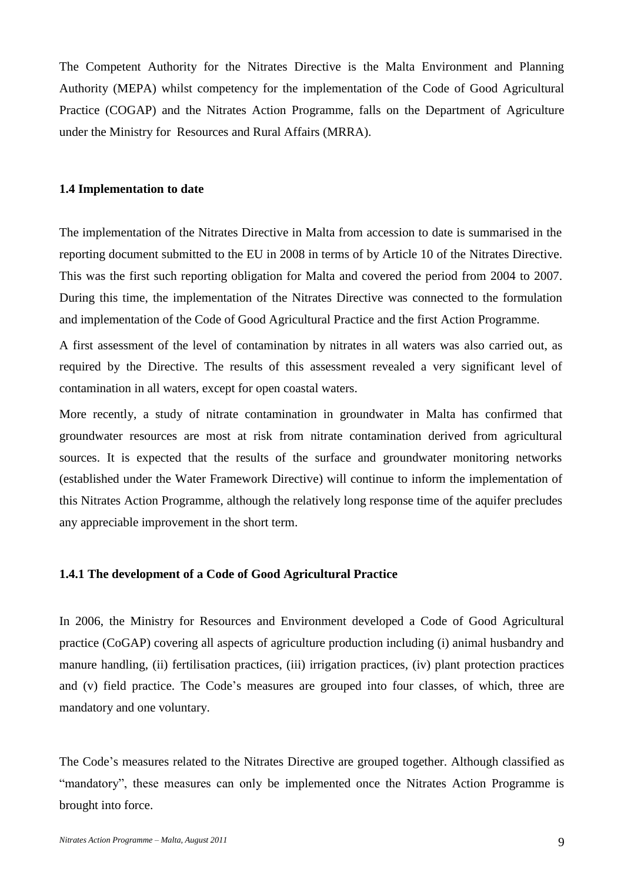The Competent Authority for the Nitrates Directive is the Malta Environment and Planning Authority (MEPA) whilst competency for the implementation of the Code of Good Agricultural Practice (COGAP) and the Nitrates Action Programme, falls on the Department of Agriculture under the Ministry for Resources and Rural Affairs (MRRA).

### 1.4 Implementation to date

The implementation of the Nitrates Directive in Malta from accession to date is summarised in the reporting document submitted to the EU in 2008 in terms of by Article 10 of the Nitrates Directive. This was the first such reporting obligation for Malta and covered the period from 2004 to 2007. During this time, the implementation of the Nitrates Directive was connected to the formulation and implementation of the Code of Good Agricultural Practice and the first Action Programme.

A first assessment of the level of contamination by nitrates in all waters was also carried out, as required by the Directive. The results of this assessment revealed a very significant level of contamination in all waters, except for open coastal waters.

More recently, a study of nitrate contamination in groundwater in Malta has confirmed that groundwater resources are most at risk from nitrate contamination derived from agricultural sources. It is expected that the results of the surface and groundwater monitoring networks (established under the Water Framework Directive) will continue to inform the implementation of this Nitrates Action Programme, although the relatively long response time of the aquifer precludes any appreciable improvement in the short term.

#### 1.4.1 The development of a Code of Good Agricultural Practice

In 2006, the Ministry for Resources and Environment developed a Code of Good Agricultural practice (CoGAP) covering all aspects of agriculture production including (i) animal husbandry and manure handling, (ii) fertilisation practices, (iii) irrigation practices, (iv) plant protection practices and (v) field practice. The Code's measures are grouped into four classes, of which, three are mandatory and one voluntary.

The Code's measures related to the Nitrates Directive are grouped together. Although classified as "mandatory", these measures can only be implemented once the Nitrates Action Programme is brought into force.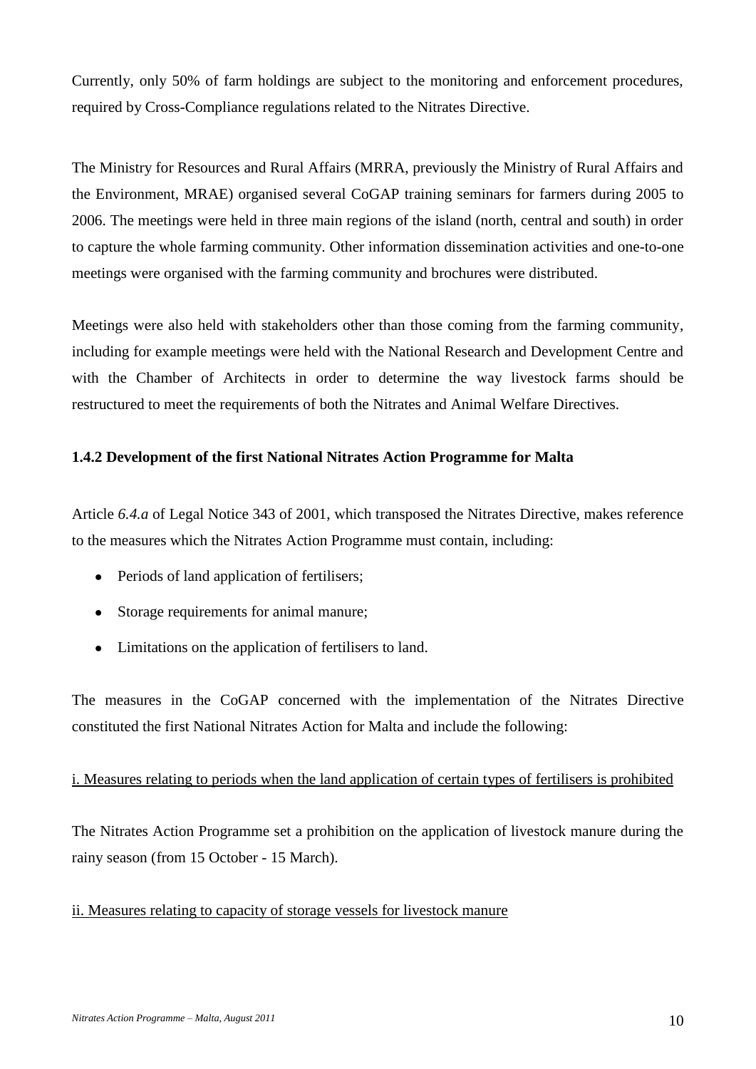Currently, only 50% of farm holdings are subject to the monitoring and enforcement procedures, required by Cross-Compliance regulations related to the Nitrates Directive.

The Ministry for Resources and Rural Affairs (MRRA, previously the Ministry of Rural Affairs and the Environment, MRAE) organised several CoGAP training seminars for farmers during 2005 to 2006. The meetings were held in three main regions of the island (north, central and south) in order to capture the whole farming community. Other information dissemination activities and one-to-one meetings were organised with the farming community and brochures were distributed.

Meetings were also held with stakeholders other than those coming from the farming community, including for example meetings were held with the National Research and Development Centre and with the Chamber of Architects in order to determine the way livestock farms should be restructured to meet the requirements of both the Nitrates and Animal Welfare Directives.

### 1.4.2 Development of the first National Nitrates Action Programme for Malta

Article *6.4.a* of Legal Notice 343 of 2001, which transposed the Nitrates Directive, makes reference to the measures which the Nitrates Action Programme must contain, including:

- Periods of land application of fertilisers;
- Storage requirements for animal manure;
- Limitations on the application of fertilisers to land.

The measures in the CoGAP concerned with the implementation of the Nitrates Directive constituted the first National Nitrates Action for Malta and include the following:

<u>i. Measures relating to periods when the land application of certain types of fertilisers is prohibited</u>

The Nitrates Action Programme set a prohibition on the application of livestock manure during the rainy season (from 15 October - 15 March).

<u>ii. Measures relating to capacity of storage vessels for livestock manure</u>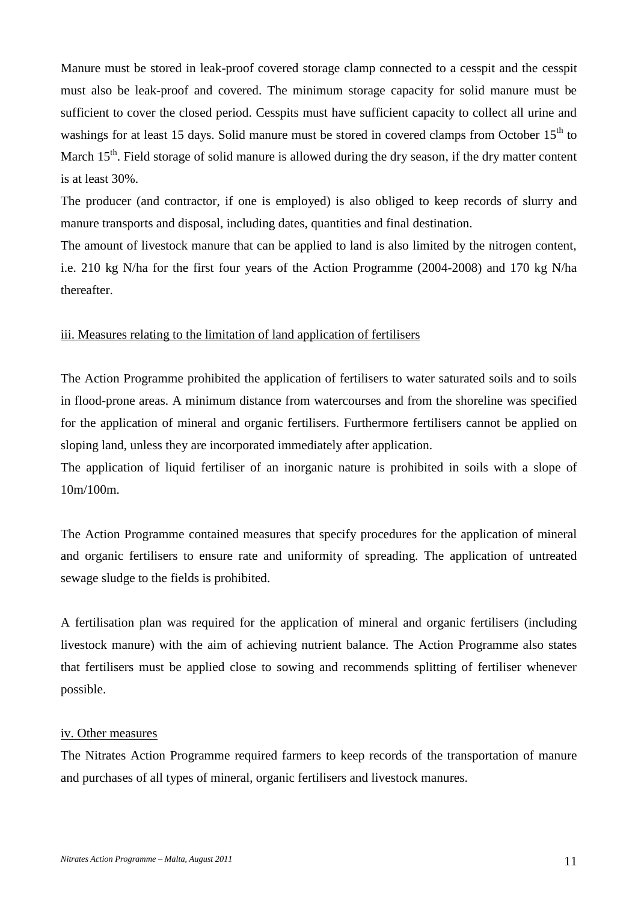Manure must be stored in leak-proof covered storage clamp connected to a cesspit and the cesspit must also be leak-proof and covered. The minimum storage capacity for solid manure must be sufficient to cover the closed period. Cesspits must have sufficient capacity to collect all urine and washings for at least 15 days. Solid manure must be stored in covered clamps from October 15$^{th}$ to March 15$^{th}$. Field storage of solid manure is allowed during the dry season, if the dry matter content is at least 30%.

The producer (and contractor, if one is employed) is also obliged to keep records of slurry and manure transports and disposal, including dates, quantities and final destination.

The amount of livestock manure that can be applied to land is also limited by the nitrogen content, i.e. 210 kg N/ha for the first four years of the Action Programme (2004-2008) and 170 kg N/ha thereafter.

<u>iii. Measures relating to the limitation of land application of fertilisers</u>

The Action Programme prohibited the application of fertilisers to water saturated soils and to soils in flood-prone areas. A minimum distance from watercourses and from the shoreline was specified for the application of mineral and organic fertilisers. Furthermore fertilisers cannot be applied on sloping land, unless they are incorporated immediately after application.

The application of liquid fertiliser of an inorganic nature is prohibited in soils with a slope of 10m/100m.

The Action Programme contained measures that specify procedures for the application of mineral and organic fertilisers to ensure rate and uniformity of spreading. The application of untreated sewage sludge to the fields is prohibited.

A fertilisation plan was required for the application of mineral and organic fertilisers (including livestock manure) with the aim of achieving nutrient balance. The Action Programme also states that fertilisers must be applied close to sowing and recommends splitting of fertiliser whenever possible.

<u>iv. Other measures</u>

The Nitrates Action Programme required farmers to keep records of the transportation of manure and purchases of all types of mineral, organic fertilisers and livestock manures.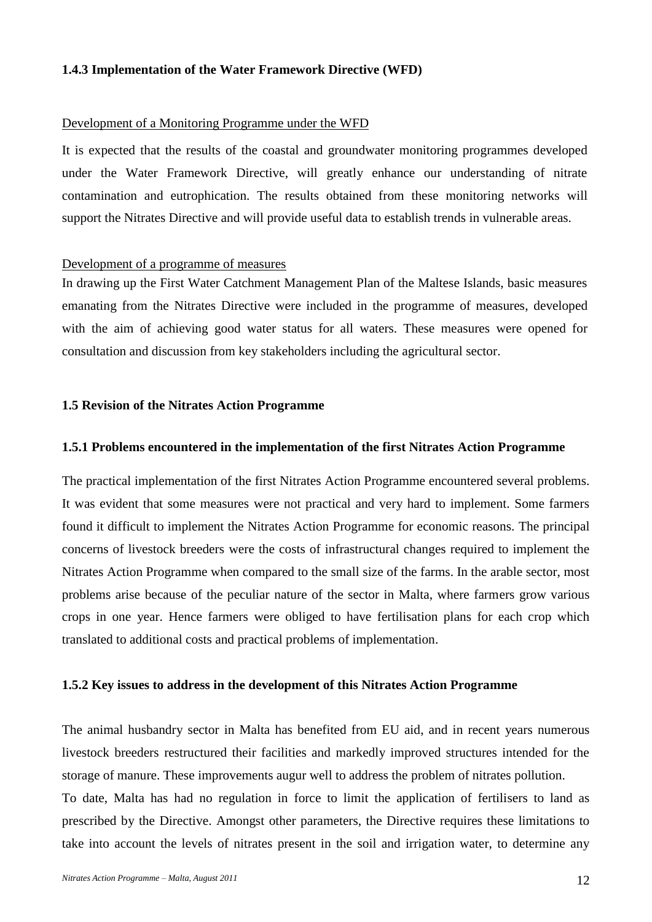### 1.4.3 Implementation of the Water Framework Directive (WFD)

Development of a Monitoring Programme under the WFD

It is expected that the results of the coastal and groundwater monitoring programmes developed under the Water Framework Directive, will greatly enhance our understanding of nitrate contamination and eutrophication. The results obtained from these monitoring networks will support the Nitrates Directive and will provide useful data to establish trends in vulnerable areas.

Development of a programme of measures

In drawing up the First Water Catchment Management Plan of the Maltese Islands, basic measures emanating from the Nitrates Directive were included in the programme of measures, developed with the aim of achieving good water status for all waters. These measures were opened for consultation and discussion from key stakeholders including the agricultural sector.

## 1.5 Revision of the Nitrates Action Programme

### 1.5.1 Problems encountered in the implementation of the first Nitrates Action Programme

The practical implementation of the first Nitrates Action Programme encountered several problems. It was evident that some measures were not practical and very hard to implement. Some farmers found it difficult to implement the Nitrates Action Programme for economic reasons. The principal concerns of livestock breeders were the costs of infrastructural changes required to implement the Nitrates Action Programme when compared to the small size of the farms. In the arable sector, most problems arise because of the peculiar nature of the sector in Malta, where farmers grow various crops in one year. Hence farmers were obliged to have fertilisation plans for each crop which translated to additional costs and practical problems of implementation.

### 1.5.2 Key issues to address in the development of this Nitrates Action Programme

The animal husbandry sector in Malta has benefited from EU aid, and in recent years numerous livestock breeders restructured their facilities and markedly improved structures intended for the storage of manure. These improvements augur well to address the problem of nitrates pollution.

To date, Malta has had no regulation in force to limit the application of fertilisers to land as prescribed by the Directive. Amongst other parameters, the Directive requires these limitations to take into account the levels of nitrates present in the soil and irrigation water, to determine any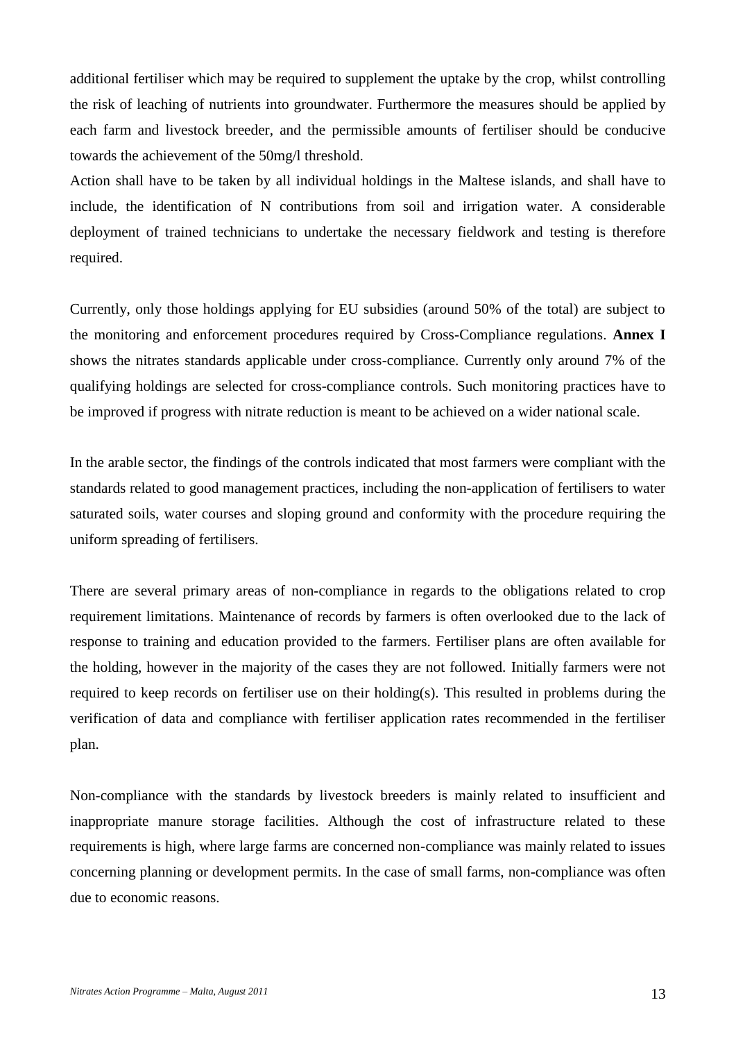additional fertiliser which may be required to supplement the uptake by the crop, whilst controlling the risk of leaching of nutrients into groundwater. Furthermore the measures should be applied by each farm and livestock breeder, and the permissible amounts of fertiliser should be conducive towards the achievement of the 50mg/l threshold.

Action shall have to be taken by all individual holdings in the Maltese islands, and shall have to include, the identification of N contributions from soil and irrigation water. A considerable deployment of trained technicians to undertake the necessary fieldwork and testing is therefore required.

Currently, only those holdings applying for EU subsidies (around 50% of the total) are subject to the monitoring and enforcement procedures required by Cross-Compliance regulations. **Annex I** shows the nitrates standards applicable under cross-compliance. Currently only around 7% of the qualifying holdings are selected for cross-compliance controls. Such monitoring practices have to be improved if progress with nitrate reduction is meant to be achieved on a wider national scale.

In the arable sector, the findings of the controls indicated that most farmers were compliant with the standards related to good management practices, including the non-application of fertilisers to water saturated soils, water courses and sloping ground and conformity with the procedure requiring the uniform spreading of fertilisers.

There are several primary areas of non-compliance in regards to the obligations related to crop requirement limitations. Maintenance of records by farmers is often overlooked due to the lack of response to training and education provided to the farmers. Fertiliser plans are often available for the holding, however in the majority of the cases they are not followed. Initially farmers were not required to keep records on fertiliser use on their holding(s). This resulted in problems during the verification of data and compliance with fertiliser application rates recommended in the fertiliser plan.

Non-compliance with the standards by livestock breeders is mainly related to insufficient and inappropriate manure storage facilities. Although the cost of infrastructure related to these requirements is high, where large farms are concerned non-compliance was mainly related to issues concerning planning or development permits. In the case of small farms, non-compliance was often due to economic reasons.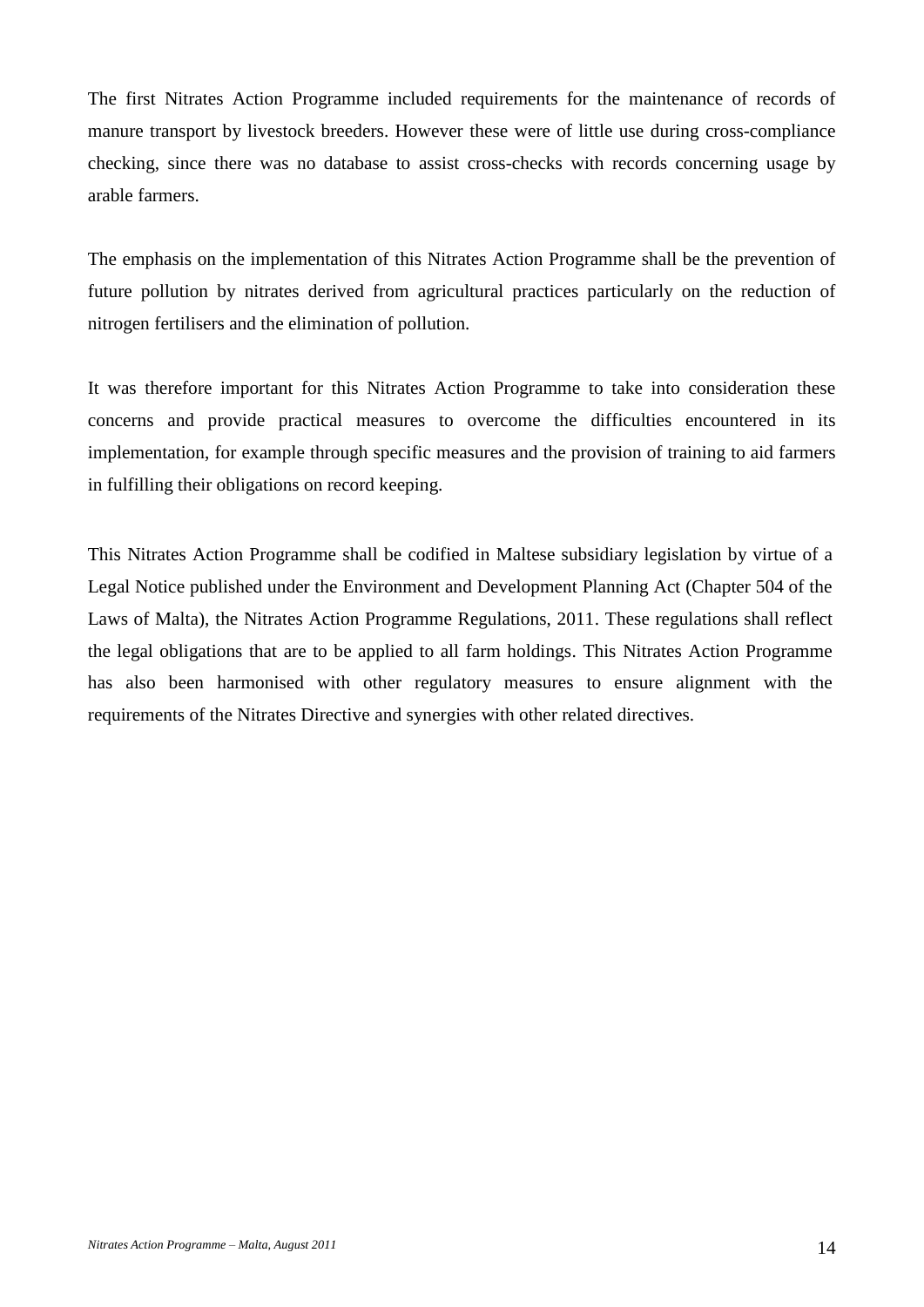The first Nitrates Action Programme included requirements for the maintenance of records of manure transport by livestock breeders. However these were of little use during cross-compliance checking, since there was no database to assist cross-checks with records concerning usage by arable farmers.

The emphasis on the implementation of this Nitrates Action Programme shall be the prevention of future pollution by nitrates derived from agricultural practices particularly on the reduction of nitrogen fertilisers and the elimination of pollution.

It was therefore important for this Nitrates Action Programme to take into consideration these concerns and provide practical measures to overcome the difficulties encountered in its implementation, for example through specific measures and the provision of training to aid farmers in fulfilling their obligations on record keeping.

This Nitrates Action Programme shall be codified in Maltese subsidiary legislation by virtue of a Legal Notice published under the Environment and Development Planning Act (Chapter 504 of the Laws of Malta), the Nitrates Action Programme Regulations, 2011. These regulations shall reflect the legal obligations that are to be applied to all farm holdings. This Nitrates Action Programme has also been harmonised with other regulatory measures to ensure alignment with the requirements of the Nitrates Directive and synergies with other related directives.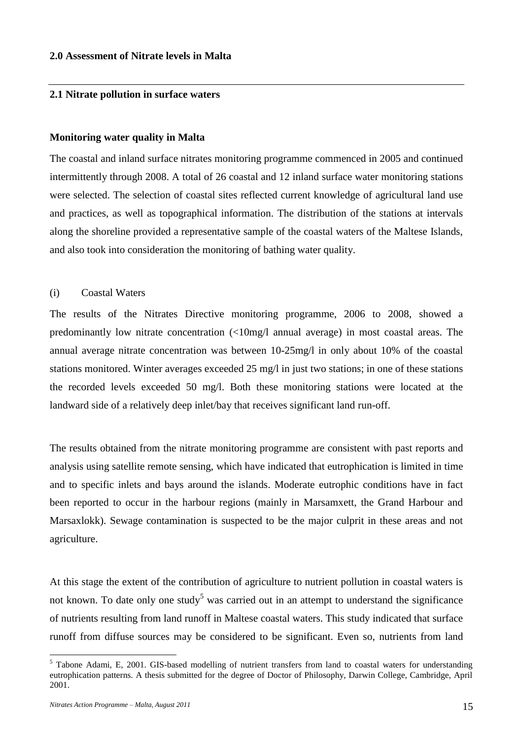## 2.0 Assessment of Nitrate levels in Malta

### 2.1 Nitrate pollution in surface waters

#### Monitoring water quality in Malta

The coastal and inland surface nitrates monitoring programme commenced in 2005 and continued intermittently through 2008. A total of 26 coastal and 12 inland surface water monitoring stations were selected. The selection of coastal sites reflected current knowledge of agricultural land use and practices, as well as topographical information. The distribution of the stations at intervals along the shoreline provided a representative sample of the coastal waters of the Maltese Islands, and also took into consideration the monitoring of bathing water quality.

(i) Coastal Waters

The results of the Nitrates Directive monitoring programme, 2006 to 2008, showed a predominantly low nitrate concentration (<10mg/l annual average) in most coastal areas. The annual average nitrate concentration was between 10-25mg/l in only about 10% of the coastal stations monitored. Winter averages exceeded 25 mg/l in just two stations; in one of these stations the recorded levels exceeded 50 mg/l. Both these monitoring stations were located at the landward side of a relatively deep inlet/bay that receives significant land run-off.

The results obtained from the nitrate monitoring programme are consistent with past reports and analysis using satellite remote sensing, which have indicated that eutrophication is limited in time and to specific inlets and bays around the islands. Moderate eutrophic conditions have in fact been reported to occur in the harbour regions (mainly in Marsamxett, the Grand Harbour and Marsaxlokk). Sewage contamination is suspected to be the major culprit in these areas and not agriculture.

At this stage the extent of the contribution of agriculture to nutrient pollution in coastal waters is not known. To date only one study[5] was carried out in an attempt to understand the significance of nutrients resulting from land runoff in Maltese coastal waters. This study indicated that surface runoff from diffuse sources may be considered to be significant. Even so, nutrients from land

[5] Tabone Adami, E, 2001. GIS-based modelling of nutrient transfers from land to coastal waters for understanding eutrophication patterns. A thesis submitted for the degree of Doctor of Philosophy, Darwin College, Cambridge, April 2001.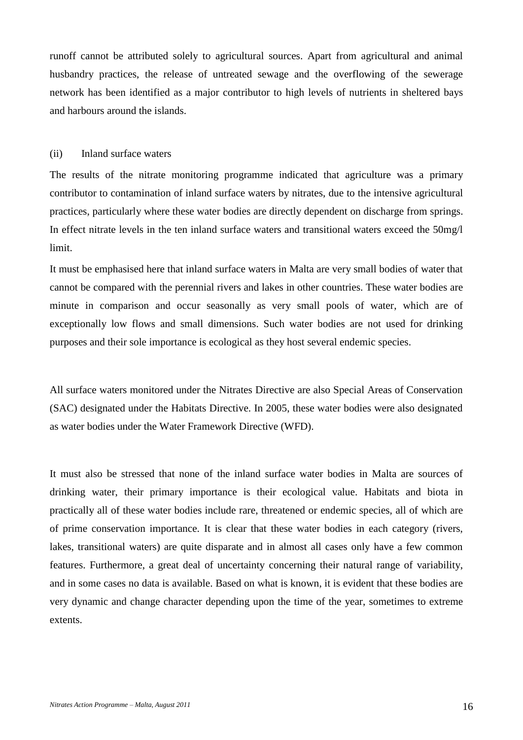runoff cannot be attributed solely to agricultural sources. Apart from agricultural and animal husbandry practices, the release of untreated sewage and the overflowing of the sewerage network has been identified as a major contributor to high levels of nutrients in sheltered bays and harbours around the islands.

(ii) Inland surface waters

The results of the nitrate monitoring programme indicated that agriculture was a primary contributor to contamination of inland surface waters by nitrates, due to the intensive agricultural practices, particularly where these water bodies are directly dependent on discharge from springs. In effect nitrate levels in the ten inland surface waters and transitional waters exceed the 50mg/l limit.

It must be emphasised here that inland surface waters in Malta are very small bodies of water that cannot be compared with the perennial rivers and lakes in other countries. These water bodies are minute in comparison and occur seasonally as very small pools of water, which are of exceptionally low flows and small dimensions. Such water bodies are not used for drinking purposes and their sole importance is ecological as they host several endemic species.

All surface waters monitored under the Nitrates Directive are also Special Areas of Conservation (SAC) designated under the Habitats Directive. In 2005, these water bodies were also designated as water bodies under the Water Framework Directive (WFD).

It must also be stressed that none of the inland surface water bodies in Malta are sources of drinking water, their primary importance is their ecological value. Habitats and biota in practically all of these water bodies include rare, threatened or endemic species, all of which are of prime conservation importance. It is clear that these water bodies in each category (rivers, lakes, transitional waters) are quite disparate and in almost all cases only have a few common features. Furthermore, a great deal of uncertainty concerning their natural range of variability, and in some cases no data is available. Based on what is known, it is evident that these bodies are very dynamic and change character depending upon the time of the year, sometimes to extreme extents.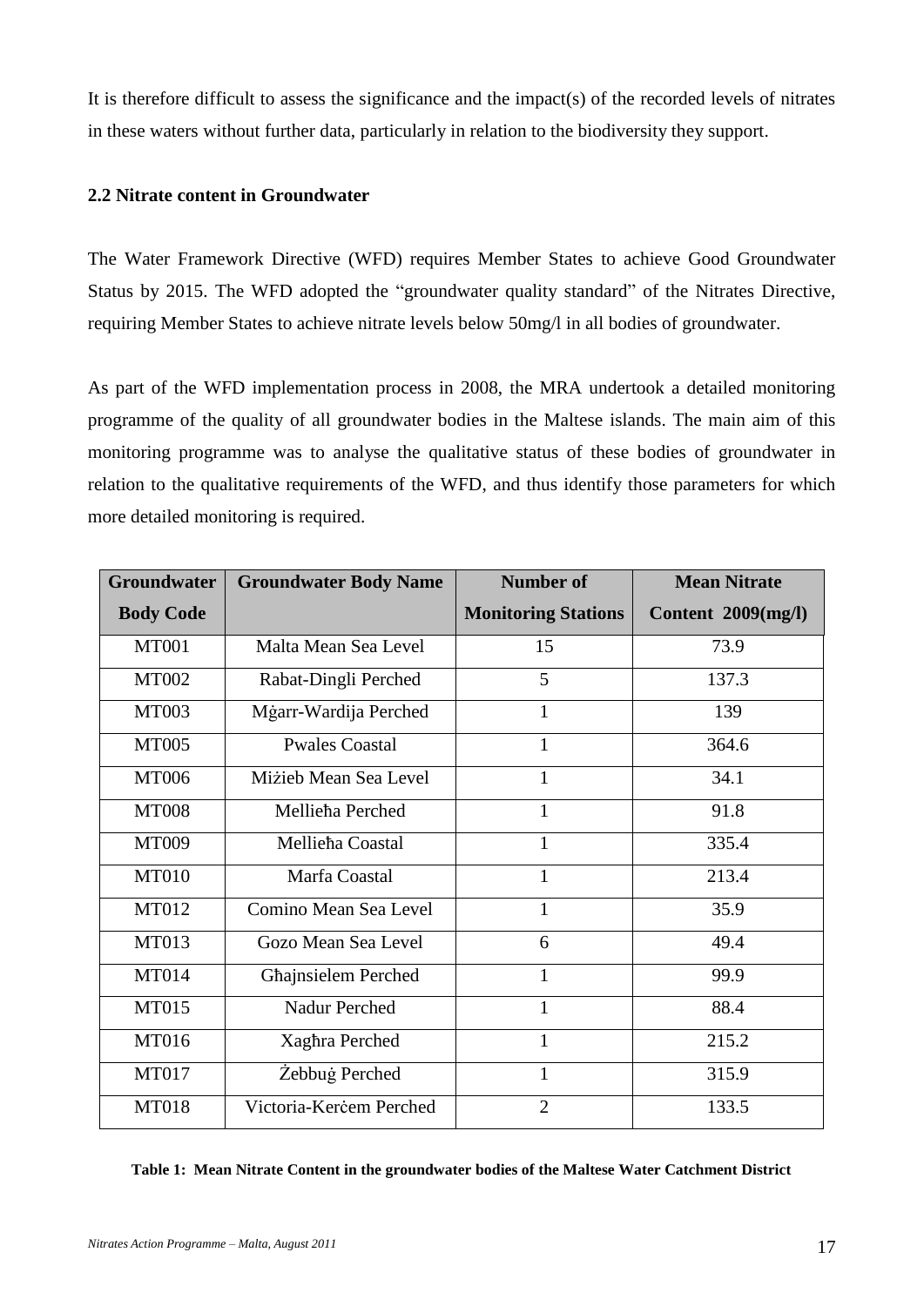It is therefore difficult to assess the significance and the impact(s) of the recorded levels of nitrates in these waters without further data, particularly in relation to the biodiversity they support.

### 2.2 Nitrate content in Groundwater

The Water Framework Directive (WFD) requires Member States to achieve Good Groundwater Status by 2015. The WFD adopted the "groundwater quality standard" of the Nitrates Directive, requiring Member States to achieve nitrate levels below 50mg/l in all bodies of groundwater.

As part of the WFD implementation process in 2008, the MRA undertook a detailed monitoring programme of the quality of all groundwater bodies in the Maltese islands. The main aim of this monitoring programme was to analyse the qualitative status of these bodies of groundwater in relation to the qualitative requirements of the WFD, and thus identify those parameters for which more detailed monitoring is required.

| Groundwater Body Code | Groundwater Body Name | Number of Monitoring Stations | Mean Nitrate Content 2009(mg/l) |
|---|---|---|---|
| MT001 | Malta Mean Sea Level | 15 | 73.9 |
| MT002 | Rabat-Dingli Perched | 5 | 137.3 |
| MT003 | Mġarr-Wardija Perched | 1 | 139 |
| MT005 | Pwales Coastal | 1 | 364.6 |
| MT006 | Miżieb Mean Sea Level | 1 | 34.1 |
| MT008 | Mellieħa Perched | 1 | 91.8 |
| MT009 | Mellieħa Coastal | 1 | 335.4 |
| MT010 | Marfa Coastal | 1 | 213.4 |
| MT012 | Comino Mean Sea Level | 1 | 35.9 |
| MT013 | Gozo Mean Sea Level | 6 | 49.4 |
| MT014 | Għajnsielem Perched | 1 | 99.9 |
| MT015 | Nadur Perched | 1 | 88.4 |
| MT016 | Xagħra Perched | 1 | 215.2 |
| MT017 | Żebbuġ Perched | 1 | 315.9 |
| MT018 | Victoria-Kerċem Perched | 2 | 133.5 |

**Table 1: Mean Nitrate Content in the groundwater bodies of the Maltese Water Catchment District**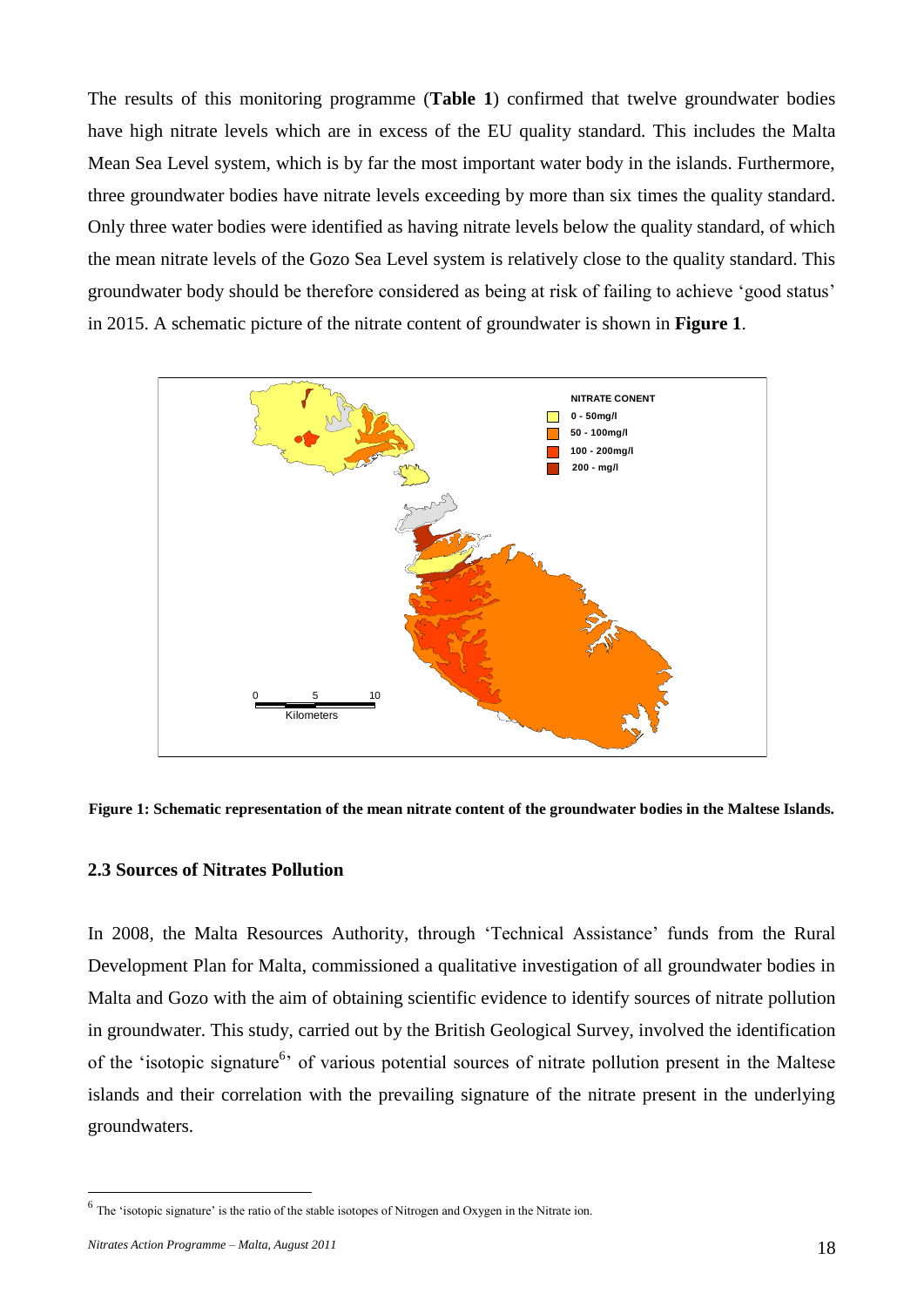The results of this monitoring programme (**Table 1**) confirmed that twelve groundwater bodies have high nitrate levels which are in excess of the EU quality standard. This includes the Malta Mean Sea Level system, which is by far the most important water body in the islands. Furthermore, three groundwater bodies have nitrate levels exceeding by more than six times the quality standard. Only three water bodies were identified as having nitrate levels below the quality standard, of which the mean nitrate levels of the Gozo Sea Level system is relatively close to the quality standard. This groundwater body should be therefore considered as being at risk of failing to achieve 'good status' in 2015. A schematic picture of the nitrate content of groundwater is shown in **Figure 1**.

**Figure 1: Schematic representation of the mean nitrate content of the groundwater bodies in the Maltese Islands.**

### 2.3 Sources of Nitrates Pollution

In 2008, the Malta Resources Authority, through 'Technical Assistance' funds from the Rural Development Plan for Malta, commissioned a qualitative investigation of all groundwater bodies in Malta and Gozo with the aim of obtaining scientific evidence to identify sources of nitrate pollution in groundwater. This study, carried out by the British Geological Survey, involved the identification of the 'isotopic signature[6]' of various potential sources of nitrate pollution present in the Maltese islands and their correlation with the prevailing signature of the nitrate present in the underlying groundwaters.

[6] The 'isotopic signature' is the ratio of the stable isotopes of Nitrogen and Oxygen in the Nitrate ion.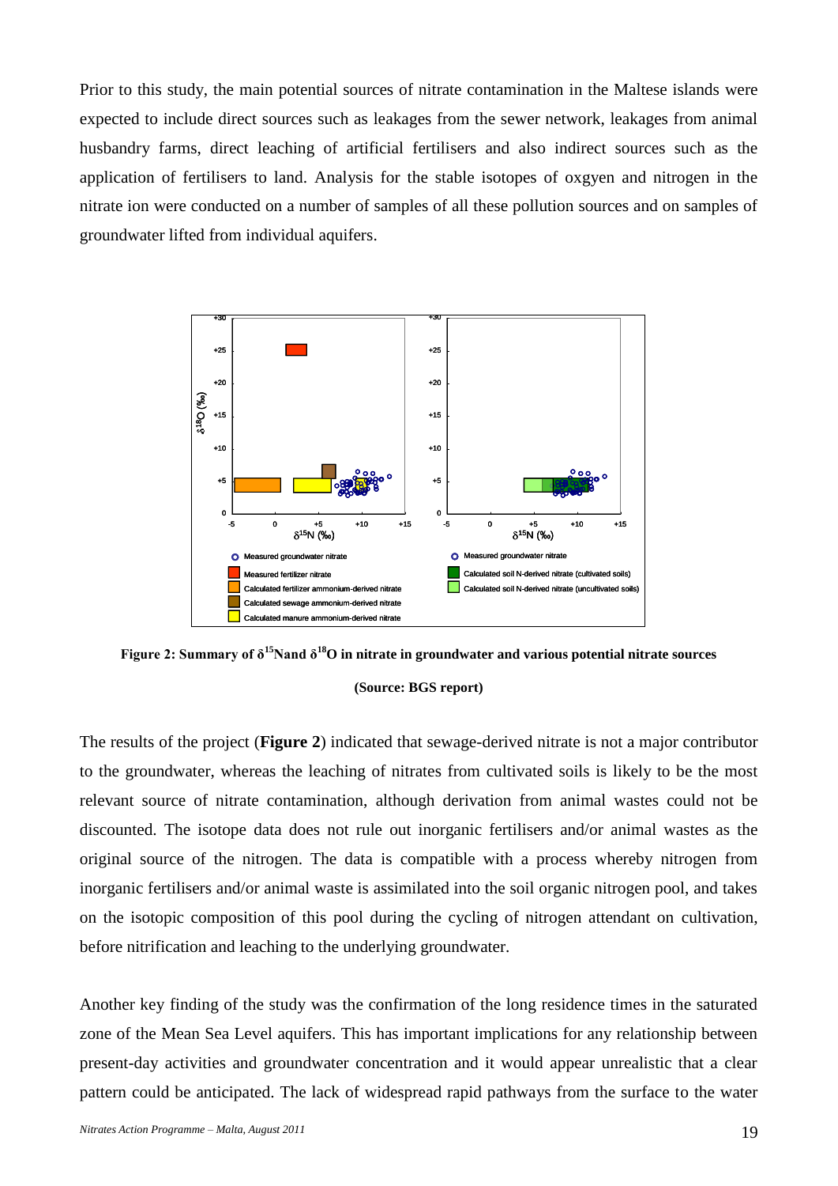Prior to this study, the main potential sources of nitrate contamination in the Maltese islands were expected to include direct sources such as leakages from the sewer network, leakages from animal husbandry farms, direct leaching of artificial fertilisers and also indirect sources such as the application of fertilisers to land. Analysis for the stable isotopes of oxgyen and nitrogen in the nitrate ion were conducted on a number of samples of all these pollution sources and on samples of groundwater lifted from individual aquifers.

**Figure 2: Summary of $\delta^{15}$Nand $\delta^{18}$O in nitrate in groundwater and various potential nitrate sources**

**(Source: BGS report)**

The results of the project (**Figure 2**) indicated that sewage-derived nitrate is not a major contributor to the groundwater, whereas the leaching of nitrates from cultivated soils is likely to be the most relevant source of nitrate contamination, although derivation from animal wastes could not be discounted. The isotope data does not rule out inorganic fertilisers and/or animal wastes as the original source of the nitrogen. The data is compatible with a process whereby nitrogen from inorganic fertilisers and/or animal waste is assimilated into the soil organic nitrogen pool, and takes on the isotopic composition of this pool during the cycling of nitrogen attendant on cultivation, before nitrification and leaching to the underlying groundwater.

Another key finding of the study was the confirmation of the long residence times in the saturated zone of the Mean Sea Level aquifers. This has important implications for any relationship between present-day activities and groundwater concentration and it would appear unrealistic that a clear pattern could be anticipated. The lack of widespread rapid pathways from the surface to the water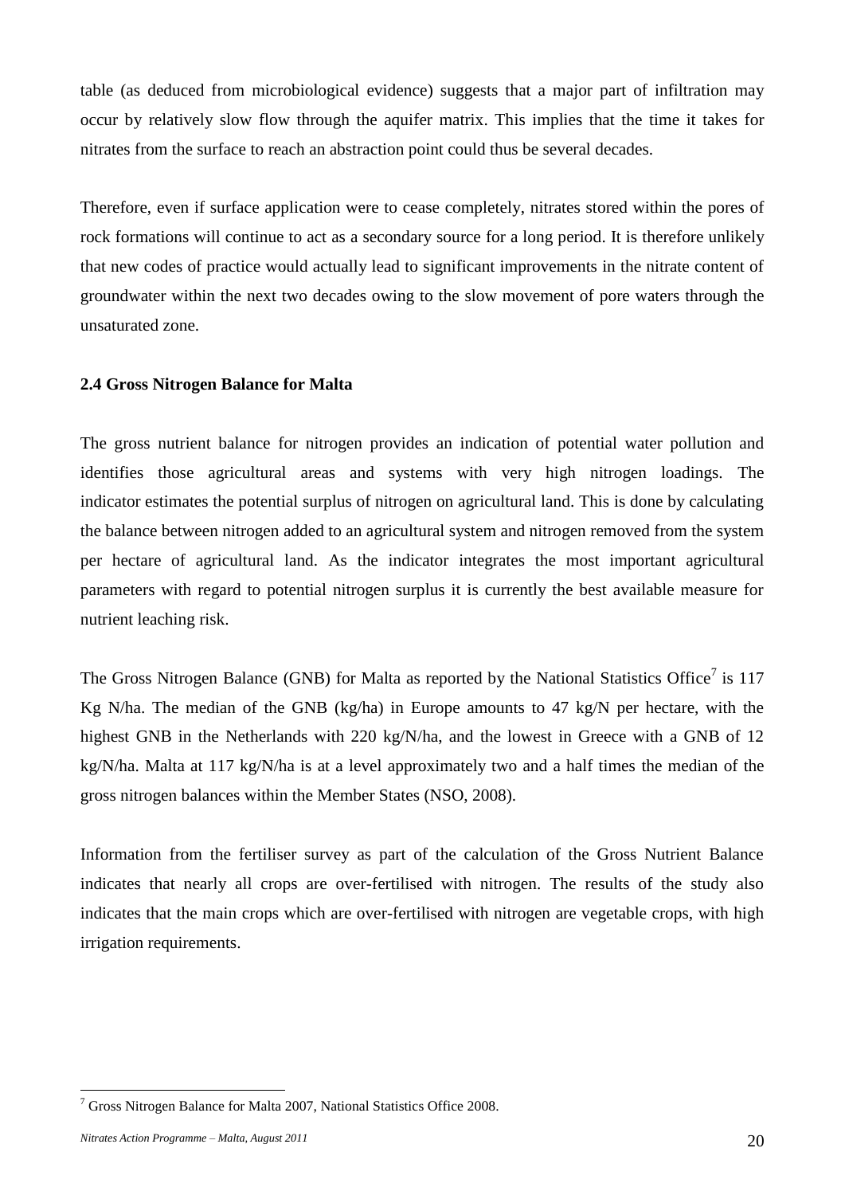table (as deduced from microbiological evidence) suggests that a major part of infiltration may occur by relatively slow flow through the aquifer matrix. This implies that the time it takes for nitrates from the surface to reach an abstraction point could thus be several decades.

Therefore, even if surface application were to cease completely, nitrates stored within the pores of rock formations will continue to act as a secondary source for a long period. It is therefore unlikely that new codes of practice would actually lead to significant improvements in the nitrate content of groundwater within the next two decades owing to the slow movement of pore waters through the unsaturated zone.

### 2.4 Gross Nitrogen Balance for Malta

The gross nutrient balance for nitrogen provides an indication of potential water pollution and identifies those agricultural areas and systems with very high nitrogen loadings. The indicator estimates the potential surplus of nitrogen on agricultural land. This is done by calculating the balance between nitrogen added to an agricultural system and nitrogen removed from the system per hectare of agricultural land. As the indicator integrates the most important agricultural parameters with regard to potential nitrogen surplus it is currently the best available measure for nutrient leaching risk.

The Gross Nitrogen Balance (GNB) for Malta as reported by the National Statistics Office[7] is 117 Kg N/ha. The median of the GNB (kg/ha) in Europe amounts to 47 kg/N per hectare, with the highest GNB in the Netherlands with 220 kg/N/ha, and the lowest in Greece with a GNB of 12 kg/N/ha. Malta at 117 kg/N/ha is at a level approximately two and a half times the median of the gross nitrogen balances within the Member States (NSO, 2008).

Information from the fertiliser survey as part of the calculation of the Gross Nutrient Balance indicates that nearly all crops are over-fertilised with nitrogen. The results of the study also indicates that the main crops which are over-fertilised with nitrogen are vegetable crops, with high irrigation requirements.

[7] Gross Nitrogen Balance for Malta 2007, National Statistics Office 2008.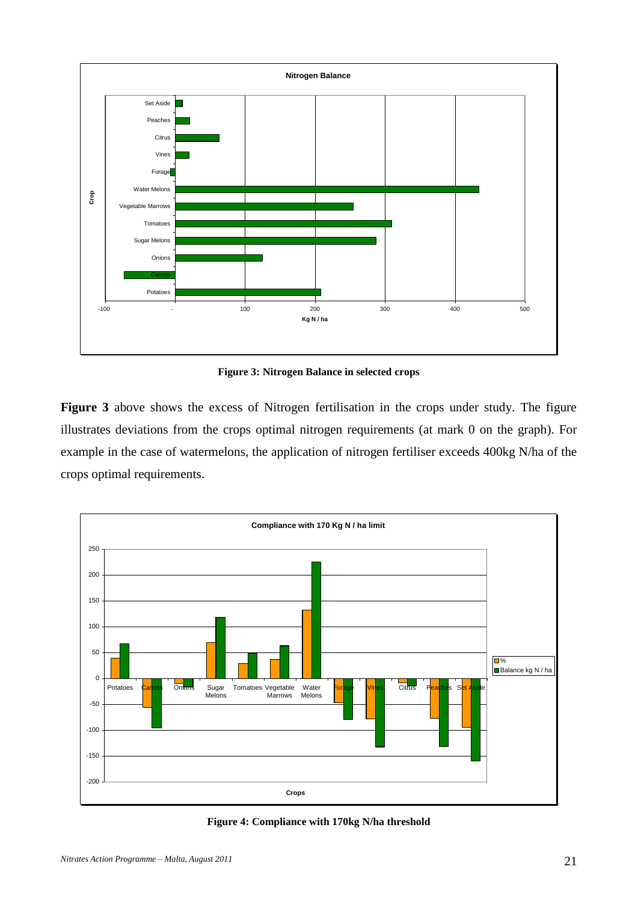**Figure 3: Nitrogen Balance in selected crops**

**Figure 3** above shows the excess of Nitrogen fertilisation in the crops under study. The figure illustrates deviations from the crops optimal nitrogen requirements (at mark 0 on the graph). For example in the case of watermelons, the application of nitrogen fertiliser exceeds 400kg N/ha of the crops optimal requirements.

**Figure 4: Compliance with 170kg N/ha threshold**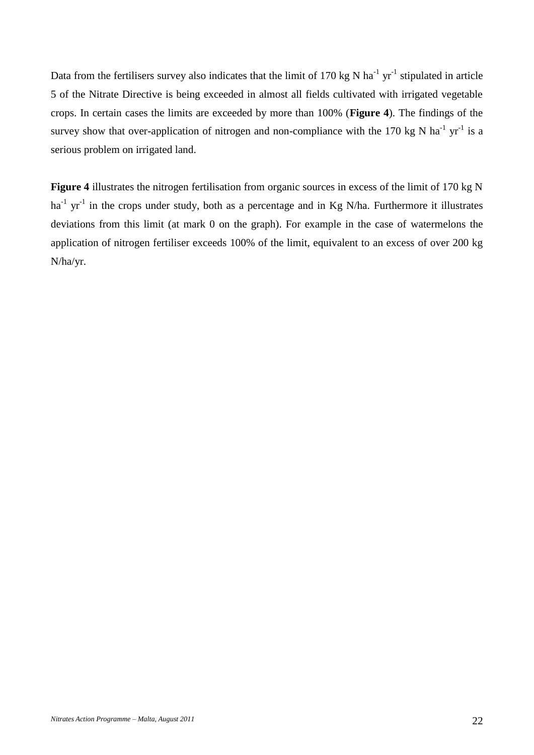Data from the fertilisers survey also indicates that the limit of 170 kg N $ha^{-1}$ $yr^{-1}$ stipulated in article 5 of the Nitrate Directive is being exceeded in almost all fields cultivated with irrigated vegetable crops. In certain cases the limits are exceeded by more than 100% (**Figure 4**). The findings of the survey show that over-application of nitrogen and non-compliance with the 170 kg N $ha^{-1}$ $yr^{-1}$ is a serious problem on irrigated land.

**Figure 4** illustrates the nitrogen fertilisation from organic sources in excess of the limit of 170 kg N $ha^{-1}$ $yr^{-1}$ in the crops under study, both as a percentage and in Kg N/ha. Furthermore it illustrates deviations from this limit (at mark 0 on the graph). For example in the case of watermelons the application of nitrogen fertiliser exceeds 100% of the limit, equivalent to an excess of over 200 kg N/ha/yr.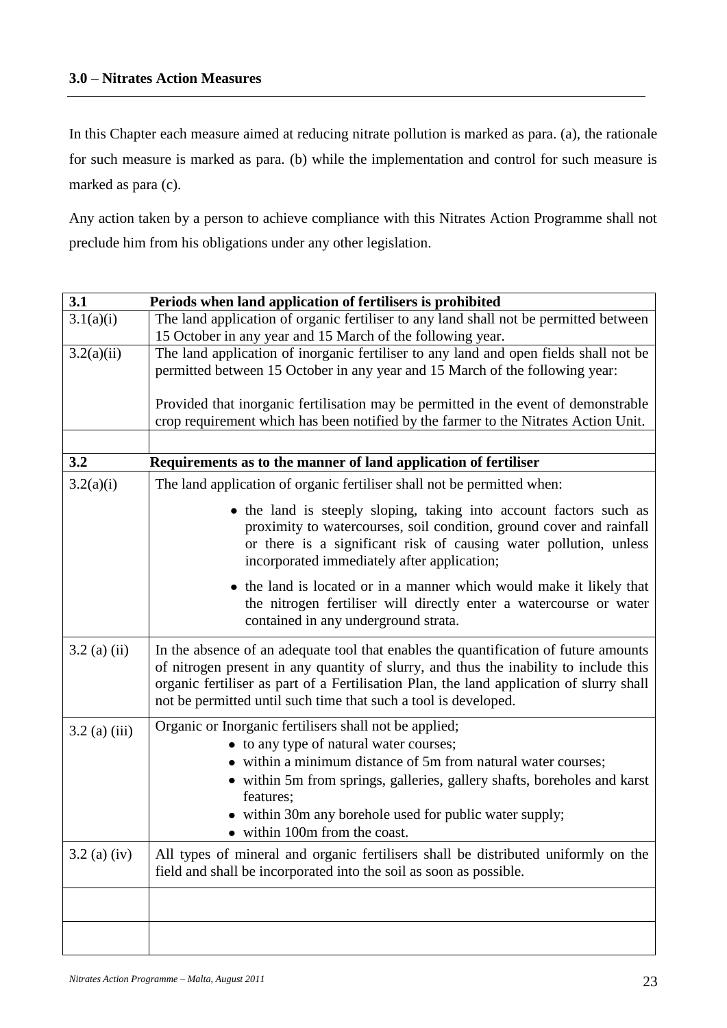### 3.0 – Nitrates Action Measures

In this Chapter each measure aimed at reducing nitrate pollution is marked as para. (a), the rationale for such measure is marked as para. (b) while the implementation and control for such measure is marked as para (c).

Any action taken by a person to achieve compliance with this Nitrates Action Programme shall not preclude him from his obligations under any other legislation.

| **3.1** | **Periods when land application of fertilisers is prohibited** |
|---|---|
| 3.1(a)(i) | The land application of organic fertiliser to any land shall not be permitted between 15 October in any year and 15 March of the following year. |
| 3.2(a)(ii) | The land application of inorganic fertiliser to any land and open fields shall not be permitted between 15 October in any year and 15 March of the following year:<br><br>Provided that inorganic fertilisation may be permitted in the event of demonstrable crop requirement which has been notified by the farmer to the Nitrates Action Unit. |
| | |
| **3.2** | **Requirements as to the manner of land application of fertiliser** |
| 3.2(a)(i) | The land application of organic fertiliser shall not be permitted when:<br>• the land is steeply sloping, taking into account factors such as proximity to watercourses, soil condition, ground cover and rainfall or there is a significant risk of causing water pollution, unless incorporated immediately after application;<br>• the land is located or in a manner which would make it likely that the nitrogen fertiliser will directly enter a watercourse or water contained in any underground strata. |
| 3.2 (a) (ii) | In the absence of an adequate tool that enables the quantification of future amounts of nitrogen present in any quantity of slurry, and thus the inability to include this organic fertiliser as part of a Fertilisation Plan, the land application of slurry shall not be permitted until such time that such a tool is developed. |
| 3.2 (a) (iii) | Organic or Inorganic fertilisers shall not be applied;<br>• to any type of natural water courses;<br>• within a minimum distance of 5m from natural water courses;<br>• within 5m from springs, galleries, gallery shafts, boreholes and karst features;<br>• within 30m any borehole used for public water supply;<br>• within 100m from the coast. |
| 3.2 (a) (iv) | All types of mineral and organic fertilisers shall be distributed uniformly on the field and shall be incorporated into the soil as soon as possible. |
| | |
| | |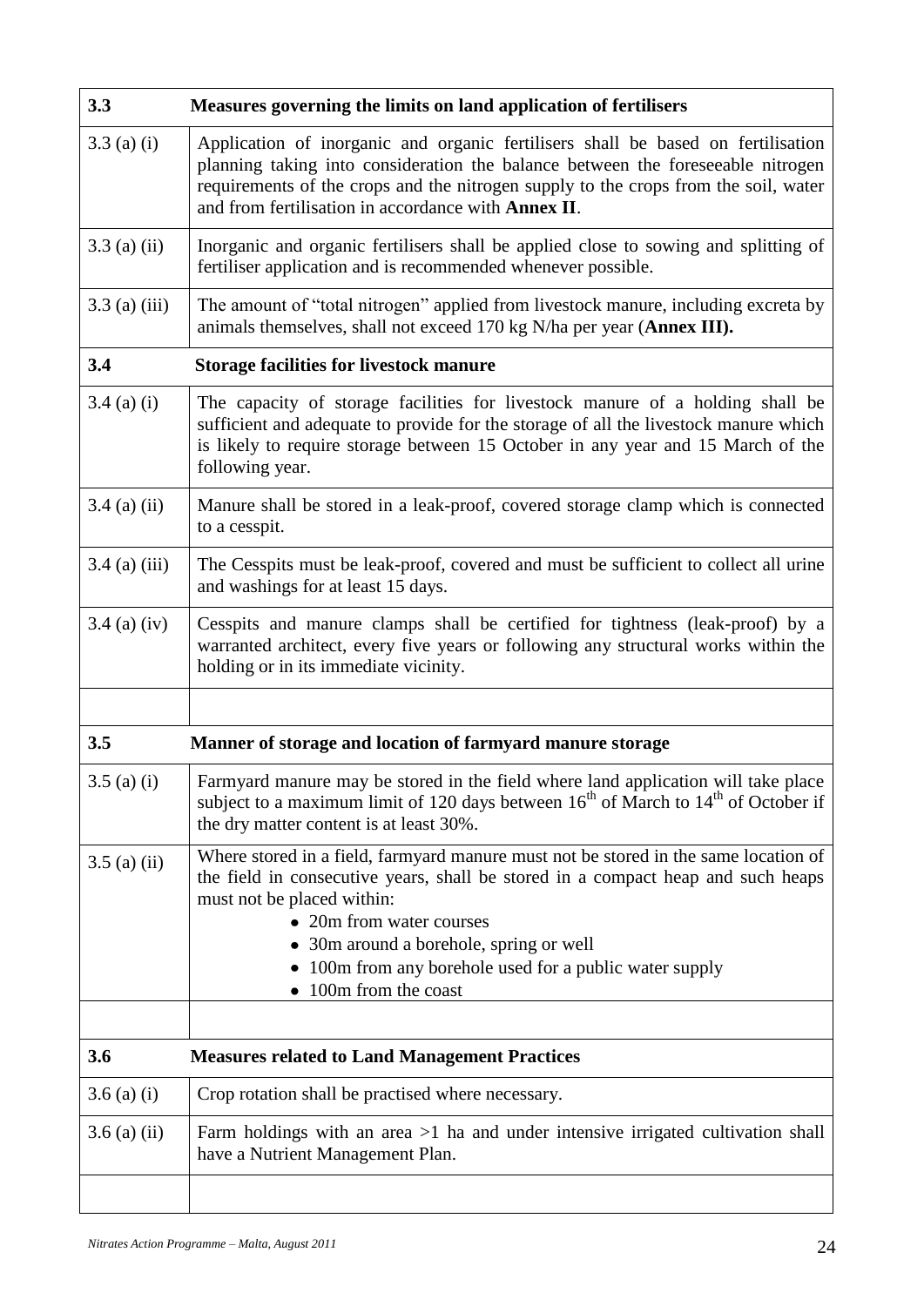| 3.3 | Measures governing the limits on land application of fertilisers |
|---|---|
| 3.3 (a) (i) | Application of inorganic and organic fertilisers shall be based on fertilisation planning taking into consideration the balance between the foreseeable nitrogen requirements of the crops and the nitrogen supply to the crops from the soil, water and from fertilisation in accordance with **Annex II**. |
| 3.3 (a) (ii) | Inorganic and organic fertilisers shall be applied close to sowing and splitting of fertiliser application and is recommended whenever possible. |
| 3.3 (a) (iii) | The amount of "total nitrogen" applied from livestock manure, including excreta by animals themselves, shall not exceed 170 kg N/ha per year (**Annex III).** |
| **3.4** | **Storage facilities for livestock manure** |
| 3.4 (a) (i) | The capacity of storage facilities for livestock manure of a holding shall be sufficient and adequate to provide for the storage of all the livestock manure which is likely to require storage between 15 October in any year and 15 March of the following year. |
| 3.4 (a) (ii) | Manure shall be stored in a leak-proof, covered storage clamp which is connected to a cesspit. |
| 3.4 (a) (iii) | The Cesspits must be leak-proof, covered and must be sufficient to collect all urine and washings for at least 15 days. |
| 3.4 (a) (iv) | Cesspits and manure clamps shall be certified for tightness (leak-proof) by a warranted architect, every five years or following any structural works within the holding or in its immediate vicinity. |
| | |
| **3.5** | **Manner of storage and location of farmyard manure storage** |
| 3.5 (a) (i) | Farmyard manure may be stored in the field where land application will take place subject to a maximum limit of 120 days between 16th of March to 14th of October if the dry matter content is at least 30%. |
| 3.5 (a) (ii) | Where stored in a field, farmyard manure must not be stored in the same location of the field in consecutive years, shall be stored in a compact heap and such heaps must not be placed within: <br>• 20m from water courses <br>• 30m around a borehole, spring or well <br>• 100m from any borehole used for a public water supply <br>• 100m from the coast |
| | |
| **3.6** | **Measures related to Land Management Practices** |
| 3.6 (a) (i) | Crop rotation shall be practised where necessary. |
| 3.6 (a) (ii) | Farm holdings with an area >1 ha and under intensive irrigated cultivation shall have a Nutrient Management Plan. |
| | |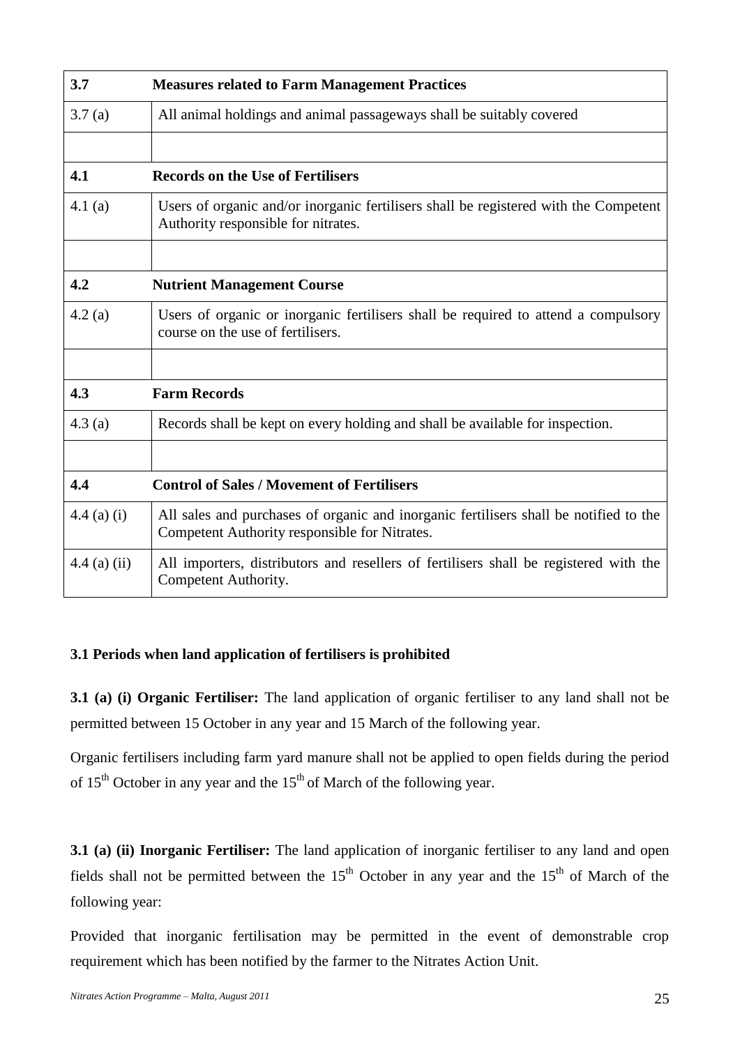| 3.7 | **Measures related to Farm Management Practices** |
|---|---|
| 3.7 (a) | All animal holdings and animal passageways shall be suitably covered |
| | |
| **4.1** | **Records on the Use of Fertilisers** |
| 4.1 (a) | Users of organic and/or inorganic fertilisers shall be registered with the Competent Authority responsible for nitrates. |
| | |
| **4.2** | **Nutrient Management Course** |
| 4.2 (a) | Users of organic or inorganic fertilisers shall be required to attend a compulsory course on the use of fertilisers. |
| | |
| **4.3** | **Farm Records** |
| 4.3 (a) | Records shall be kept on every holding and shall be available for inspection. |
| | |
| **4.4** | **Control of Sales / Movement of Fertilisers** |
| 4.4 (a) (i) | All sales and purchases of organic and inorganic fertilisers shall be notified to the Competent Authority responsible for Nitrates. |
| 4.4 (a) (ii) | All importers, distributors and resellers of fertilisers shall be registered with the Competent Authority. |

**3.1 Periods when land application of fertilisers is prohibited**

**3.1 (a) (i) Organic Fertiliser:** The land application of organic fertiliser to any land shall not be permitted between 15 October in any year and 15 March of the following year.

Organic fertilisers including farm yard manure shall not be applied to open fields during the period of 15th October in any year and the 15th of March of the following year.

**3.1 (a) (ii) Inorganic Fertiliser:** The land application of inorganic fertiliser to any land and open fields shall not be permitted between the 15th October in any year and the 15th of March of the following year:

Provided that inorganic fertilisation may be permitted in the event of demonstrable crop requirement which has been notified by the farmer to the Nitrates Action Unit.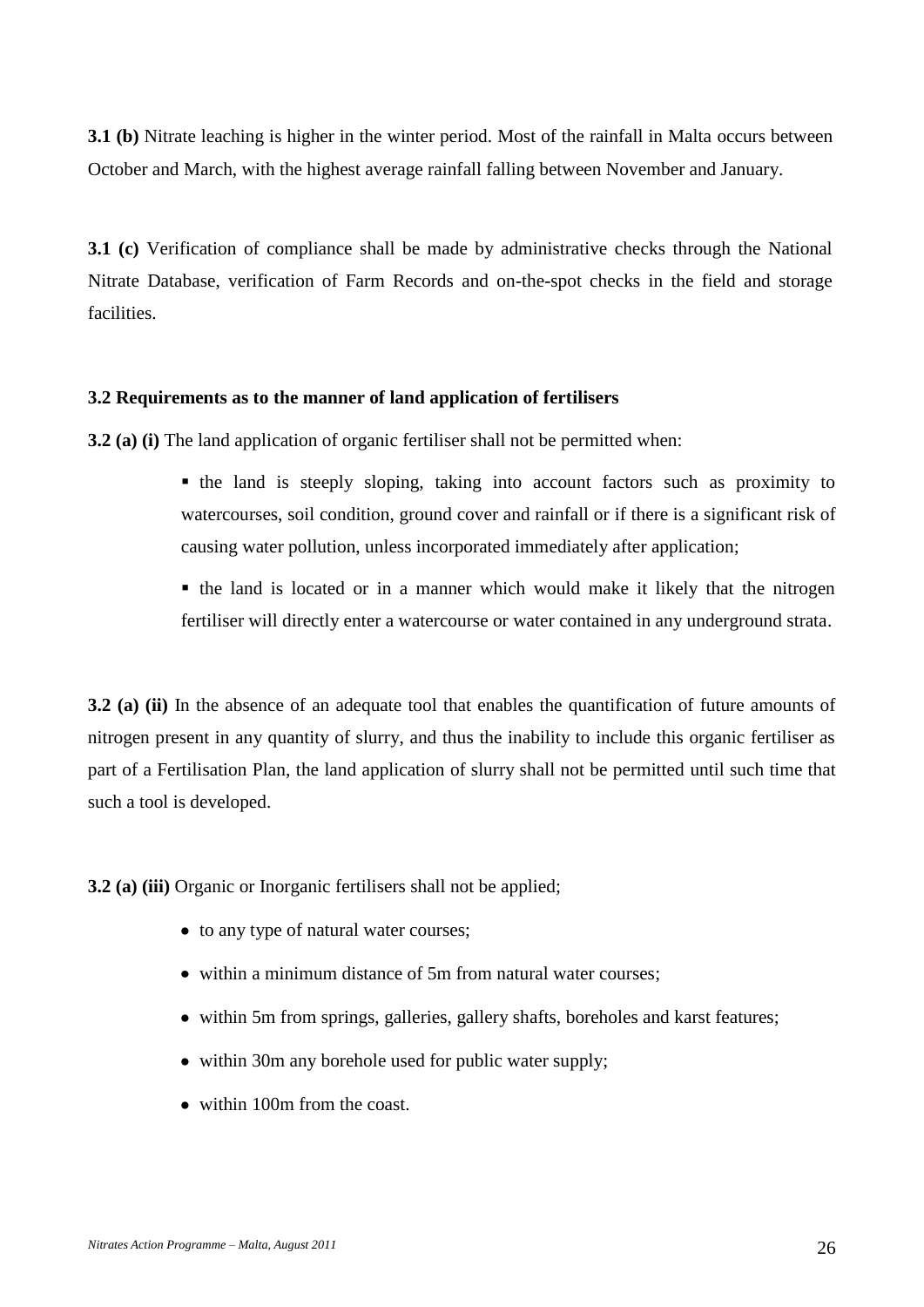**3.1 (b)** Nitrate leaching is higher in the winter period. Most of the rainfall in Malta occurs between October and March, with the highest average rainfall falling between November and January.

**3.1 (c)** Verification of compliance shall be made by administrative checks through the National Nitrate Database, verification of Farm Records and on-the-spot checks in the field and storage facilities.

### 3.2 Requirements as to the manner of land application of fertilisers

**3.2 (a) (i)** The land application of organic fertiliser shall not be permitted when:

- the land is steeply sloping, taking into account factors such as proximity to watercourses, soil condition, ground cover and rainfall or if there is a significant risk of causing water pollution, unless incorporated immediately after application;
- the land is located or in a manner which would make it likely that the nitrogen fertiliser will directly enter a watercourse or water contained in any underground strata.

**3.2 (a) (ii)** In the absence of an adequate tool that enables the quantification of future amounts of nitrogen present in any quantity of slurry, and thus the inability to include this organic fertiliser as part of a Fertilisation Plan, the land application of slurry shall not be permitted until such time that such a tool is developed.

**3.2 (a) (iii)** Organic or Inorganic fertilisers shall not be applied;

- to any type of natural water courses;
- within a minimum distance of 5m from natural water courses;
- within 5m from springs, galleries, gallery shafts, boreholes and karst features;
- within 30m any borehole used for public water supply;
- within 100m from the coast.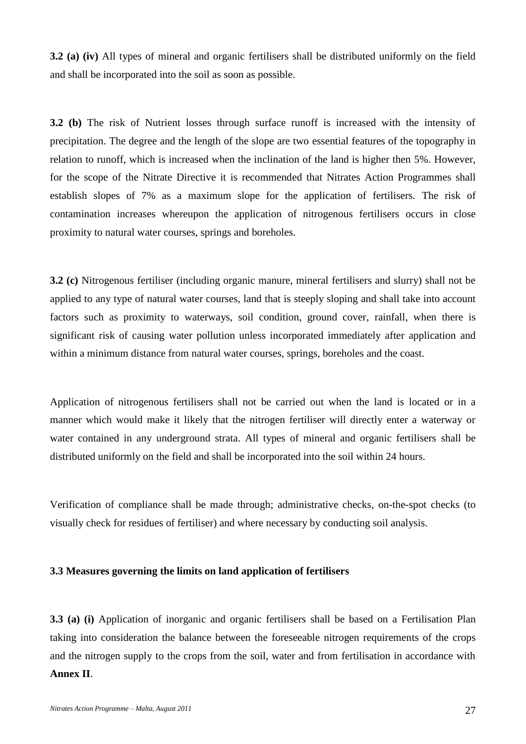**3.2 (a) (iv)** All types of mineral and organic fertilisers shall be distributed uniformly on the field and shall be incorporated into the soil as soon as possible.

**3.2 (b)** The risk of Nutrient losses through surface runoff is increased with the intensity of precipitation. The degree and the length of the slope are two essential features of the topography in relation to runoff, which is increased when the inclination of the land is higher then 5%. However, for the scope of the Nitrate Directive it is recommended that Nitrates Action Programmes shall establish slopes of 7% as a maximum slope for the application of fertilisers. The risk of contamination increases whereupon the application of nitrogenous fertilisers occurs in close proximity to natural water courses, springs and boreholes.

**3.2 (c)** Nitrogenous fertiliser (including organic manure, mineral fertilisers and slurry) shall not be applied to any type of natural water courses, land that is steeply sloping and shall take into account factors such as proximity to waterways, soil condition, ground cover, rainfall, when there is significant risk of causing water pollution unless incorporated immediately after application and within a minimum distance from natural water courses, springs, boreholes and the coast.

Application of nitrogenous fertilisers shall not be carried out when the land is located or in a manner which would make it likely that the nitrogen fertiliser will directly enter a waterway or water contained in any underground strata. All types of mineral and organic fertilisers shall be distributed uniformly on the field and shall be incorporated into the soil within 24 hours.

Verification of compliance shall be made through; administrative checks, on-the-spot checks (to visually check for residues of fertiliser) and where necessary by conducting soil analysis.

### 3.3 Measures governing the limits on land application of fertilisers

**3.3 (a) (i)** Application of inorganic and organic fertilisers shall be based on a Fertilisation Plan taking into consideration the balance between the foreseeable nitrogen requirements of the crops and the nitrogen supply to the crops from the soil, water and from fertilisation in accordance with **Annex II**.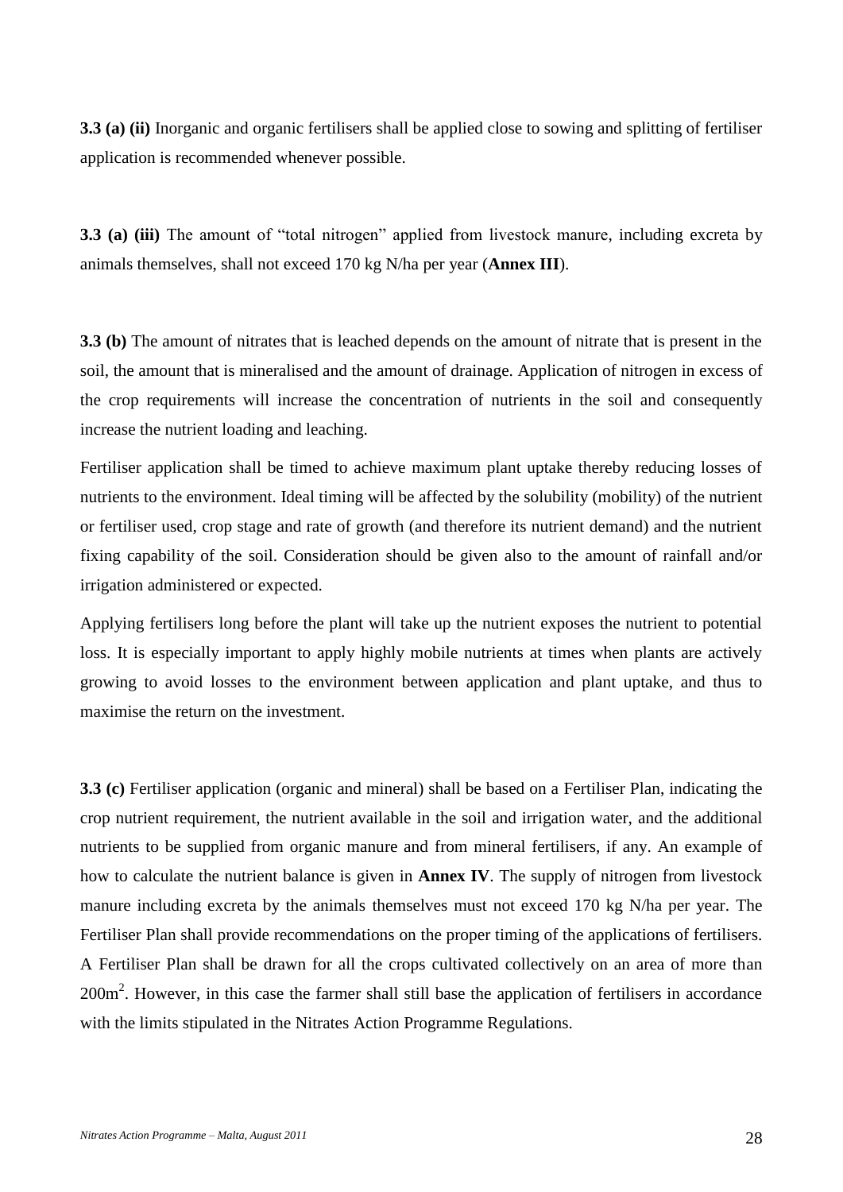**3.3 (a) (ii)** Inorganic and organic fertilisers shall be applied close to sowing and splitting of fertiliser application is recommended whenever possible.

**3.3 (a) (iii)** The amount of "total nitrogen" applied from livestock manure, including excreta by animals themselves, shall not exceed 170 kg N/ha per year (**Annex III**).

**3.3 (b)** The amount of nitrates that is leached depends on the amount of nitrate that is present in the soil, the amount that is mineralised and the amount of drainage. Application of nitrogen in excess of the crop requirements will increase the concentration of nutrients in the soil and consequently increase the nutrient loading and leaching.

Fertiliser application shall be timed to achieve maximum plant uptake thereby reducing losses of nutrients to the environment. Ideal timing will be affected by the solubility (mobility) of the nutrient or fertiliser used, crop stage and rate of growth (and therefore its nutrient demand) and the nutrient fixing capability of the soil. Consideration should be given also to the amount of rainfall and/or irrigation administered or expected.

Applying fertilisers long before the plant will take up the nutrient exposes the nutrient to potential loss. It is especially important to apply highly mobile nutrients at times when plants are actively growing to avoid losses to the environment between application and plant uptake, and thus to maximise the return on the investment.

**3.3 (c)** Fertiliser application (organic and mineral) shall be based on a Fertiliser Plan, indicating the crop nutrient requirement, the nutrient available in the soil and irrigation water, and the additional nutrients to be supplied from organic manure and from mineral fertilisers, if any. An example of how to calculate the nutrient balance is given in **Annex IV**. The supply of nitrogen from livestock manure including excreta by the animals themselves must not exceed 170 kg N/ha per year. The Fertiliser Plan shall provide recommendations on the proper timing of the applications of fertilisers. A Fertiliser Plan shall be drawn for all the crops cultivated collectively on an area of more than $200m^2$. However, in this case the farmer shall still base the application of fertilisers in accordance with the limits stipulated in the Nitrates Action Programme Regulations.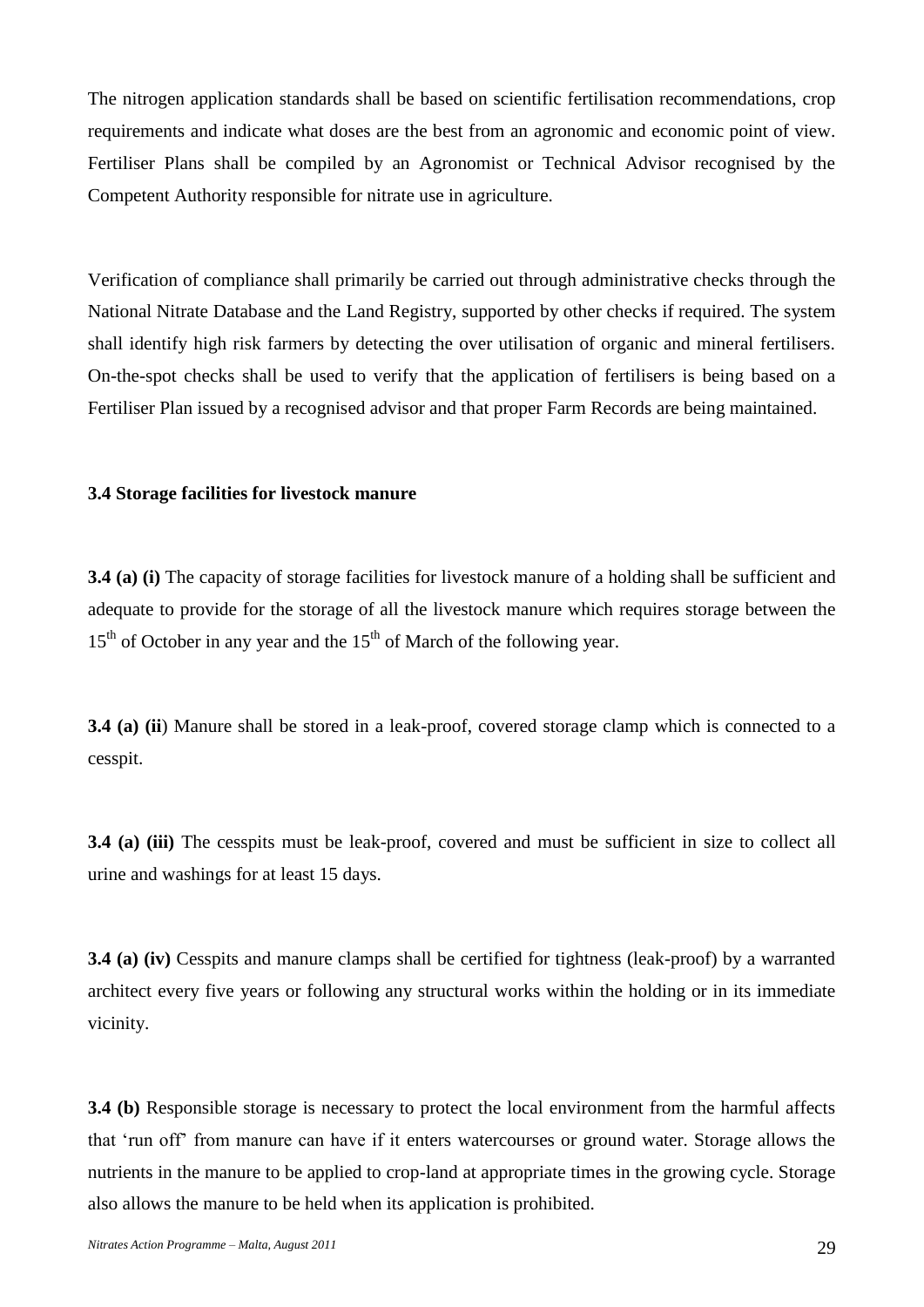The nitrogen application standards shall be based on scientific fertilisation recommendations, crop requirements and indicate what doses are the best from an agronomic and economic point of view. Fertiliser Plans shall be compiled by an Agronomist or Technical Advisor recognised by the Competent Authority responsible for nitrate use in agriculture.

Verification of compliance shall primarily be carried out through administrative checks through the National Nitrate Database and the Land Registry, supported by other checks if required. The system shall identify high risk farmers by detecting the over utilisation of organic and mineral fertilisers. On-the-spot checks shall be used to verify that the application of fertilisers is being based on a Fertiliser Plan issued by a recognised advisor and that proper Farm Records are being maintained.

### 3.4 Storage facilities for livestock manure

**3.4 (a) (i)** The capacity of storage facilities for livestock manure of a holding shall be sufficient and adequate to provide for the storage of all the livestock manure which requires storage between the 15th of October in any year and the 15th of March of the following year.

**3.4 (a) (ii**) Manure shall be stored in a leak-proof, covered storage clamp which is connected to a cesspit.

**3.4 (a) (iii)** The cesspits must be leak-proof, covered and must be sufficient in size to collect all urine and washings for at least 15 days.

**3.4 (a) (iv)** Cesspits and manure clamps shall be certified for tightness (leak-proof) by a warranted architect every five years or following any structural works within the holding or in its immediate vicinity.

**3.4 (b)** Responsible storage is necessary to protect the local environment from the harmful affects that 'run off' from manure can have if it enters watercourses or ground water. Storage allows the nutrients in the manure to be applied to crop-land at appropriate times in the growing cycle. Storage also allows the manure to be held when its application is prohibited.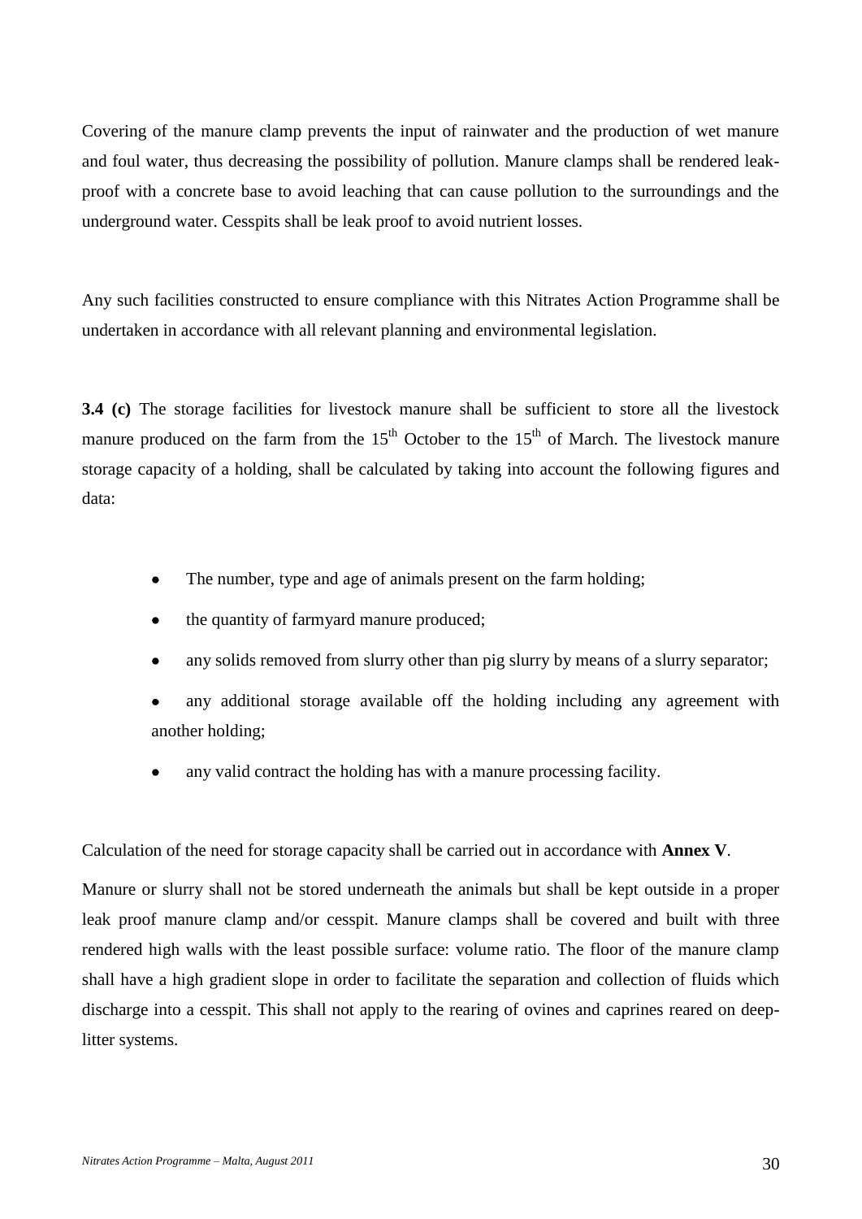Covering of the manure clamp prevents the input of rainwater and the production of wet manure and foul water, thus decreasing the possibility of pollution. Manure clamps shall be rendered leak-proof with a concrete base to avoid leaching that can cause pollution to the surroundings and the underground water. Cesspits shall be leak proof to avoid nutrient losses.

Any such facilities constructed to ensure compliance with this Nitrates Action Programme shall be undertaken in accordance with all relevant planning and environmental legislation.

**3.4 (c)** The storage facilities for livestock manure shall be sufficient to store all the livestock manure produced on the farm from the $15^{th}$ October to the $15^{th}$ of March. The livestock manure storage capacity of a holding, shall be calculated by taking into account the following figures and data:

- The number, type and age of animals present on the farm holding;
- the quantity of farmyard manure produced;
- any solids removed from slurry other than pig slurry by means of a slurry separator;
- any additional storage available off the holding including any agreement with another holding;
- any valid contract the holding has with a manure processing facility.

Calculation of the need for storage capacity shall be carried out in accordance with **Annex V**.

Manure or slurry shall not be stored underneath the animals but shall be kept outside in a proper leak proof manure clamp and/or cesspit. Manure clamps shall be covered and built with three rendered high walls with the least possible surface: volume ratio. The floor of the manure clamp shall have a high gradient slope in order to facilitate the separation and collection of fluids which discharge into a cesspit. This shall not apply to the rearing of ovines and caprines reared on deep-litter systems.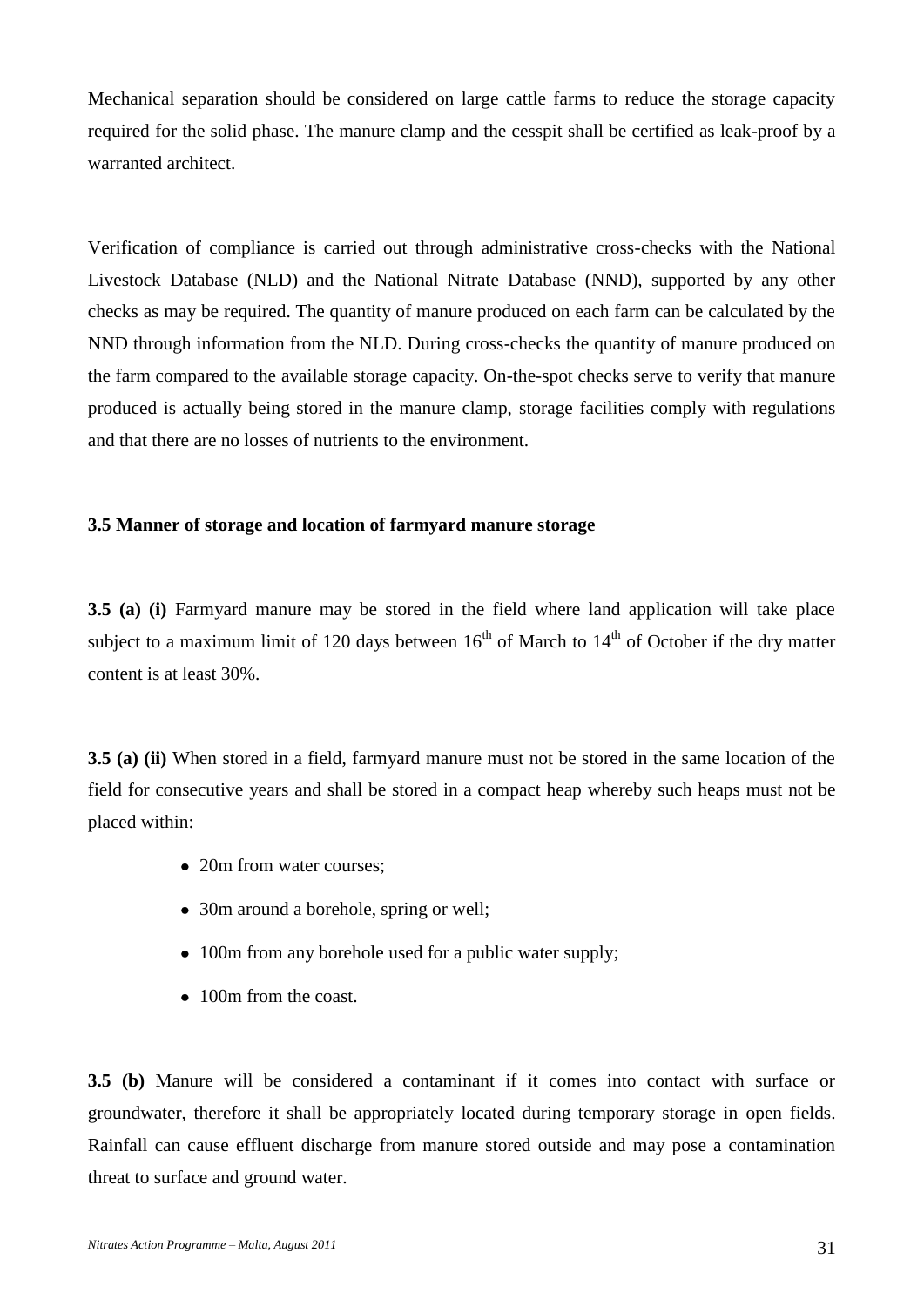Mechanical separation should be considered on large cattle farms to reduce the storage capacity required for the solid phase. The manure clamp and the cesspit shall be certified as leak-proof by a warranted architect.

Verification of compliance is carried out through administrative cross-checks with the National Livestock Database (NLD) and the National Nitrate Database (NND), supported by any other checks as may be required. The quantity of manure produced on each farm can be calculated by the NND through information from the NLD. During cross-checks the quantity of manure produced on the farm compared to the available storage capacity. On-the-spot checks serve to verify that manure produced is actually being stored in the manure clamp, storage facilities comply with regulations and that there are no losses of nutrients to the environment.

### 3.5 Manner of storage and location of farmyard manure storage

**3.5 (a) (i)** Farmyard manure may be stored in the field where land application will take place subject to a maximum limit of 120 days between 16th of March to 14th of October if the dry matter content is at least 30%.

**3.5 (a) (ii)** When stored in a field, farmyard manure must not be stored in the same location of the field for consecutive years and shall be stored in a compact heap whereby such heaps must not be placed within:

- 20m from water courses;
- 30m around a borehole, spring or well;
- 100m from any borehole used for a public water supply;
- 100m from the coast.

**3.5 (b)** Manure will be considered a contaminant if it comes into contact with surface or groundwater, therefore it shall be appropriately located during temporary storage in open fields. Rainfall can cause effluent discharge from manure stored outside and may pose a contamination threat to surface and ground water.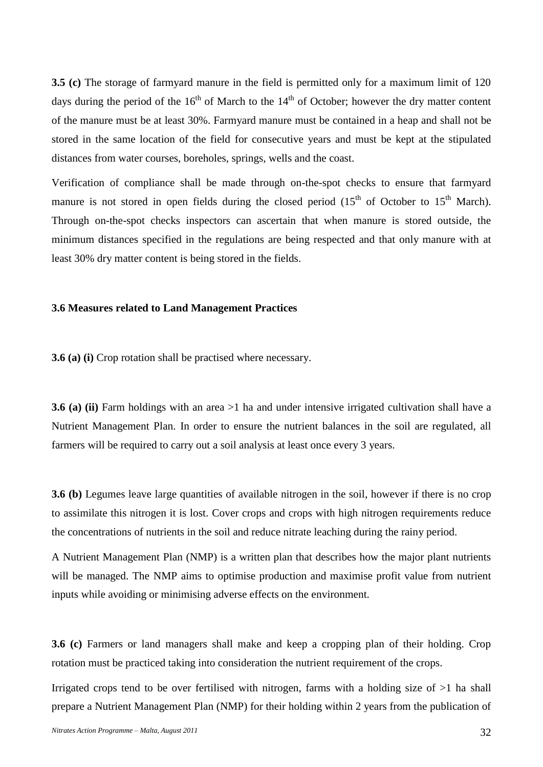**3.5 (c)** The storage of farmyard manure in the field is permitted only for a maximum limit of 120 days during the period of the 16th of March to the 14th of October; however the dry matter content of the manure must be at least 30%. Farmyard manure must be contained in a heap and shall not be stored in the same location of the field for consecutive years and must be kept at the stipulated distances from water courses, boreholes, springs, wells and the coast.

Verification of compliance shall be made through on-the-spot checks to ensure that farmyard manure is not stored in open fields during the closed period (15th of October to 15th March). Through on-the-spot checks inspectors can ascertain that when manure is stored outside, the minimum distances specified in the regulations are being respected and that only manure with at least 30% dry matter content is being stored in the fields.

### 3.6 Measures related to Land Management Practices

**3.6 (a) (i)** Crop rotation shall be practised where necessary.

**3.6 (a) (ii)** Farm holdings with an area >1 ha and under intensive irrigated cultivation shall have a Nutrient Management Plan. In order to ensure the nutrient balances in the soil are regulated, all farmers will be required to carry out a soil analysis at least once every 3 years.

**3.6 (b)** Legumes leave large quantities of available nitrogen in the soil, however if there is no crop to assimilate this nitrogen it is lost. Cover crops and crops with high nitrogen requirements reduce the concentrations of nutrients in the soil and reduce nitrate leaching during the rainy period.

A Nutrient Management Plan (NMP) is a written plan that describes how the major plant nutrients will be managed. The NMP aims to optimise production and maximise profit value from nutrient inputs while avoiding or minimising adverse effects on the environment.

**3.6 (c)** Farmers or land managers shall make and keep a cropping plan of their holding. Crop rotation must be practiced taking into consideration the nutrient requirement of the crops.

Irrigated crops tend to be over fertilised with nitrogen, farms with a holding size of >1 ha shall prepare a Nutrient Management Plan (NMP) for their holding within 2 years from the publication of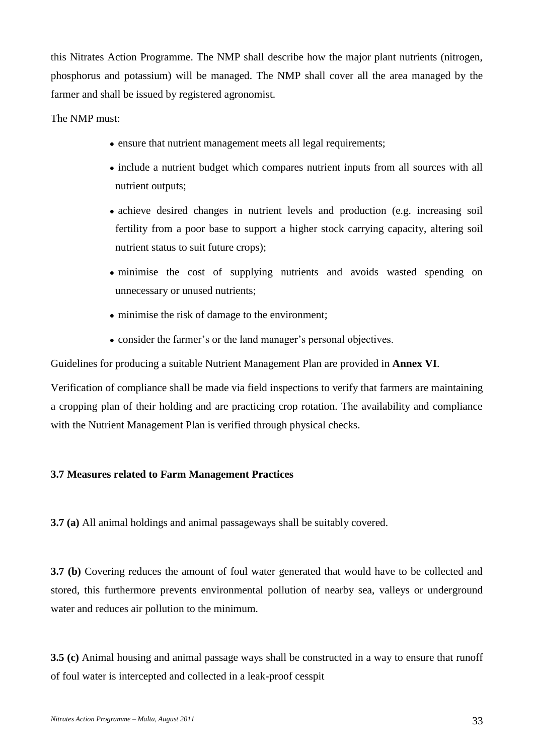this Nitrates Action Programme. The NMP shall describe how the major plant nutrients (nitrogen, phosphorus and potassium) will be managed. The NMP shall cover all the area managed by the farmer and shall be issued by registered agronomist.

The NMP must:

- ensure that nutrient management meets all legal requirements;
- include a nutrient budget which compares nutrient inputs from all sources with all nutrient outputs;
- achieve desired changes in nutrient levels and production (e.g. increasing soil fertility from a poor base to support a higher stock carrying capacity, altering soil nutrient status to suit future crops);
- minimise the cost of supplying nutrients and avoids wasted spending on unnecessary or unused nutrients;
- minimise the risk of damage to the environment;
- consider the farmer's or the land manager's personal objectives.

Guidelines for producing a suitable Nutrient Management Plan are provided in **Annex VI**.

Verification of compliance shall be made via field inspections to verify that farmers are maintaining a cropping plan of their holding and are practicing crop rotation. The availability and compliance with the Nutrient Management Plan is verified through physical checks.

### 3.7 Measures related to Farm Management Practices

**3.7 (a)** All animal holdings and animal passageways shall be suitably covered.

**3.7 (b)** Covering reduces the amount of foul water generated that would have to be collected and stored, this furthermore prevents environmental pollution of nearby sea, valleys or underground water and reduces air pollution to the minimum.

**3.5 (c)** Animal housing and animal passage ways shall be constructed in a way to ensure that runoff of foul water is intercepted and collected in a leak-proof cesspit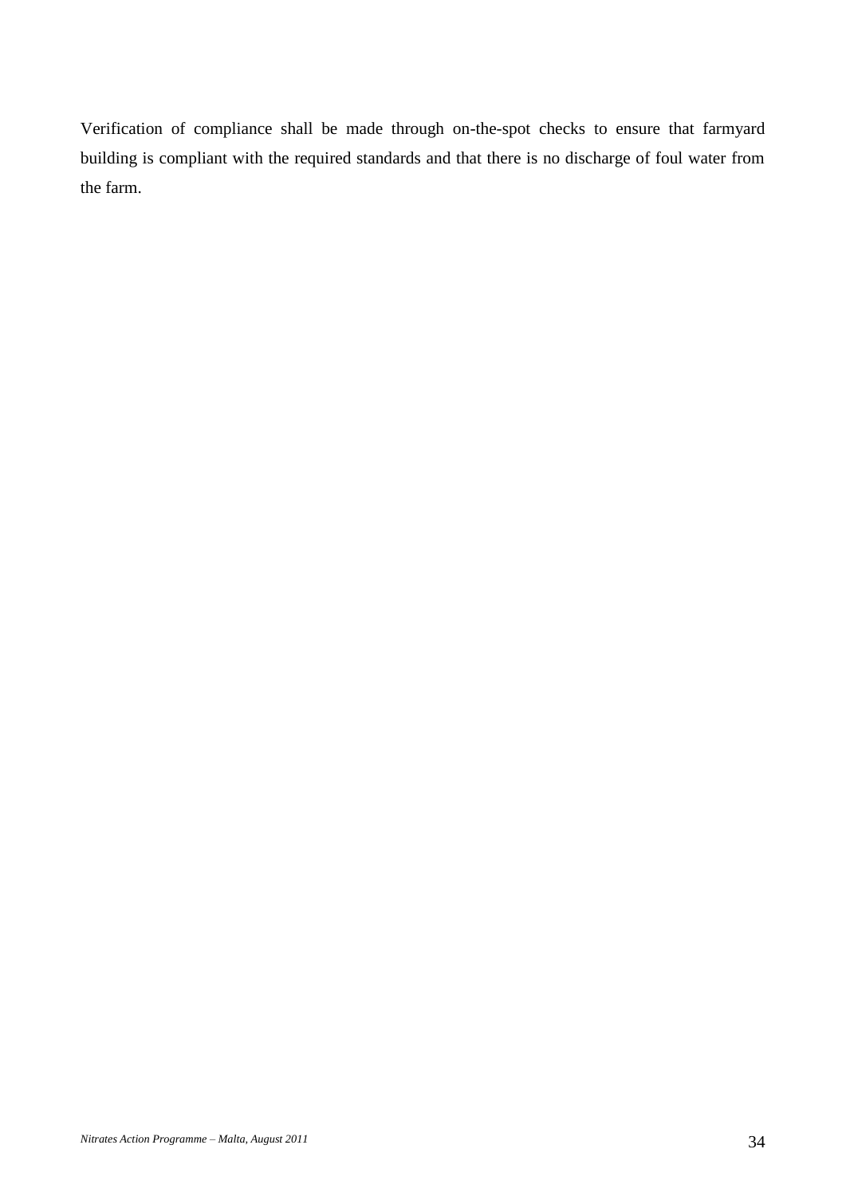Verification of compliance shall be made through on-the-spot checks to ensure that farmyard building is compliant with the required standards and that there is no discharge of foul water from the farm.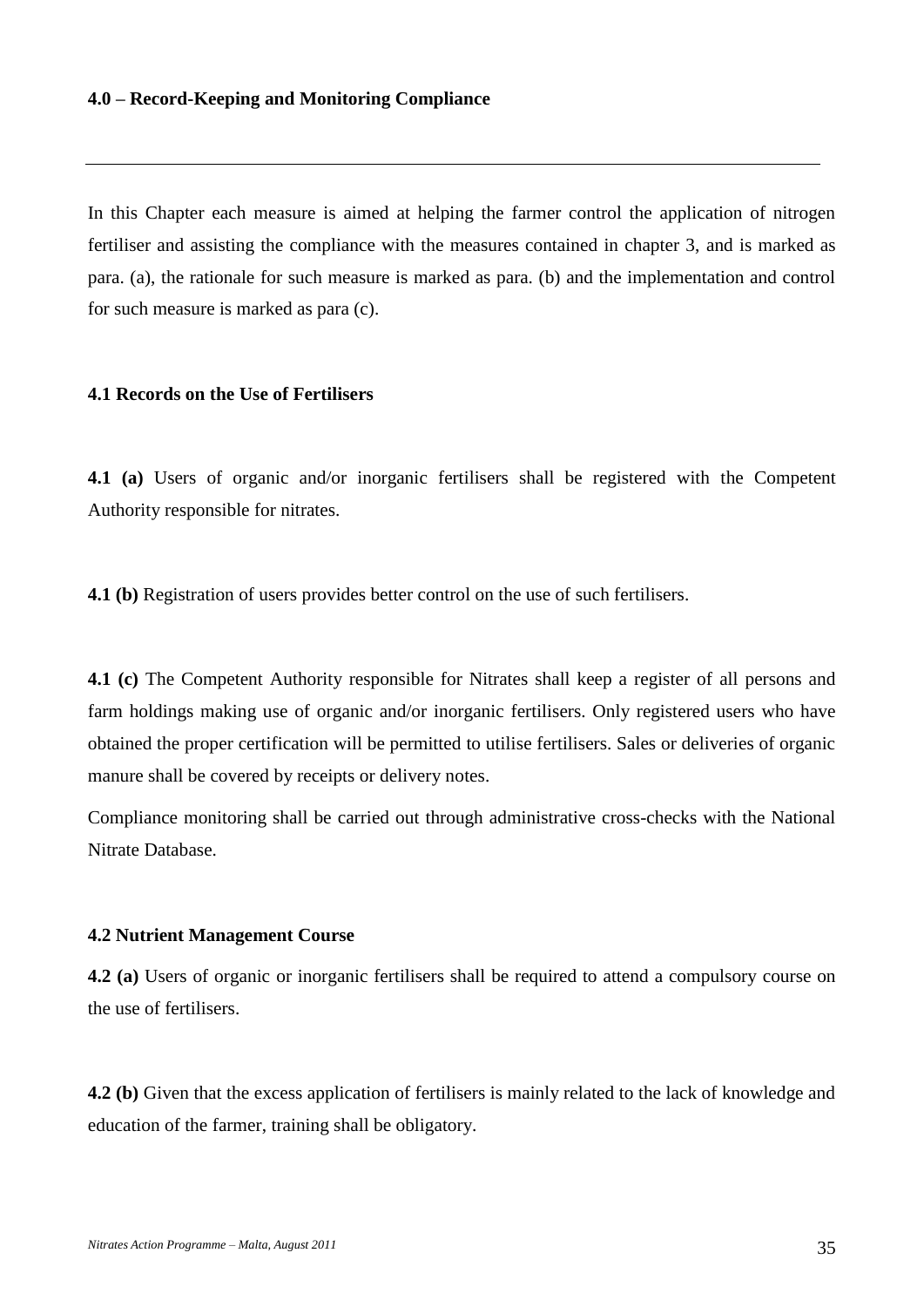## 4.0 – Record-Keeping and Monitoring Compliance

---

In this Chapter each measure is aimed at helping the farmer control the application of nitrogen fertiliser and assisting the compliance with the measures contained in chapter 3, and is marked as para. (a), the rationale for such measure is marked as para. (b) and the implementation and control for such measure is marked as para (c).

### 4.1 Records on the Use of Fertilisers

**4.1 (a)** Users of organic and/or inorganic fertilisers shall be registered with the Competent Authority responsible for nitrates.

**4.1 (b)** Registration of users provides better control on the use of such fertilisers.

**4.1 (c)** The Competent Authority responsible for Nitrates shall keep a register of all persons and farm holdings making use of organic and/or inorganic fertilisers. Only registered users who have obtained the proper certification will be permitted to utilise fertilisers. Sales or deliveries of organic manure shall be covered by receipts or delivery notes.

Compliance monitoring shall be carried out through administrative cross-checks with the National Nitrate Database.

### 4.2 Nutrient Management Course

**4.2 (a)** Users of organic or inorganic fertilisers shall be required to attend a compulsory course on the use of fertilisers.

**4.2 (b)** Given that the excess application of fertilisers is mainly related to the lack of knowledge and education of the farmer, training shall be obligatory.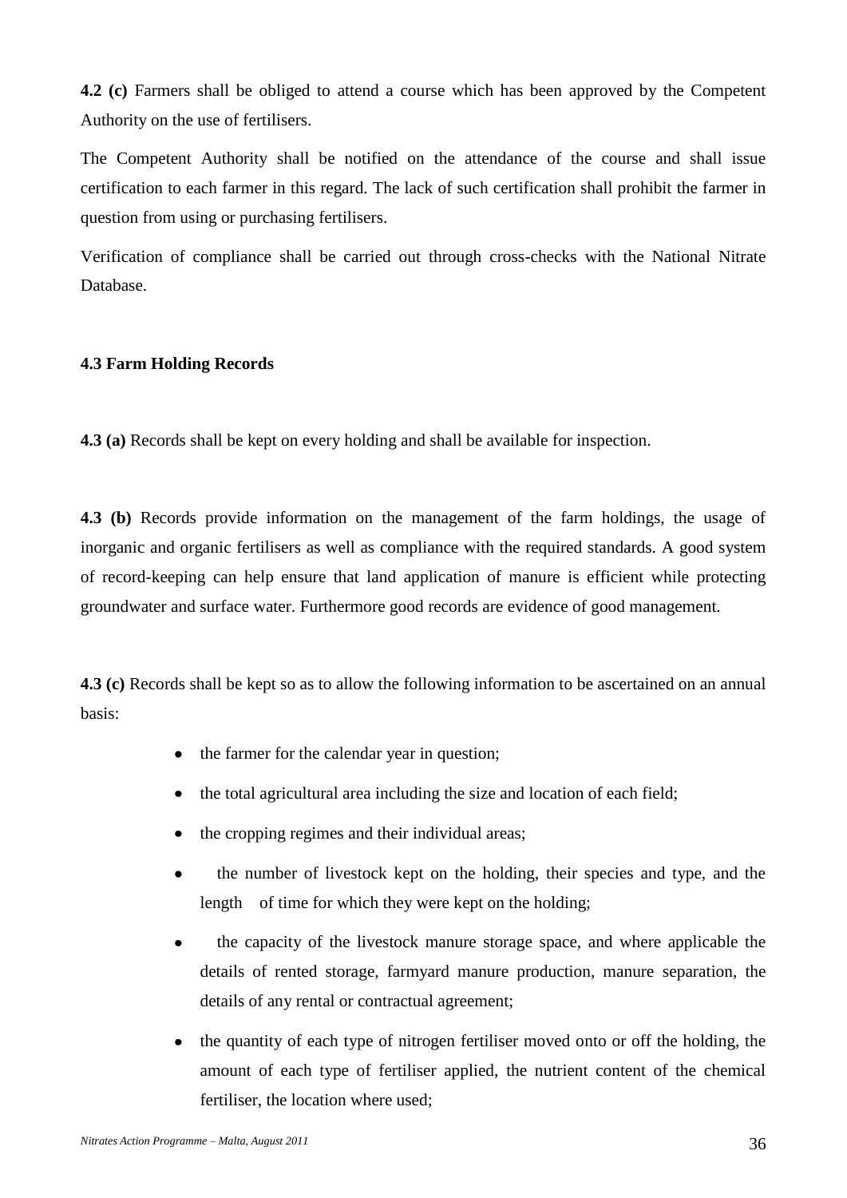**4.2 (c)** Farmers shall be obliged to attend a course which has been approved by the Competent Authority on the use of fertilisers.

The Competent Authority shall be notified on the attendance of the course and shall issue certification to each farmer in this regard. The lack of such certification shall prohibit the farmer in question from using or purchasing fertilisers.

Verification of compliance shall be carried out through cross-checks with the National Nitrate Database.

### 4.3 Farm Holding Records

**4.3 (a)** Records shall be kept on every holding and shall be available for inspection.

**4.3 (b)** Records provide information on the management of the farm holdings, the usage of inorganic and organic fertilisers as well as compliance with the required standards. A good system of record-keeping can help ensure that land application of manure is efficient while protecting groundwater and surface water. Furthermore good records are evidence of good management.

**4.3 (c)** Records shall be kept so as to allow the following information to be ascertained on an annual basis:

- the farmer for the calendar year in question;
- the total agricultural area including the size and location of each field;
- the cropping regimes and their individual areas;
- the number of livestock kept on the holding, their species and type, and the length of time for which they were kept on the holding;
- the capacity of the livestock manure storage space, and where applicable the details of rented storage, farmyard manure production, manure separation, the details of any rental or contractual agreement;
- the quantity of each type of nitrogen fertiliser moved onto or off the holding, the amount of each type of fertiliser applied, the nutrient content of the chemical fertiliser, the location where used;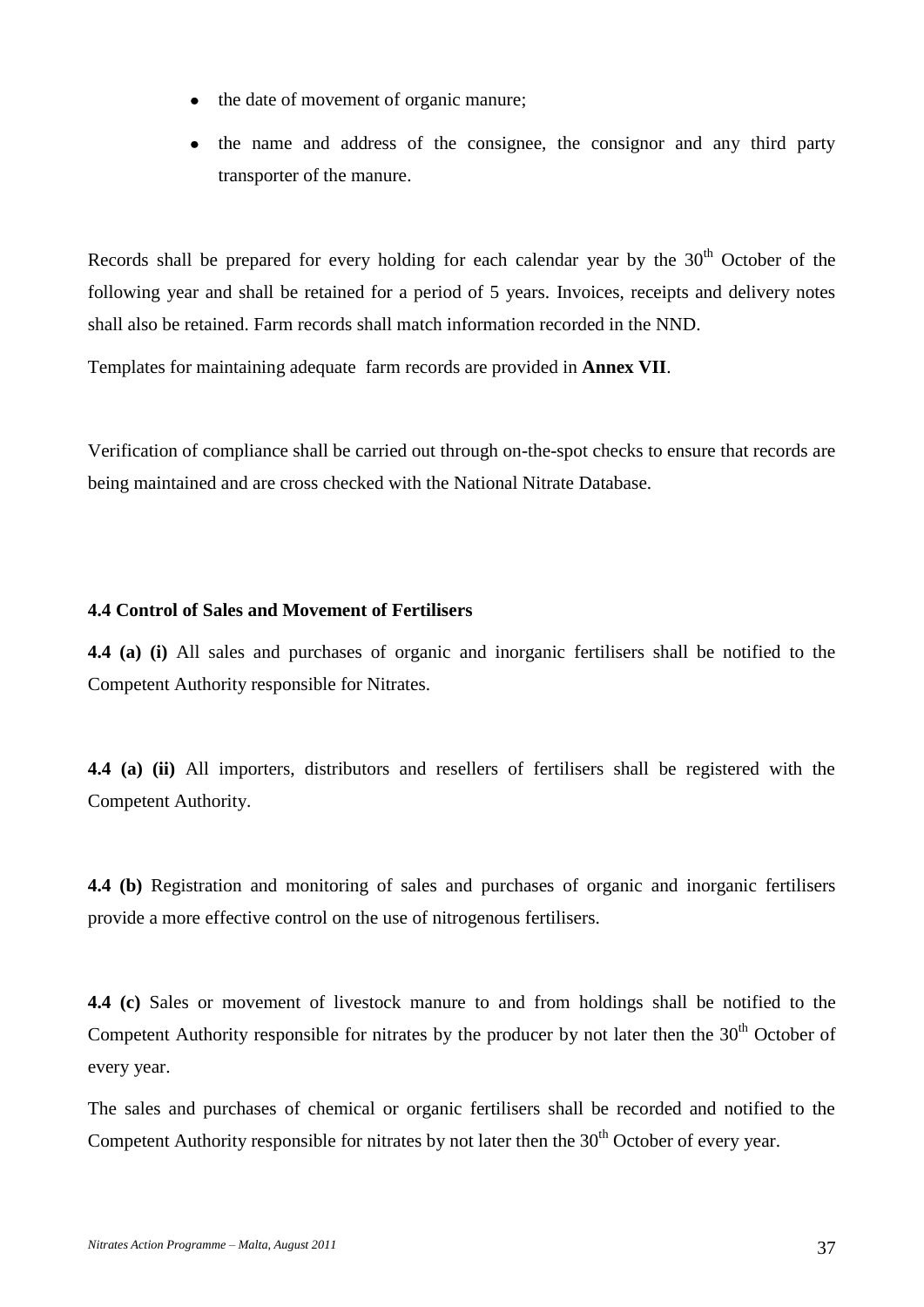- the date of movement of organic manure;
- the name and address of the consignee, the consignor and any third party transporter of the manure.

Records shall be prepared for every holding for each calendar year by the 30th October of the following year and shall be retained for a period of 5 years. Invoices, receipts and delivery notes shall also be retained. Farm records shall match information recorded in the NND.

Templates for maintaining adequate farm records are provided in **Annex VII**.

Verification of compliance shall be carried out through on-the-spot checks to ensure that records are being maintained and are cross checked with the National Nitrate Database.

### 4.4 Control of Sales and Movement of Fertilisers

**4.4 (a) (i)** All sales and purchases of organic and inorganic fertilisers shall be notified to the Competent Authority responsible for Nitrates.

**4.4 (a) (ii)** All importers, distributors and resellers of fertilisers shall be registered with the Competent Authority.

**4.4 (b)** Registration and monitoring of sales and purchases of organic and inorganic fertilisers provide a more effective control on the use of nitrogenous fertilisers.

**4.4 (c)** Sales or movement of livestock manure to and from holdings shall be notified to the Competent Authority responsible for nitrates by the producer by not later then the 30th October of every year.

The sales and purchases of chemical or organic fertilisers shall be recorded and notified to the Competent Authority responsible for nitrates by not later then the 30th October of every year.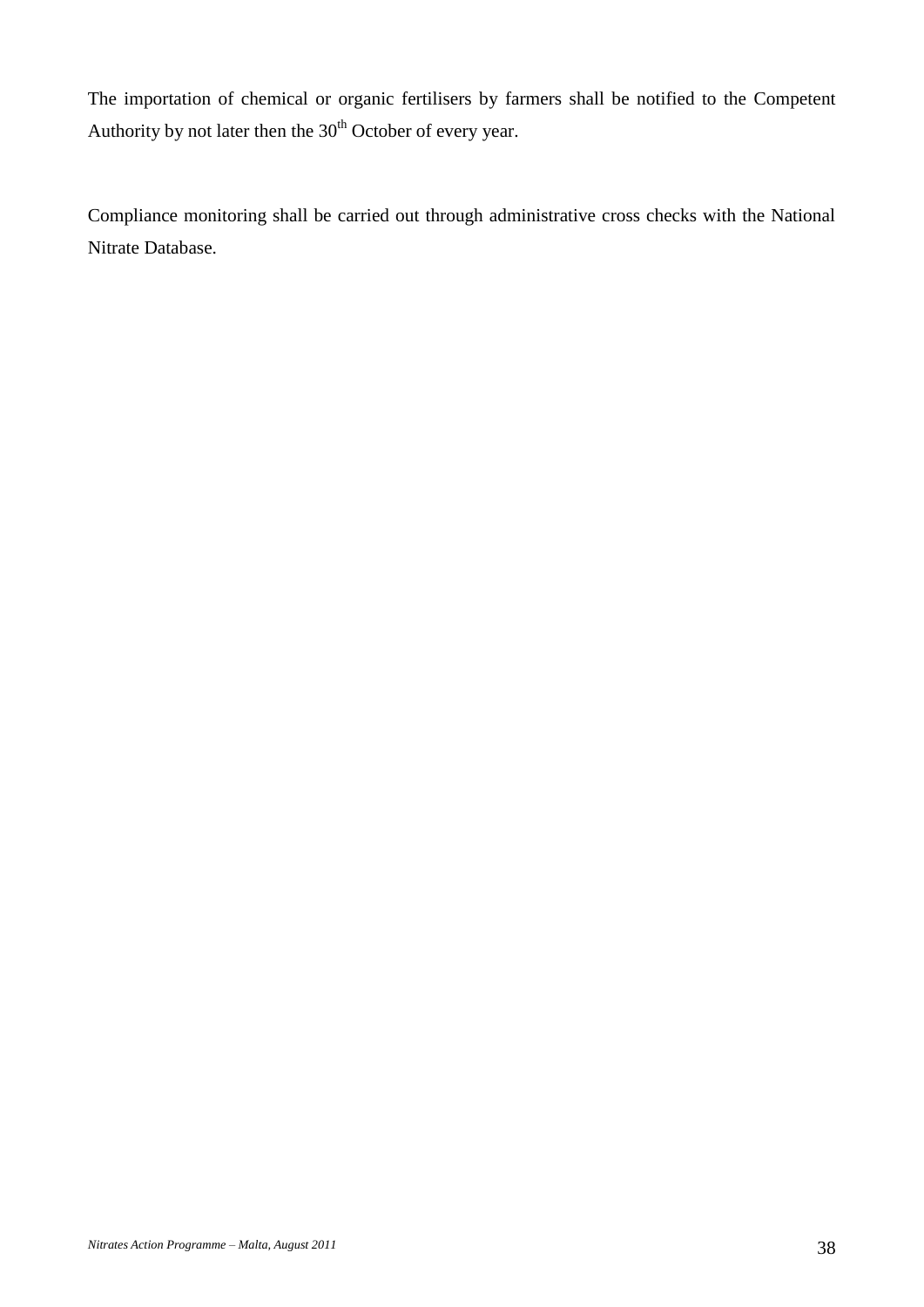The importation of chemical or organic fertilisers by farmers shall be notified to the Competent Authority by not later then the 30th October of every year.

Compliance monitoring shall be carried out through administrative cross checks with the National Nitrate Database.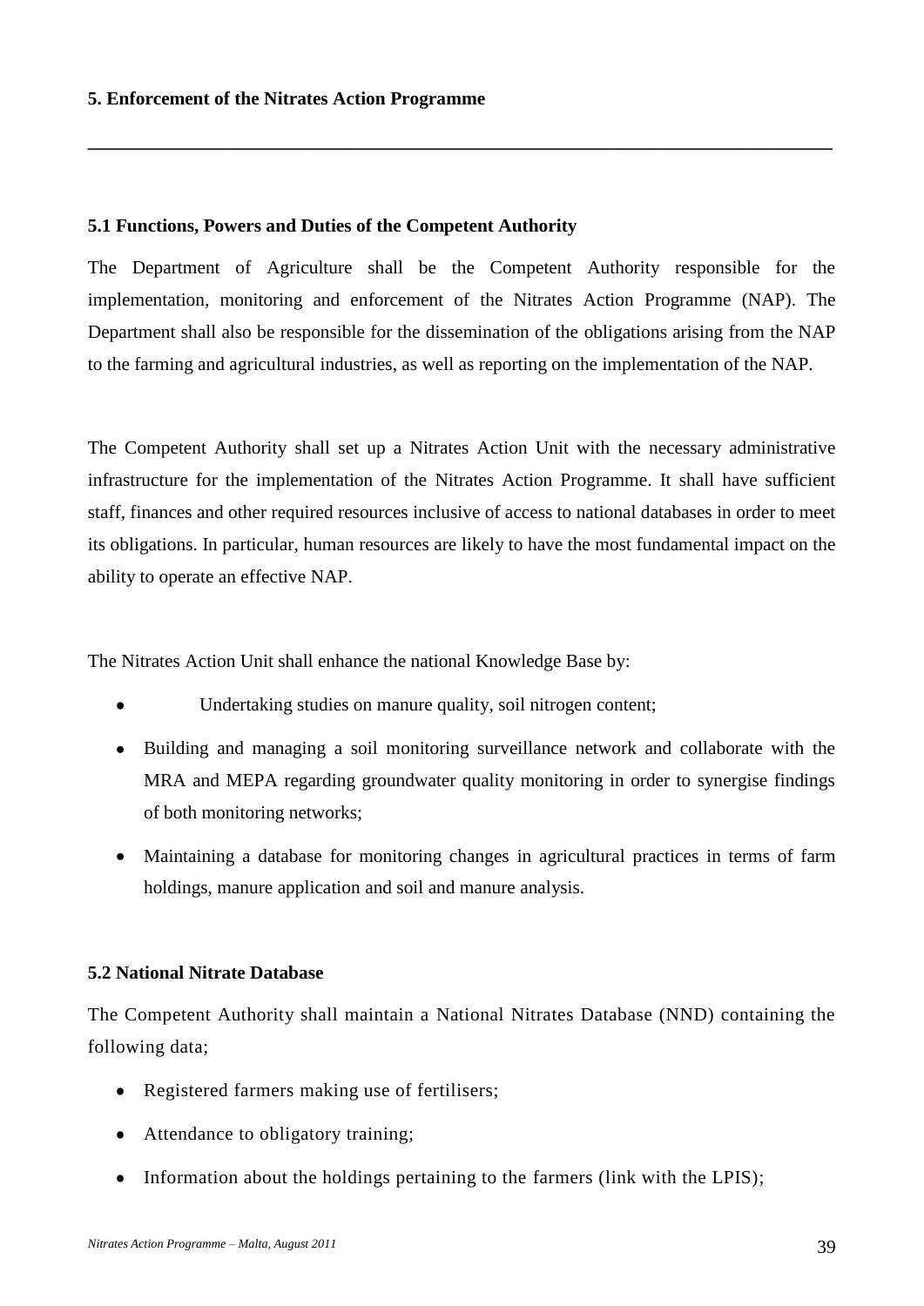## 5. Enforcement of the Nitrates Action Programme

---

### 5.1 Functions, Powers and Duties of the Competent Authority

The Department of Agriculture shall be the Competent Authority responsible for the implementation, monitoring and enforcement of the Nitrates Action Programme (NAP). The Department shall also be responsible for the dissemination of the obligations arising from the NAP to the farming and agricultural industries, as well as reporting on the implementation of the NAP.

The Competent Authority shall set up a Nitrates Action Unit with the necessary administrative infrastructure for the implementation of the Nitrates Action Programme. It shall have sufficient staff, finances and other required resources inclusive of access to national databases in order to meet its obligations. In particular, human resources are likely to have the most fundamental impact on the ability to operate an effective NAP.

The Nitrates Action Unit shall enhance the national Knowledge Base by:

- Undertaking studies on manure quality, soil nitrogen content;
- Building and managing a soil monitoring surveillance network and collaborate with the MRA and MEPA regarding groundwater quality monitoring in order to synergise findings of both monitoring networks;
- Maintaining a database for monitoring changes in agricultural practices in terms of farm holdings, manure application and soil and manure analysis.

### 5.2 National Nitrate Database

The Competent Authority shall maintain a National Nitrates Database (NND) containing the following data;

- Registered farmers making use of fertilisers;
- Attendance to obligatory training;
- Information about the holdings pertaining to the farmers (link with the LPIS);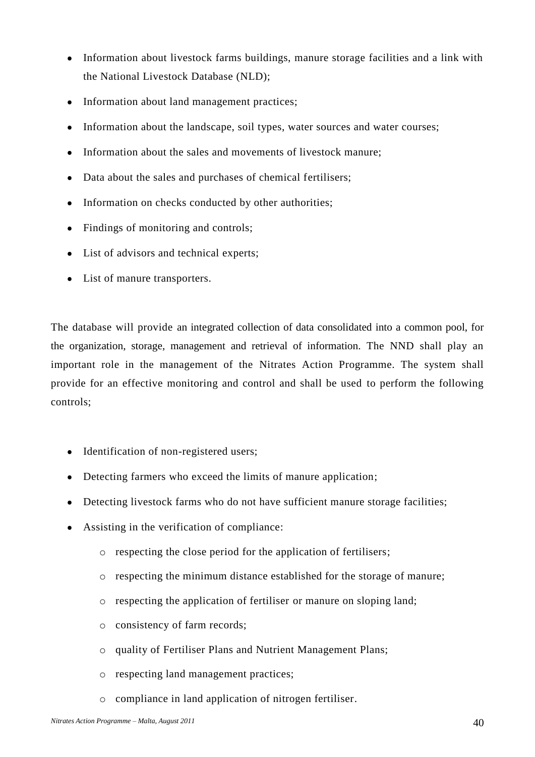- Information about livestock farms buildings, manure storage facilities and a link with the National Livestock Database (NLD);
- Information about land management practices;
- Information about the landscape, soil types, water sources and water courses;
- Information about the sales and movements of livestock manure;
- Data about the sales and purchases of chemical fertilisers;
- Information on checks conducted by other authorities;
- Findings of monitoring and controls;
- List of advisors and technical experts;
- List of manure transporters.

The database will provide an integrated collection of data consolidated into a common pool, for the organization, storage, management and retrieval of information. The NND shall play an important role in the management of the Nitrates Action Programme. The system shall provide for an effective monitoring and control and shall be used to perform the following controls;

- Identification of non-registered users;
- Detecting farmers who exceed the limits of manure application;
- Detecting livestock farms who do not have sufficient manure storage facilities;
- Assisting in the verification of compliance:
    - respecting the close period for the application of fertilisers;
    - respecting the minimum distance established for the storage of manure;
    - respecting the application of fertiliser or manure on sloping land;
    - consistency of farm records;
    - quality of Fertiliser Plans and Nutrient Management Plans;
    - respecting land management practices;
    - compliance in land application of nitrogen fertiliser.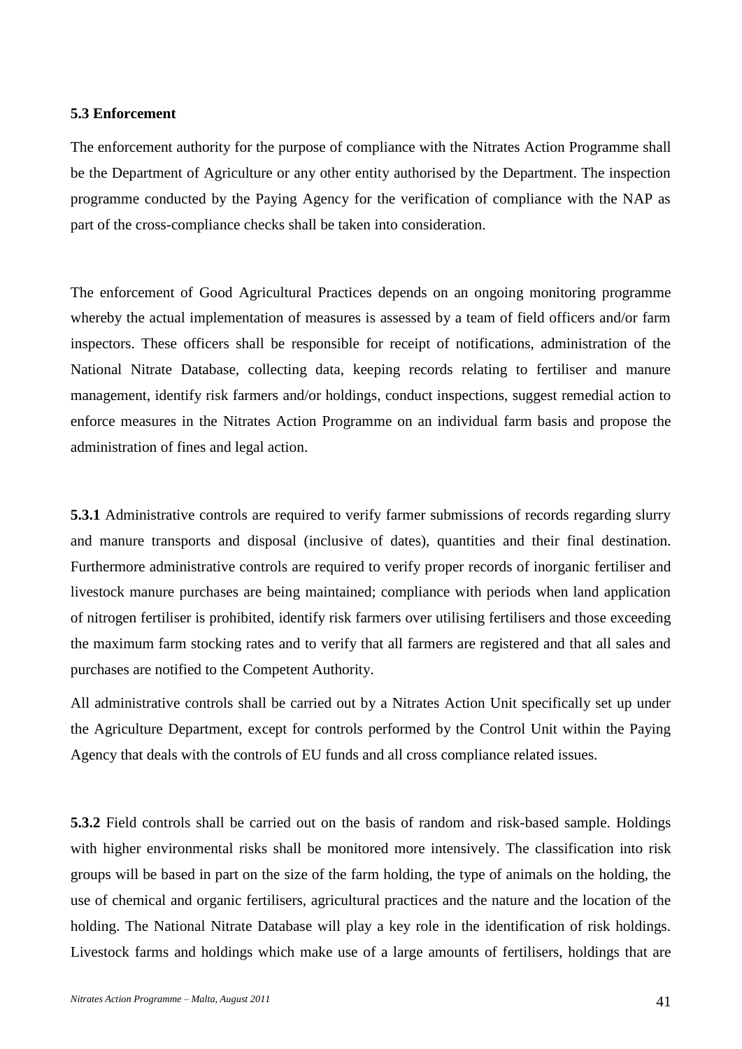### 5.3 Enforcement

The enforcement authority for the purpose of compliance with the Nitrates Action Programme shall be the Department of Agriculture or any other entity authorised by the Department. The inspection programme conducted by the Paying Agency for the verification of compliance with the NAP as part of the cross-compliance checks shall be taken into consideration.

The enforcement of Good Agricultural Practices depends on an ongoing monitoring programme whereby the actual implementation of measures is assessed by a team of field officers and/or farm inspectors. These officers shall be responsible for receipt of notifications, administration of the National Nitrate Database, collecting data, keeping records relating to fertiliser and manure management, identify risk farmers and/or holdings, conduct inspections, suggest remedial action to enforce measures in the Nitrates Action Programme on an individual farm basis and propose the administration of fines and legal action.

**5.3.1** Administrative controls are required to verify farmer submissions of records regarding slurry and manure transports and disposal (inclusive of dates), quantities and their final destination. Furthermore administrative controls are required to verify proper records of inorganic fertiliser and livestock manure purchases are being maintained; compliance with periods when land application of nitrogen fertiliser is prohibited, identify risk farmers over utilising fertilisers and those exceeding the maximum farm stocking rates and to verify that all farmers are registered and that all sales and purchases are notified to the Competent Authority.

All administrative controls shall be carried out by a Nitrates Action Unit specifically set up under the Agriculture Department, except for controls performed by the Control Unit within the Paying Agency that deals with the controls of EU funds and all cross compliance related issues.

**5.3.2** Field controls shall be carried out on the basis of random and risk-based sample. Holdings with higher environmental risks shall be monitored more intensively. The classification into risk groups will be based in part on the size of the farm holding, the type of animals on the holding, the use of chemical and organic fertilisers, agricultural practices and the nature and the location of the holding. The National Nitrate Database will play a key role in the identification of risk holdings. Livestock farms and holdings which make use of a large amounts of fertilisers, holdings that are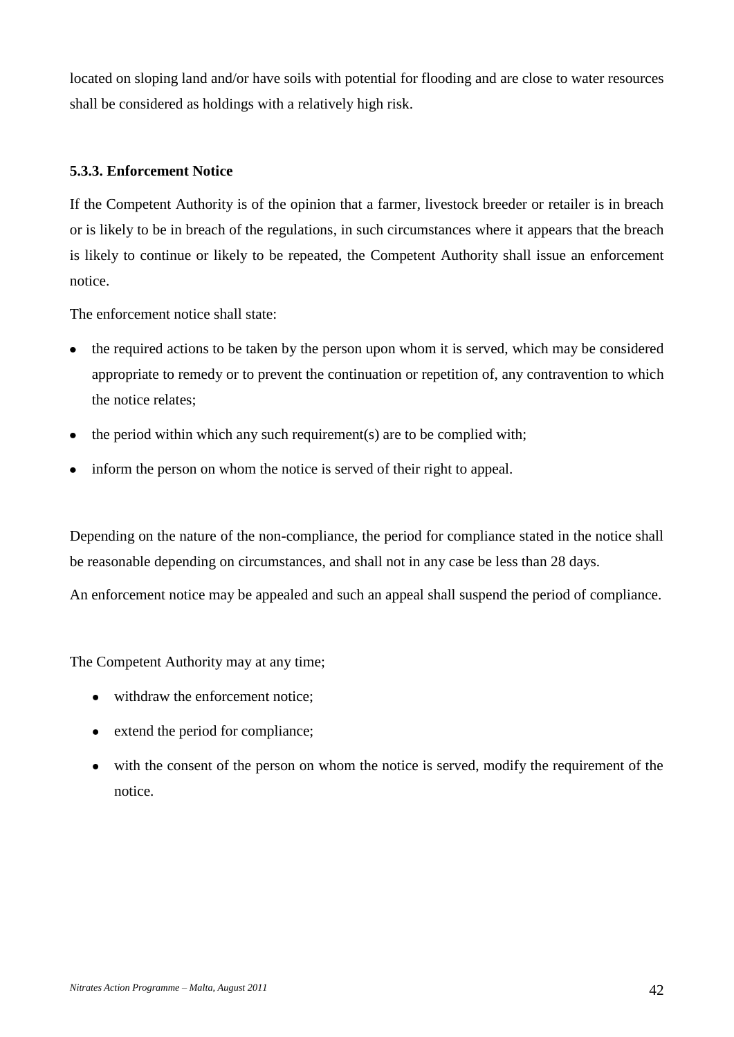located on sloping land and/or have soils with potential for flooding and are close to water resources shall be considered as holdings with a relatively high risk.

### 5.3.3. Enforcement Notice

If the Competent Authority is of the opinion that a farmer, livestock breeder or retailer is in breach or is likely to be in breach of the regulations, in such circumstances where it appears that the breach is likely to continue or likely to be repeated, the Competent Authority shall issue an enforcement notice.

The enforcement notice shall state:

- the required actions to be taken by the person upon whom it is served, which may be considered appropriate to remedy or to prevent the continuation or repetition of, any contravention to which the notice relates;
- the period within which any such requirement(s) are to be complied with;
- inform the person on whom the notice is served of their right to appeal.

Depending on the nature of the non-compliance, the period for compliance stated in the notice shall be reasonable depending on circumstances, and shall not in any case be less than 28 days.

An enforcement notice may be appealed and such an appeal shall suspend the period of compliance.

The Competent Authority may at any time;

- withdraw the enforcement notice;
- extend the period for compliance;
- with the consent of the person on whom the notice is served, modify the requirement of the notice.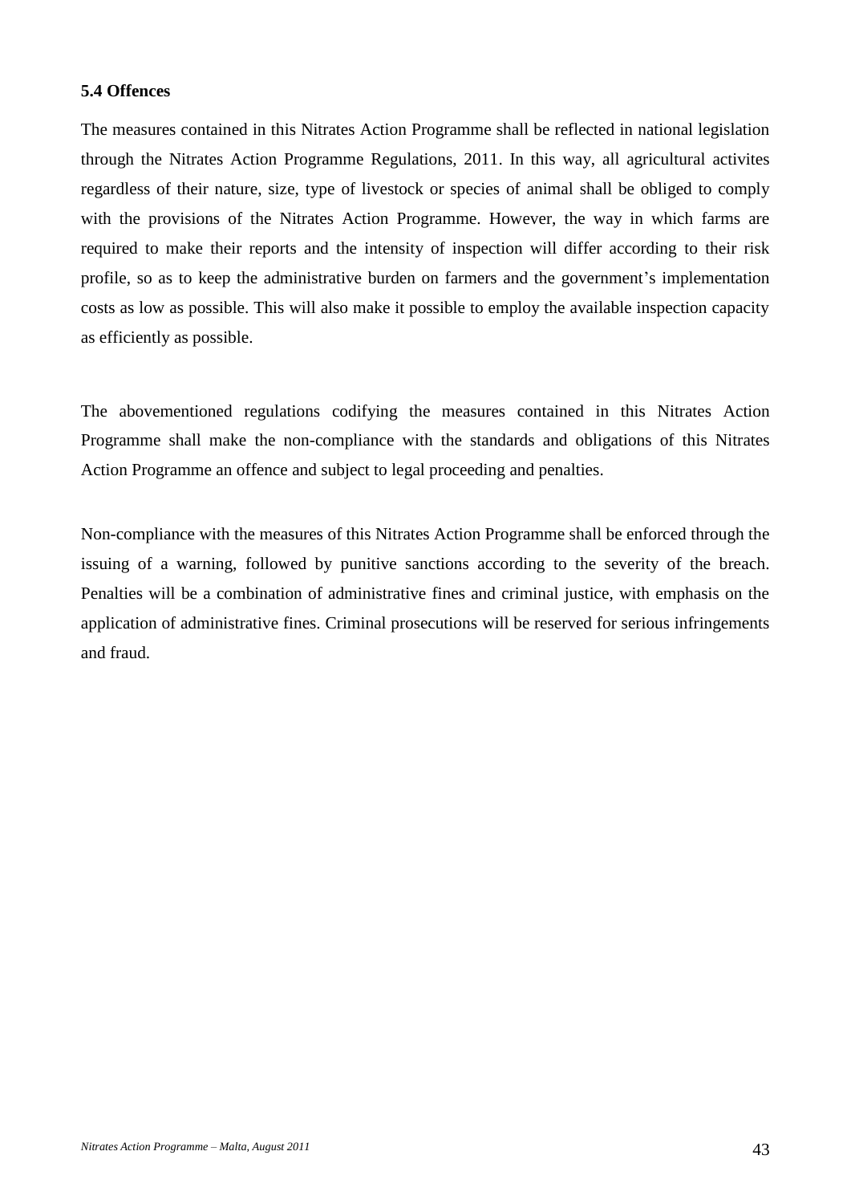### 5.4 Offences

The measures contained in this Nitrates Action Programme shall be reflected in national legislation through the Nitrates Action Programme Regulations, 2011. In this way, all agricultural activites regardless of their nature, size, type of livestock or species of animal shall be obliged to comply with the provisions of the Nitrates Action Programme. However, the way in which farms are required to make their reports and the intensity of inspection will differ according to their risk profile, so as to keep the administrative burden on farmers and the government's implementation costs as low as possible. This will also make it possible to employ the available inspection capacity as efficiently as possible.

The abovementioned regulations codifying the measures contained in this Nitrates Action Programme shall make the non-compliance with the standards and obligations of this Nitrates Action Programme an offence and subject to legal proceeding and penalties.

Non-compliance with the measures of this Nitrates Action Programme shall be enforced through the issuing of a warning, followed by punitive sanctions according to the severity of the breach. Penalties will be a combination of administrative fines and criminal justice, with emphasis on the application of administrative fines. Criminal prosecutions will be reserved for serious infringements and fraud.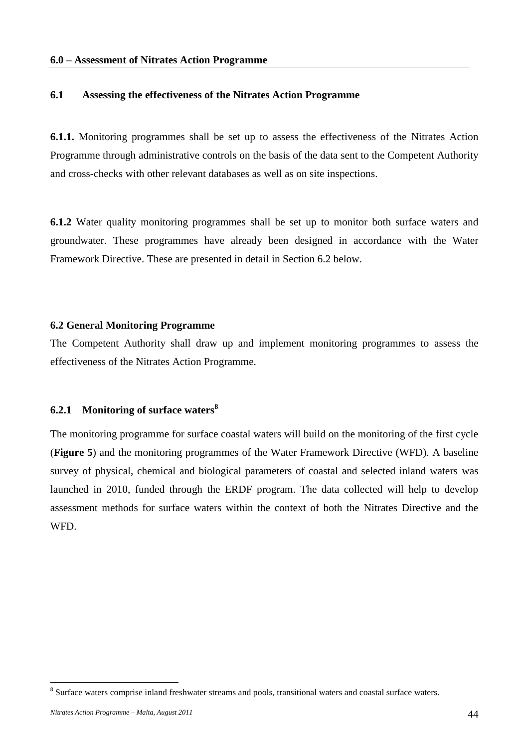## 6.0 – Assessment of Nitrates Action Programme

### 6.1 Assessing the effectiveness of the Nitrates Action Programme

**6.1.1.** Monitoring programmes shall be set up to assess the effectiveness of the Nitrates Action Programme through administrative controls on the basis of the data sent to the Competent Authority and cross-checks with other relevant databases as well as on site inspections.

**6.1.2** Water quality monitoring programmes shall be set up to monitor both surface waters and groundwater. These programmes have already been designed in accordance with the Water Framework Directive. These are presented in detail in Section 6.2 below.

### 6.2 General Monitoring Programme

The Competent Authority shall draw up and implement monitoring programmes to assess the effectiveness of the Nitrates Action Programme.

#### 6.2.1 Monitoring of surface waters[8]

The monitoring programme for surface coastal waters will build on the monitoring of the first cycle (**Figure 5**) and the monitoring programmes of the Water Framework Directive (WFD). A baseline survey of physical, chemical and biological parameters of coastal and selected inland waters was launched in 2010, funded through the ERDF program. The data collected will help to develop assessment methods for surface waters within the context of both the Nitrates Directive and the WFD.

[8] Surface waters comprise inland freshwater streams and pools, transitional waters and coastal surface waters.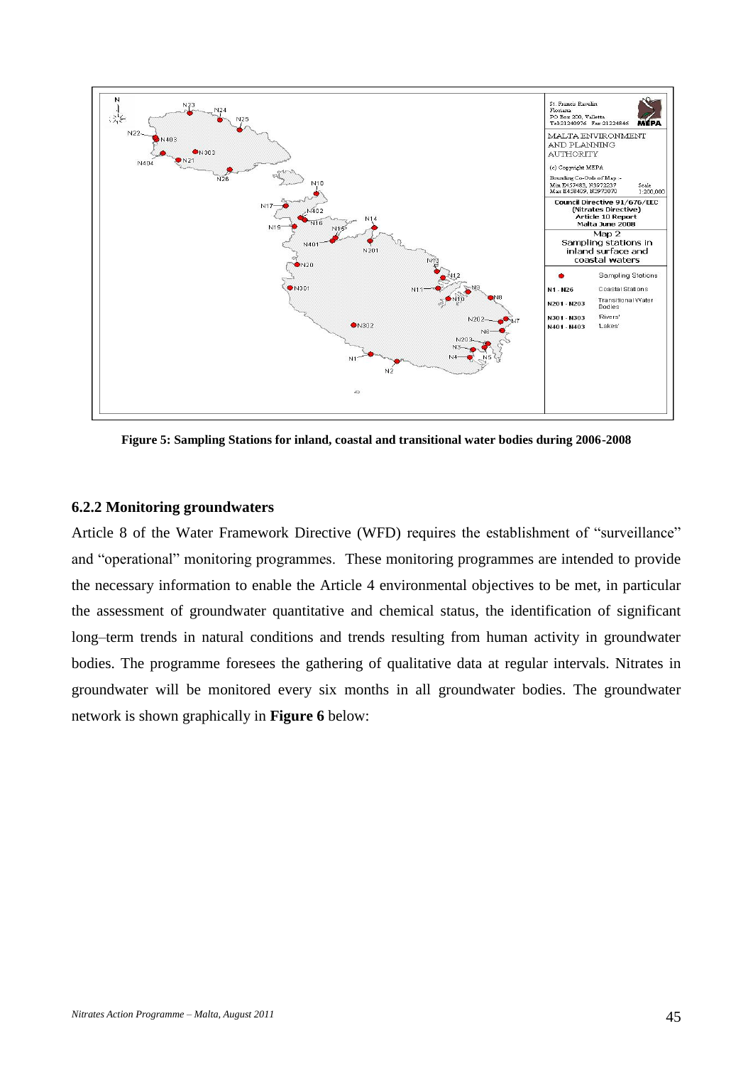**Figure 5: Sampling Stations for inland, coastal and transitional water bodies during 2006-2008**

### 6.2.2 Monitoring groundwaters

Article 8 of the Water Framework Directive (WFD) requires the establishment of "surveillance" and "operational" monitoring programmes. These monitoring programmes are intended to provide the necessary information to enable the Article 4 environmental objectives to be met, in particular the assessment of groundwater quantitative and chemical status, the identification of significant long–term trends in natural conditions and trends resulting from human activity in groundwater bodies. The programme foresees the gathering of qualitative data at regular intervals. Nitrates in groundwater will be monitored every six months in all groundwater bodies. The groundwater network is shown graphically in **Figure 6** below: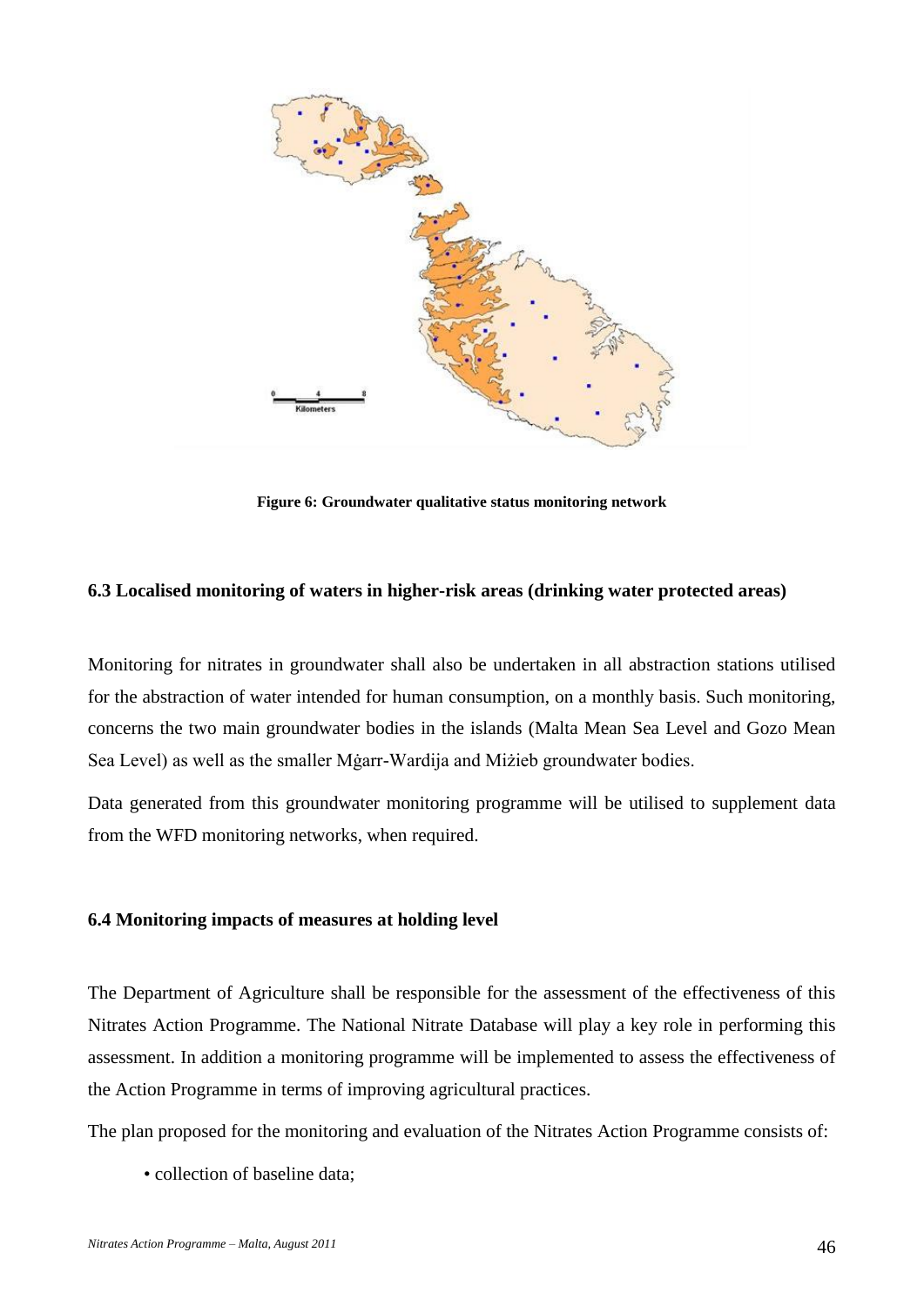Figure 6: Groundwater qualitative status monitoring network

### 6.3 Localised monitoring of waters in higher-risk areas (drinking water protected areas)

Monitoring for nitrates in groundwater shall also be undertaken in all abstraction stations utilised for the abstraction of water intended for human consumption, on a monthly basis. Such monitoring, concerns the two main groundwater bodies in the islands (Malta Mean Sea Level and Gozo Mean Sea Level) as well as the smaller Mġarr-Wardija and Miżieb groundwater bodies.

Data generated from this groundwater monitoring programme will be utilised to supplement data from the WFD monitoring networks, when required.

### 6.4 Monitoring impacts of measures at holding level

The Department of Agriculture shall be responsible for the assessment of the effectiveness of this Nitrates Action Programme. The National Nitrate Database will play a key role in performing this assessment. In addition a monitoring programme will be implemented to assess the effectiveness of the Action Programme in terms of improving agricultural practices.

The plan proposed for the monitoring and evaluation of the Nitrates Action Programme consists of:

- collection of baseline data;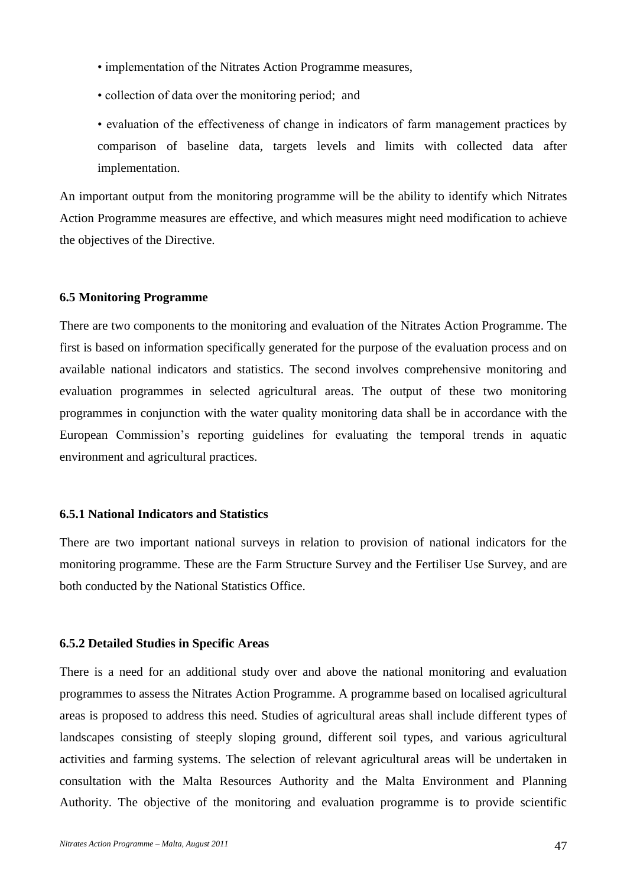- implementation of the Nitrates Action Programme measures,
- collection of data over the monitoring period; and
- evaluation of the effectiveness of change in indicators of farm management practices by comparison of baseline data, targets levels and limits with collected data after implementation.

An important output from the monitoring programme will be the ability to identify which Nitrates Action Programme measures are effective, and which measures might need modification to achieve the objectives of the Directive.

### 6.5 Monitoring Programme

There are two components to the monitoring and evaluation of the Nitrates Action Programme. The first is based on information specifically generated for the purpose of the evaluation process and on available national indicators and statistics. The second involves comprehensive monitoring and evaluation programmes in selected agricultural areas. The output of these two monitoring programmes in conjunction with the water quality monitoring data shall be in accordance with the European Commission's reporting guidelines for evaluating the temporal trends in aquatic environment and agricultural practices.

#### 6.5.1 National Indicators and Statistics

There are two important national surveys in relation to provision of national indicators for the monitoring programme. These are the Farm Structure Survey and the Fertiliser Use Survey, and are both conducted by the National Statistics Office.

#### 6.5.2 Detailed Studies in Specific Areas

There is a need for an additional study over and above the national monitoring and evaluation programmes to assess the Nitrates Action Programme. A programme based on localised agricultural areas is proposed to address this need. Studies of agricultural areas shall include different types of landscapes consisting of steeply sloping ground, different soil types, and various agricultural activities and farming systems. The selection of relevant agricultural areas will be undertaken in consultation with the Malta Resources Authority and the Malta Environment and Planning Authority. The objective of the monitoring and evaluation programme is to provide scientific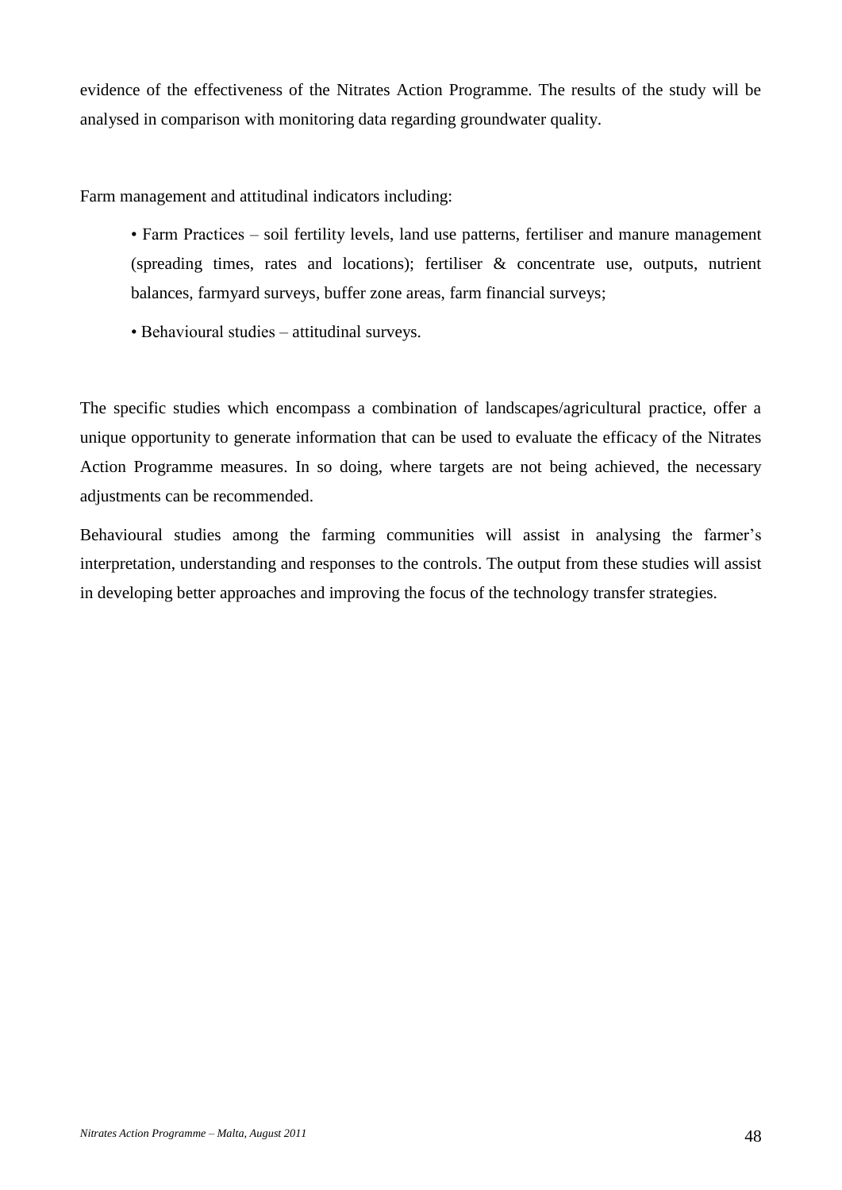evidence of the effectiveness of the Nitrates Action Programme. The results of the study will be analysed in comparison with monitoring data regarding groundwater quality.

Farm management and attitudinal indicators including:

- Farm Practices – soil fertility levels, land use patterns, fertiliser and manure management (spreading times, rates and locations); fertiliser & concentrate use, outputs, nutrient balances, farmyard surveys, buffer zone areas, farm financial surveys;
- Behavioural studies – attitudinal surveys.

The specific studies which encompass a combination of landscapes/agricultural practice, offer a unique opportunity to generate information that can be used to evaluate the efficacy of the Nitrates Action Programme measures. In so doing, where targets are not being achieved, the necessary adjustments can be recommended.

Behavioural studies among the farming communities will assist in analysing the farmer's interpretation, understanding and responses to the controls. The output from these studies will assist in developing better approaches and improving the focus of the technology transfer strategies.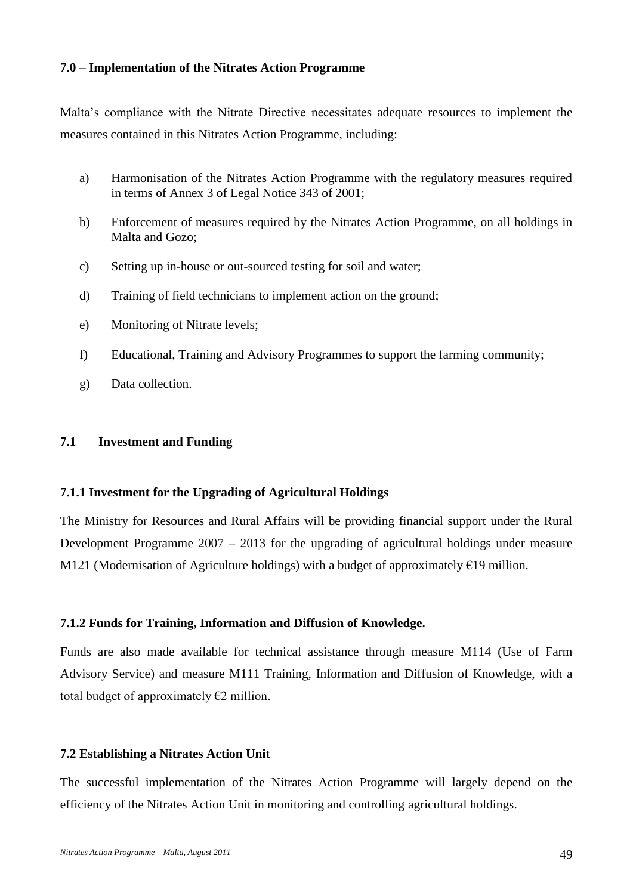## 7.0 – Implementation of the Nitrates Action Programme

Malta's compliance with the Nitrate Directive necessitates adequate resources to implement the measures contained in this Nitrates Action Programme, including:

a) Harmonisation of the Nitrates Action Programme with the regulatory measures required in terms of Annex 3 of Legal Notice 343 of 2001;

b) Enforcement of measures required by the Nitrates Action Programme, on all holdings in Malta and Gozo;

c) Setting up in-house or out-sourced testing for soil and water;

d) Training of field technicians to implement action on the ground;

e) Monitoring of Nitrate levels;

f) Educational, Training and Advisory Programmes to support the farming community;

g) Data collection.

### 7.1 Investment and Funding

#### 7.1.1 Investment for the Upgrading of Agricultural Holdings

The Ministry for Resources and Rural Affairs will be providing financial support under the Rural Development Programme 2007 – 2013 for the upgrading of agricultural holdings under measure M121 (Modernisation of Agriculture holdings) with a budget of approximately €19 million.

#### 7.1.2 Funds for Training, Information and Diffusion of Knowledge.

Funds are also made available for technical assistance through measure M114 (Use of Farm Advisory Service) and measure M111 Training, Information and Diffusion of Knowledge, with a total budget of approximately €2 million.

### 7.2 Establishing a Nitrates Action Unit

The successful implementation of the Nitrates Action Programme will largely depend on the efficiency of the Nitrates Action Unit in monitoring and controlling agricultural holdings.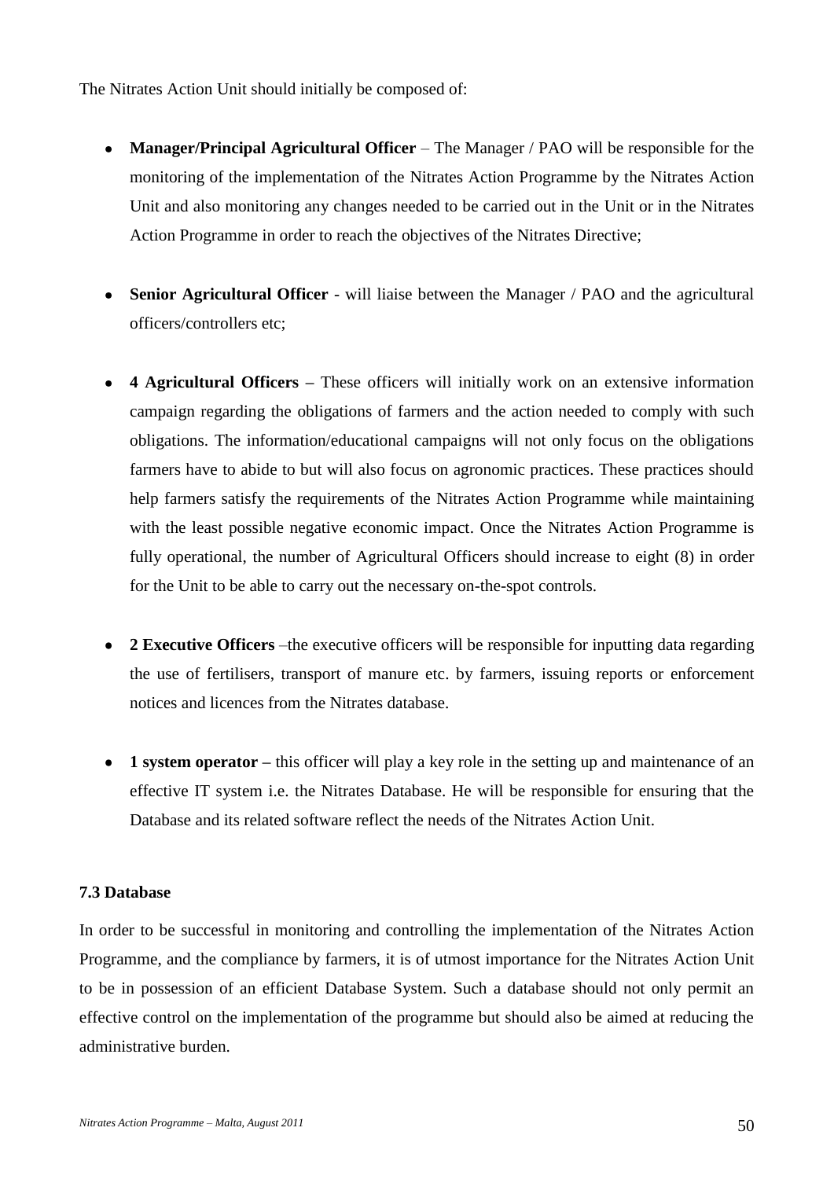The Nitrates Action Unit should initially be composed of:

- **Manager/Principal Agricultural Officer** – The Manager / PAO will be responsible for the monitoring of the implementation of the Nitrates Action Programme by the Nitrates Action Unit and also monitoring any changes needed to be carried out in the Unit or in the Nitrates Action Programme in order to reach the objectives of the Nitrates Directive;

- **Senior Agricultural Officer** - will liaise between the Manager / PAO and the agricultural officers/controllers etc;

- **4 Agricultural Officers –** These officers will initially work on an extensive information campaign regarding the obligations of farmers and the action needed to comply with such obligations. The information/educational campaigns will not only focus on the obligations farmers have to abide to but will also focus on agronomic practices. These practices should help farmers satisfy the requirements of the Nitrates Action Programme while maintaining with the least possible negative economic impact. Once the Nitrates Action Programme is fully operational, the number of Agricultural Officers should increase to eight (8) in order for the Unit to be able to carry out the necessary on-the-spot controls.

- **2 Executive Officers** –the executive officers will be responsible for inputting data regarding the use of fertilisers, transport of manure etc. by farmers, issuing reports or enforcement notices and licences from the Nitrates database.

- **1 system operator –** this officer will play a key role in the setting up and maintenance of an effective IT system i.e. the Nitrates Database. He will be responsible for ensuring that the Database and its related software reflect the needs of the Nitrates Action Unit.

### 7.3 Database

In order to be successful in monitoring and controlling the implementation of the Nitrates Action Programme, and the compliance by farmers, it is of utmost importance for the Nitrates Action Unit to be in possession of an efficient Database System. Such a database should not only permit an effective control on the implementation of the programme but should also be aimed at reducing the administrative burden.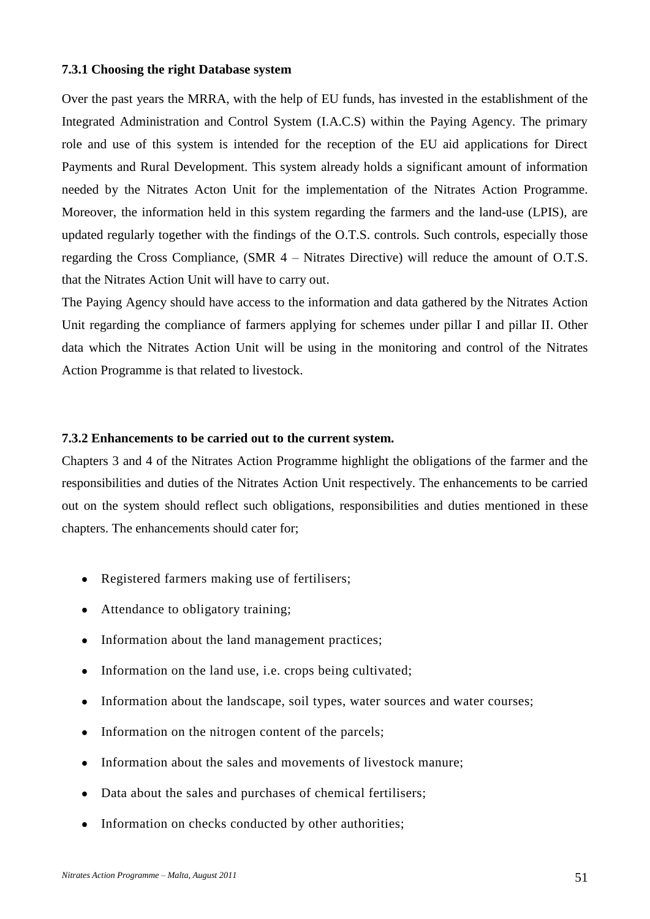### 7.3.1 Choosing the right Database system

Over the past years the MRRA, with the help of EU funds, has invested in the establishment of the Integrated Administration and Control System (I.A.C.S) within the Paying Agency. The primary role and use of this system is intended for the reception of the EU aid applications for Direct Payments and Rural Development. This system already holds a significant amount of information needed by the Nitrates Acton Unit for the implementation of the Nitrates Action Programme. Moreover, the information held in this system regarding the farmers and the land-use (LPIS), are updated regularly together with the findings of the O.T.S. controls. Such controls, especially those regarding the Cross Compliance, (SMR 4 – Nitrates Directive) will reduce the amount of O.T.S. that the Nitrates Action Unit will have to carry out.

The Paying Agency should have access to the information and data gathered by the Nitrates Action Unit regarding the compliance of farmers applying for schemes under pillar I and pillar II. Other data which the Nitrates Action Unit will be using in the monitoring and control of the Nitrates Action Programme is that related to livestock.

### 7.3.2 Enhancements to be carried out to the current system.

Chapters 3 and 4 of the Nitrates Action Programme highlight the obligations of the farmer and the responsibilities and duties of the Nitrates Action Unit respectively. The enhancements to be carried out on the system should reflect such obligations, responsibilities and duties mentioned in these chapters. The enhancements should cater for;

- Registered farmers making use of fertilisers;
- Attendance to obligatory training;
- Information about the land management practices;
- Information on the land use, i.e. crops being cultivated;
- Information about the landscape, soil types, water sources and water courses;
- Information on the nitrogen content of the parcels;
- Information about the sales and movements of livestock manure;
- Data about the sales and purchases of chemical fertilisers;
- Information on checks conducted by other authorities;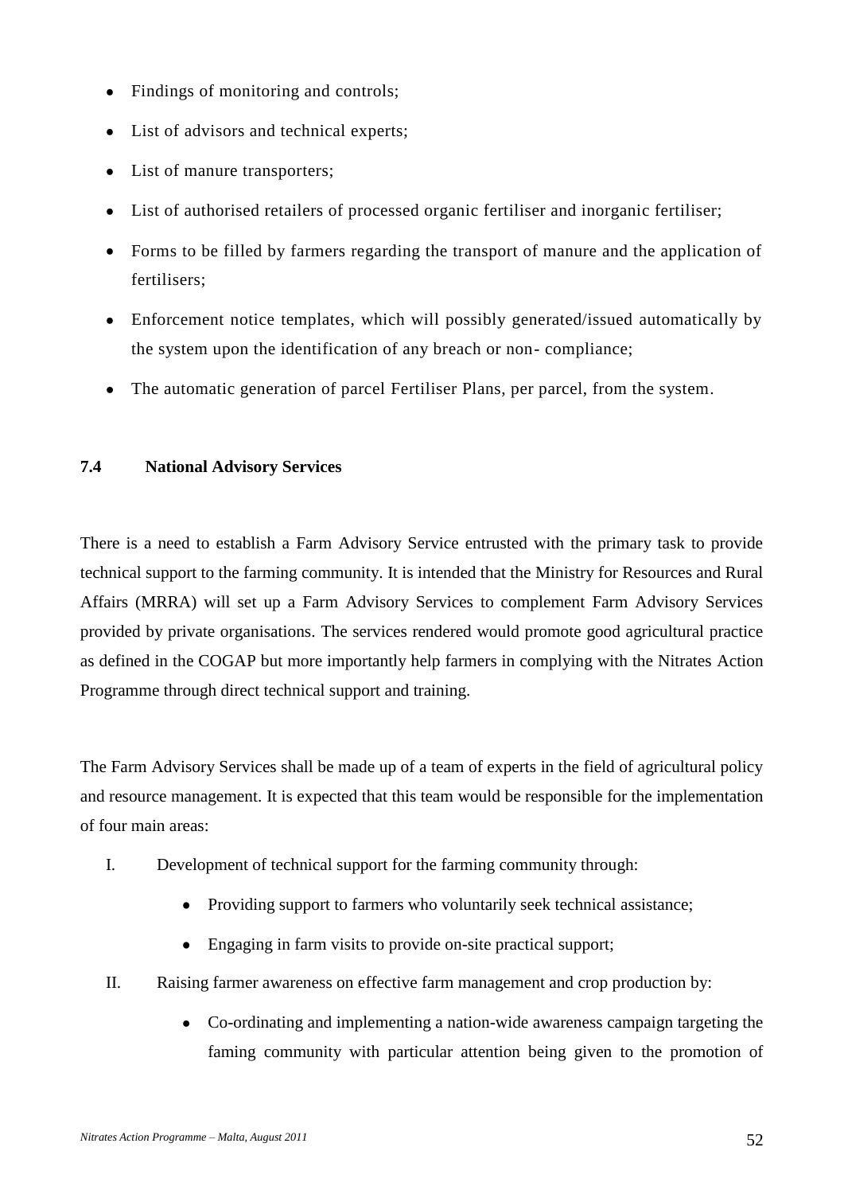- Findings of monitoring and controls;
- List of advisors and technical experts;
- List of manure transporters;
- List of authorised retailers of processed organic fertiliser and inorganic fertiliser;
- Forms to be filled by farmers regarding the transport of manure and the application of fertilisers;
- Enforcement notice templates, which will possibly generated/issued automatically by the system upon the identification of any breach or non- compliance;
- The automatic generation of parcel Fertiliser Plans, per parcel, from the system.

### 7.4 National Advisory Services

There is a need to establish a Farm Advisory Service entrusted with the primary task to provide technical support to the farming community. It is intended that the Ministry for Resources and Rural Affairs (MRRA) will set up a Farm Advisory Services to complement Farm Advisory Services provided by private organisations. The services rendered would promote good agricultural practice as defined in the COGAP but more importantly help farmers in complying with the Nitrates Action Programme through direct technical support and training.

The Farm Advisory Services shall be made up of a team of experts in the field of agricultural policy and resource management. It is expected that this team would be responsible for the implementation of four main areas:

I. Development of technical support for the farming community through:
   - Providing support to farmers who voluntarily seek technical assistance;
   - Engaging in farm visits to provide on-site practical support;

II. Raising farmer awareness on effective farm management and crop production by:
   - Co-ordinating and implementing a nation-wide awareness campaign targeting the faming community with particular attention being given to the promotion of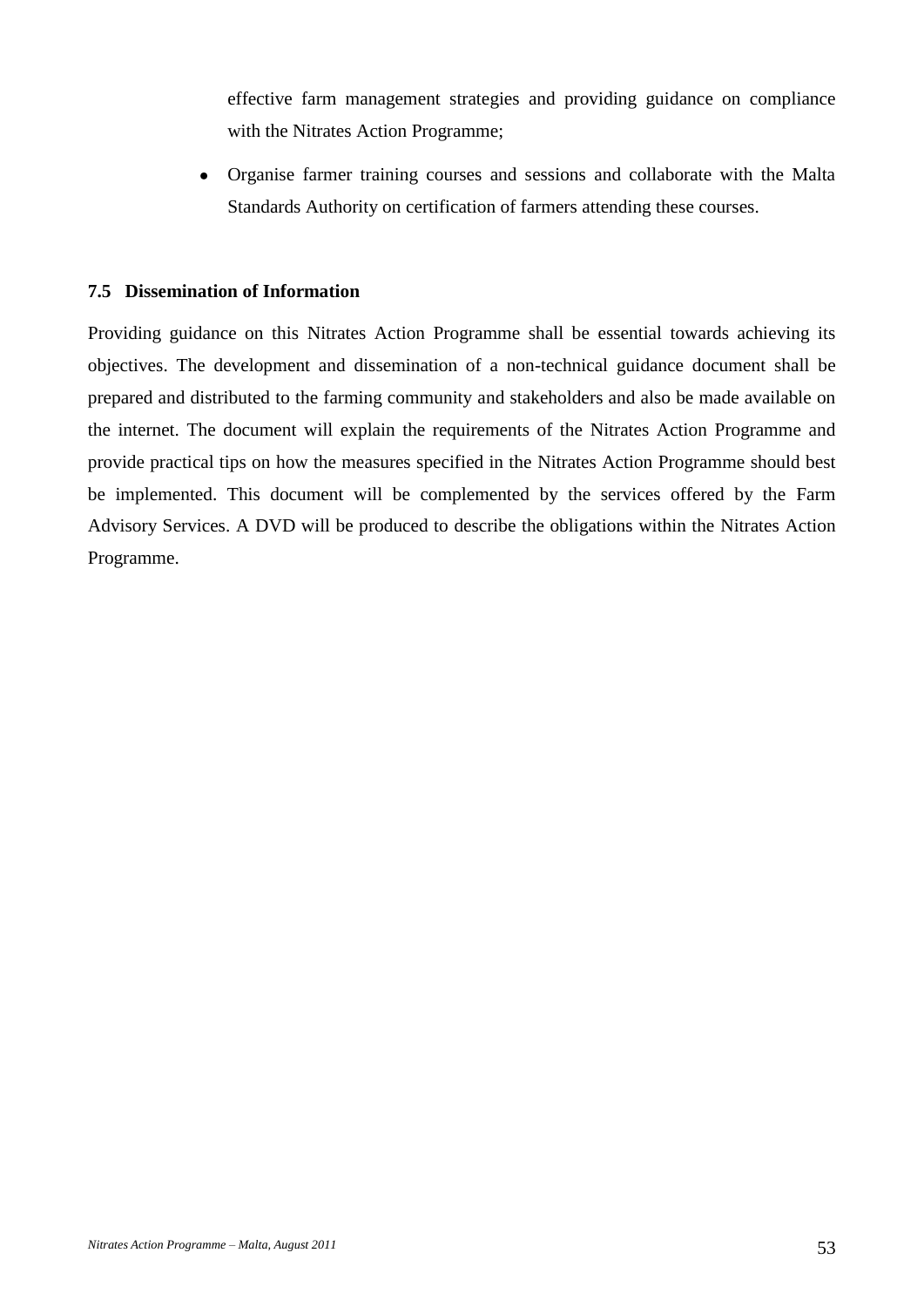effective farm management strategies and providing guidance on compliance with the Nitrates Action Programme;

- Organise farmer training courses and sessions and collaborate with the Malta Standards Authority on certification of farmers attending these courses.

### 7.5 Dissemination of Information

Providing guidance on this Nitrates Action Programme shall be essential towards achieving its objectives. The development and dissemination of a non-technical guidance document shall be prepared and distributed to the farming community and stakeholders and also be made available on the internet. The document will explain the requirements of the Nitrates Action Programme and provide practical tips on how the measures specified in the Nitrates Action Programme should best be implemented. This document will be complemented by the services offered by the Farm Advisory Services. A DVD will be produced to describe the obligations within the Nitrates Action Programme.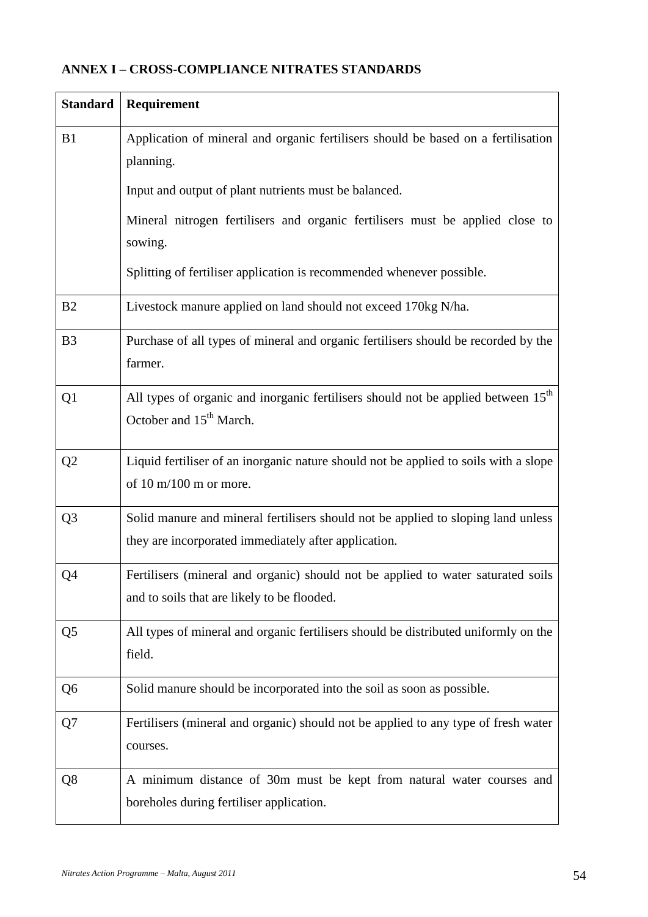## ANNEX I – CROSS-COMPLIANCE NITRATES STANDARDS

| Standard | Requirement |
|---|---|
| B1 | Application of mineral and organic fertilisers should be based on a fertilisation planning.<br><br>Input and output of plant nutrients must be balanced.<br><br>Mineral nitrogen fertilisers and organic fertilisers must be applied close to sowing.<br><br>Splitting of fertiliser application is recommended whenever possible. |
| B2 | Livestock manure applied on land should not exceed 170kg N/ha. |
| B3 | Purchase of all types of mineral and organic fertilisers should be recorded by the farmer. |
| Q1 | All types of organic and inorganic fertilisers should not be applied between 15th October and 15th March. |
| Q2 | Liquid fertiliser of an inorganic nature should not be applied to soils with a slope of 10 m/100 m or more. |
| Q3 | Solid manure and mineral fertilisers should not be applied to sloping land unless they are incorporated immediately after application. |
| Q4 | Fertilisers (mineral and organic) should not be applied to water saturated soils and to soils that are likely to be flooded. |
| Q5 | All types of mineral and organic fertilisers should be distributed uniformly on the field. |
| Q6 | Solid manure should be incorporated into the soil as soon as possible. |
| Q7 | Fertilisers (mineral and organic) should not be applied to any type of fresh water courses. |
| Q8 | A minimum distance of 30m must be kept from natural water courses and boreholes during fertiliser application. |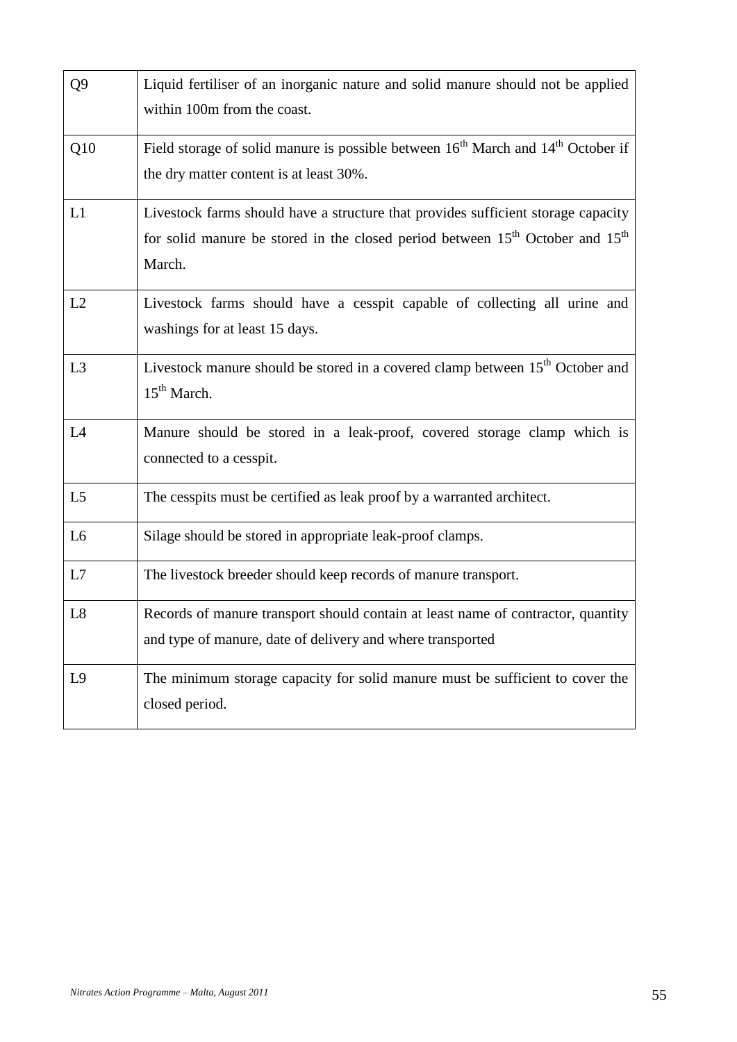| | |
|---|---|
| Q9 | Liquid fertiliser of an inorganic nature and solid manure should not be applied within 100m from the coast. |
| Q10 | Field storage of solid manure is possible between 16$^{th}$ March and 14$^{th}$ October if the dry matter content is at least 30%. |
| L1 | Livestock farms should have a structure that provides sufficient storage capacity for solid manure be stored in the closed period between 15$^{th}$ October and 15$^{th}$ March. |
| L2 | Livestock farms should have a cesspit capable of collecting all urine and washings for at least 15 days. |
| L3 | Livestock manure should be stored in a covered clamp between 15$^{th}$ October and 15$^{th}$ March. |
| L4 | Manure should be stored in a leak-proof, covered storage clamp which is connected to a cesspit. |
| L5 | The cesspits must be certified as leak proof by a warranted architect. |
| L6 | Silage should be stored in appropriate leak-proof clamps. |
| L7 | The livestock breeder should keep records of manure transport. |
| L8 | Records of manure transport should contain at least name of contractor, quantity and type of manure, date of delivery and where transported |
| L9 | The minimum storage capacity for solid manure must be sufficient to cover the closed period. |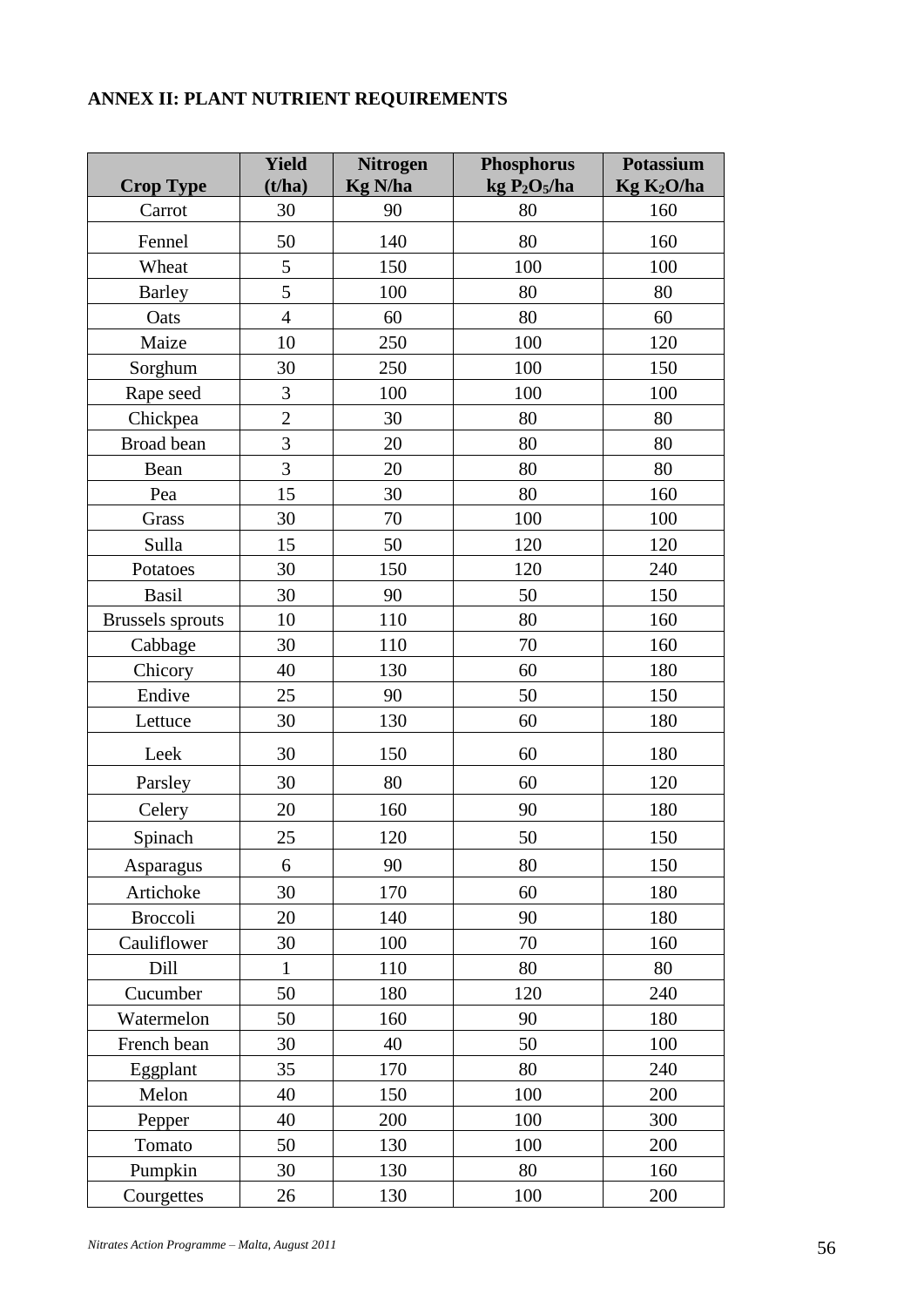**ANNEX II: PLANT NUTRIENT REQUIREMENTS**

| Crop Type | Yield (t/ha) | Nitrogen Kg N/ha | Phosphorus kg $P_2O_5$/ha | Potassium Kg $K_2O$/ha |
|---|---|---|---|---|
| Carrot | 30 | 90 | 80 | 160 |
| Fennel | 50 | 140 | 80 | 160 |
| Wheat | 5 | 150 | 100 | 100 |
| Barley | 5 | 100 | 80 | 80 |
| Oats | 4 | 60 | 80 | 60 |
| Maize | 10 | 250 | 100 | 120 |
| Sorghum | 30 | 250 | 100 | 150 |
| Rape seed | 3 | 100 | 100 | 100 |
| Chickpea | 2 | 30 | 80 | 80 |
| Broad bean | 3 | 20 | 80 | 80 |
| Bean | 3 | 20 | 80 | 80 |
| Pea | 15 | 30 | 80 | 160 |
| Grass | 30 | 70 | 100 | 100 |
| Sulla | 15 | 50 | 120 | 120 |
| Potatoes | 30 | 150 | 120 | 240 |
| Basil | 30 | 90 | 50 | 150 |
| Brussels sprouts | 10 | 110 | 80 | 160 |
| Cabbage | 30 | 110 | 70 | 160 |
| Chicory | 40 | 130 | 60 | 180 |
| Endive | 25 | 90 | 50 | 150 |
| Lettuce | 30 | 130 | 60 | 180 |
| Leek | 30 | 150 | 60 | 180 |
| Parsley | 30 | 80 | 60 | 120 |
| Celery | 20 | 160 | 90 | 180 |
| Spinach | 25 | 120 | 50 | 150 |
| Asparagus | 6 | 90 | 80 | 150 |
| Artichoke | 30 | 170 | 60 | 180 |
| Broccoli | 20 | 140 | 90 | 180 |
| Cauliflower | 30 | 100 | 70 | 160 |
| Dill | 1 | 110 | 80 | 80 |
| Cucumber | 50 | 180 | 120 | 240 |
| Watermelon | 50 | 160 | 90 | 180 |
| French bean | 30 | 40 | 50 | 100 |
| Eggplant | 35 | 170 | 80 | 240 |
| Melon | 40 | 150 | 100 | 200 |
| Pepper | 40 | 200 | 100 | 300 |
| Tomato | 50 | 130 | 100 | 200 |
| Pumpkin | 30 | 130 | 80 | 160 |
| Courgettes | 26 | 130 | 100 | 200 |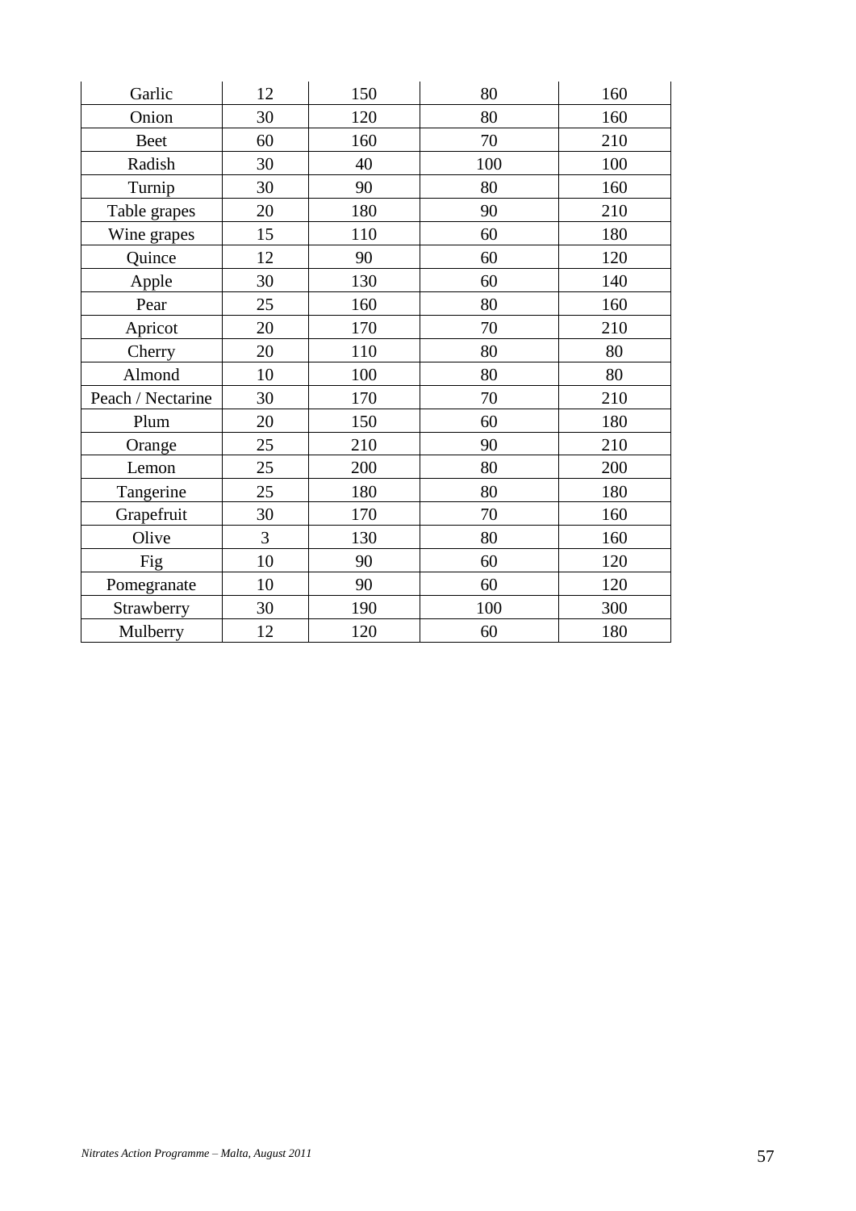| Garlic | 12 | 150 | 80 | 160 |
|---|---|---|---|---|
| Onion | 30 | 120 | 80 | 160 |
| Beet | 60 | 160 | 70 | 210 |
| Radish | 30 | 40 | 100 | 100 |
| Turnip | 30 | 90 | 80 | 160 |
| Table grapes | 20 | 180 | 90 | 210 |
| Wine grapes | 15 | 110 | 60 | 180 |
| Quince | 12 | 90 | 60 | 120 |
| Apple | 30 | 130 | 60 | 140 |
| Pear | 25 | 160 | 80 | 160 |
| Apricot | 20 | 170 | 70 | 210 |
| Cherry | 20 | 110 | 80 | 80 |
| Almond | 10 | 100 | 80 | 80 |
| Peach / Nectarine | 30 | 170 | 70 | 210 |
| Plum | 20 | 150 | 60 | 180 |
| Orange | 25 | 210 | 90 | 210 |
| Lemon | 25 | 200 | 80 | 200 |
| Tangerine | 25 | 180 | 80 | 180 |
| Grapefruit | 30 | 170 | 70 | 160 |
| Olive | 3 | 130 | 80 | 160 |
| Fig | 10 | 90 | 60 | 120 |
| Pomegranate | 10 | 90 | 60 | 120 |
| Strawberry | 30 | 190 | 100 | 300 |
| Mulberry | 12 | 120 | 60 | 180 |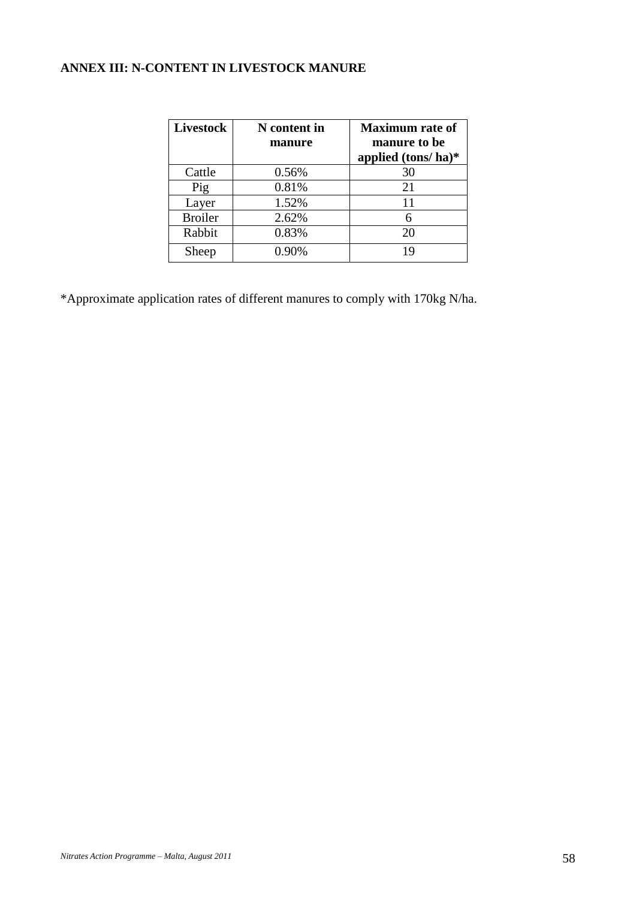## ANNEX III: N-CONTENT IN LIVESTOCK MANURE

| Livestock | N content in manure | Maximum rate of manure to be applied (tons/ ha)* |
|---|---|---|
| Cattle | 0.56% | 30 |
| Pig | 0.81% | 21 |
| Layer | 1.52% | 11 |
| Broiler | 2.62% | 6 |
| Rabbit | 0.83% | 20 |
| Sheep | 0.90% | 19 |

*Approximate application rates of different manures to comply with 170kg N/ha.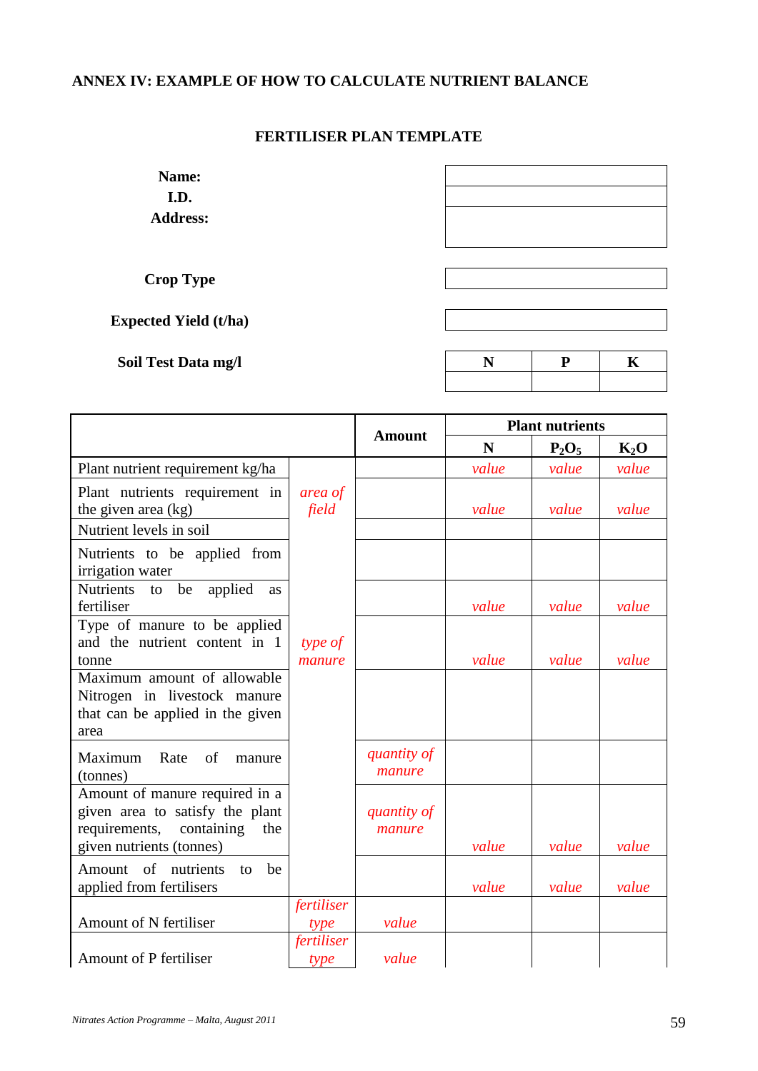## ANNEX IV: EXAMPLE OF HOW TO CALCULATE NUTRIENT BALANCE

### FERTILISER PLAN TEMPLATE

| | |
|---|---|
| **Name:** | |
| **I.D.** | |
| **Address:** | |

| | |
|---|---|
| **Crop Type** | |

| | |
|---|---|
| **Expected Yield (t/ha)** | |

| **Soil Test Data mg/l** | **N** | **P** | **K** |
|---|---|---|---|
| | | | |

| | | **Amount** | **Plant nutrients** | | |
|---|---|---|---|---|---|
| | | | **N** | **$P_2O_5$** | **$K_2O$** |
| Plant nutrient requirement kg/ha | | | *value* | *value* | *value* |
| Plant nutrients requirement in the given area (kg) | *area of field* | | *value* | *value* | *value* |
| Nutrient levels in soil | | | | | |
| Nutrients to be applied from irrigation water | | | | | |
| Nutrients to be applied as fertiliser | | | *value* | *value* | *value* |
| Type of manure to be applied and the nutrient content in 1 tonne | *type of manure* | | *value* | *value* | *value* |
| Maximum amount of allowable Nitrogen in livestock manure that can be applied in the given area | | | | | |
| Maximum Rate of manure (tonnes) | | *quantity of manure* | | | |
| Amount of manure required in a given area to satisfy the plant requirements, containing the given nutrients (tonnes) | | *quantity of manure* | *value* | *value* | *value* |
| Amount of nutrients to be applied from fertilisers | | | *value* | *value* | *value* |
| Amount of N fertiliser | *fertiliser type* | *value* | | | |
| Amount of P fertiliser | *fertiliser type* | *value* | | | |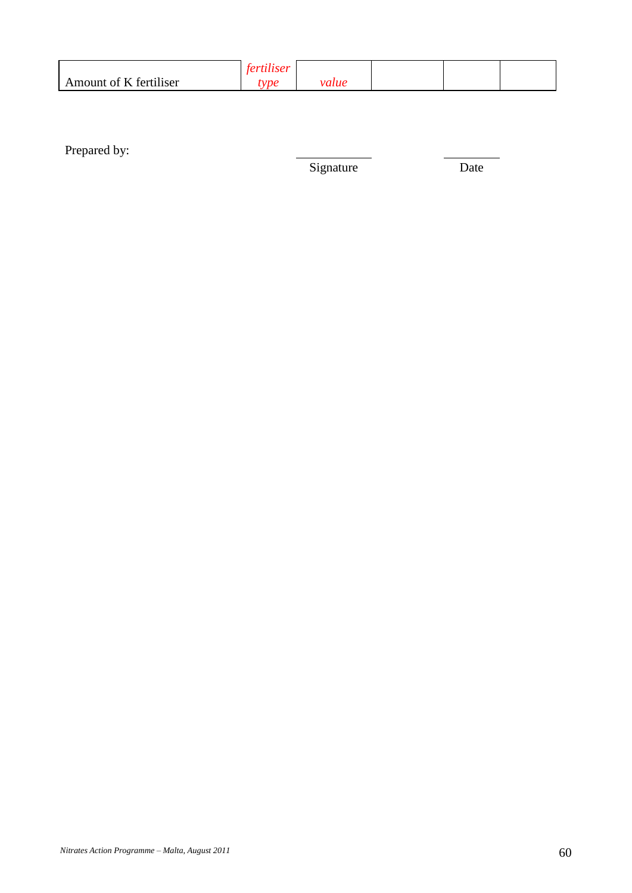| Amount of K fertiliser | *fertiliser type* | *value* | | | |
|---|---|---|---|---|---|

Prepared by:

\_\_\_\_\_\_\_\_\_\_\_\_\_\_\_ Signature

\_\_\_\_\_\_\_\_\_\_\_\_ Date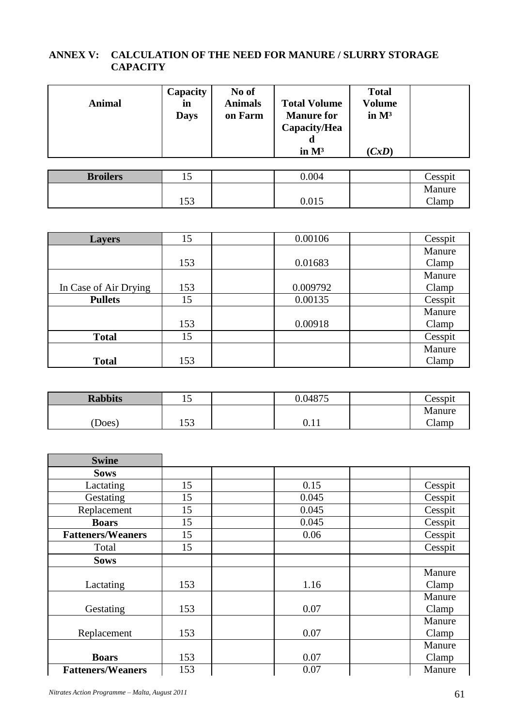### ANNEX V: CALCULATION OF THE NEED FOR MANURE / SLURRY STORAGE CAPACITY

| Animal | Capacity in Days | No of Animals on Farm | Total Volume Manure for Capacity/Head in M³ | Total Volume in M³ (CxD) | |
|---|---|---|---|---|---|
| **Broilers** | 15 | | 0.004 | | Cesspit |
| | 153 | | 0.015 | | Manure Clamp |

| | | | | | |
|---|---|---|---|---|---|
| **Layers** | 15 | | 0.00106 | | Cesspit |
| | 153 | | 0.01683 | | Manure Clamp |
| In Case of Air Drying | 153 | | 0.009792 | | Manure Clamp |
| **Pullets** | 15 | | 0.00135 | | Cesspit |
| | 153 | | 0.00918 | | Manure Clamp |
| **Total** | 15 | | | | Cesspit |
| **Total** | 153 | | | | Manure Clamp |

| | | | | | |
|---|---|---|---|---|---|
| **Rabbits** | 15 | | 0.04875 | | Cesspit |
| (Does) | 153 | | 0.11 | | Manure Clamp |

| | | | | | |
|---|---|---|---|---|---|
| **Swine** | | | | | |
| **Sows** | | | | | |
| Lactating | 15 | | 0.15 | | Cesspit |
| Gestating | 15 | | 0.045 | | Cesspit |
| Replacement | 15 | | 0.045 | | Cesspit |
| **Boars** | 15 | | 0.045 | | Cesspit |
| **Fatteners/Weaners** | 15 | | 0.06 | | Cesspit |
| Total | 15 | | | | Cesspit |
| **Sows** | | | | | |
| Lactating | 153 | | 1.16 | | Manure Clamp |
| Gestating | 153 | | 0.07 | | Manure Clamp |
| Replacement | 153 | | 0.07 | | Manure Clamp |
| **Boars** | 153 | | 0.07 | | Manure Clamp |
| **Fatteners/Weaners** | 153 | | 0.07 | | Manure |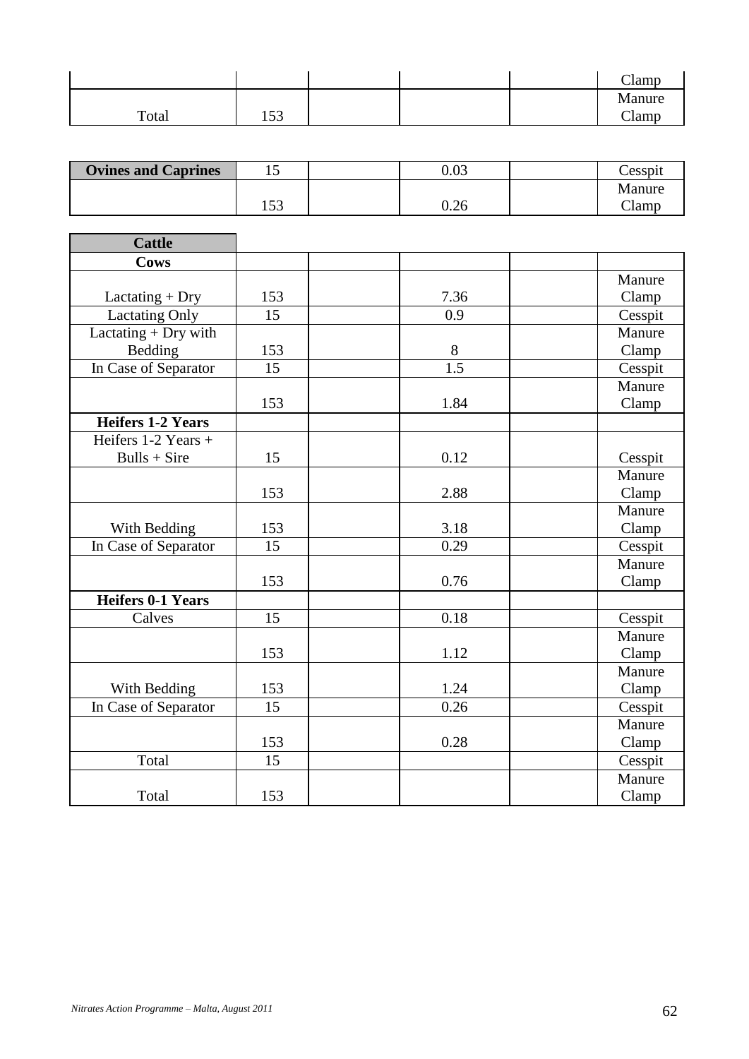| | | | | | |
|---|---|---|---|---|---|
| | | | | | Clamp |
| Total | 153 | | | | Manure Clamp |

| **Ovines and Caprines** | 15 | | 0.03 | | Cesspit |
|---|---|---|---|---|---|
| | 153 | | 0.26 | | Manure Clamp |

| **Cattle** | | | | | |
|---|---|---|---|---|---|
| **Cows** | | | | | |
| Lactating + Dry | 153 | | 7.36 | | Manure Clamp |
| Lactating Only | 15 | | 0.9 | | Cesspit |
| Lactating + Dry with Bedding | 153 | | 8 | | Manure Clamp |
| In Case of Separator | 15 | | 1.5 | | Cesspit |
| | 153 | | 1.84 | | Manure Clamp |
| **Heifers 1-2 Years** | | | | | |
| Heifers 1-2 Years + Bulls + Sire | 15 | | 0.12 | | Cesspit |
| | 153 | | 2.88 | | Manure Clamp |
| With Bedding | 153 | | 3.18 | | Manure Clamp |
| In Case of Separator | 15 | | 0.29 | | Cesspit |
| | 153 | | 0.76 | | Manure Clamp |
| **Heifers 0-1 Years** | | | | | |
| Calves | 15 | | 0.18 | | Cesspit |
| | 153 | | 1.12 | | Manure Clamp |
| With Bedding | 153 | | 1.24 | | Manure Clamp |
| In Case of Separator | 15 | | 0.26 | | Cesspit |
| | 153 | | 0.28 | | Manure Clamp |
| Total | 15 | | | | Cesspit |
| Total | 153 | | | | Manure Clamp |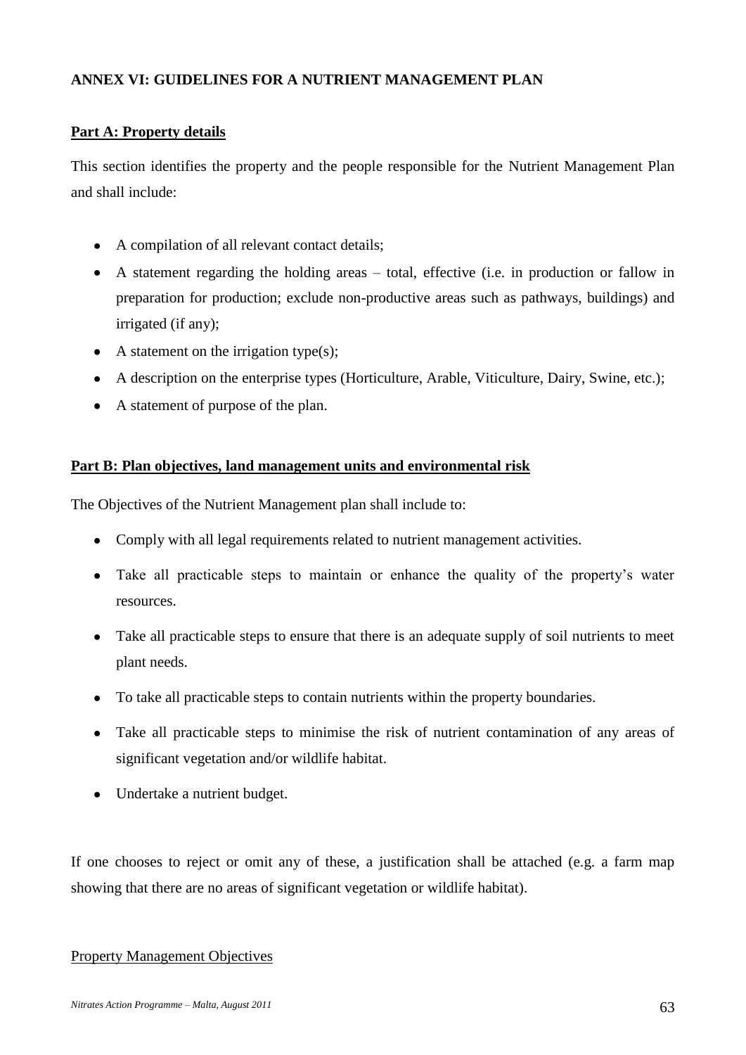## ANNEX VI: GUIDELINES FOR A NUTRIENT MANAGEMENT PLAN

### Part A: Property details

This section identifies the property and the people responsible for the Nutrient Management Plan and shall include:

- A compilation of all relevant contact details;
- A statement regarding the holding areas – total, effective (i.e. in production or fallow in preparation for production; exclude non-productive areas such as pathways, buildings) and irrigated (if any);
- A statement on the irrigation type(s);
- A description on the enterprise types (Horticulture, Arable, Viticulture, Dairy, Swine, etc.);
- A statement of purpose of the plan.

### Part B: Plan objectives, land management units and environmental risk

The Objectives of the Nutrient Management plan shall include to:

- Comply with all legal requirements related to nutrient management activities.
- Take all practicable steps to maintain or enhance the quality of the property's water resources.
- Take all practicable steps to ensure that there is an adequate supply of soil nutrients to meet plant needs.
- To take all practicable steps to contain nutrients within the property boundaries.
- Take all practicable steps to minimise the risk of nutrient contamination of any areas of significant vegetation and/or wildlife habitat.
- Undertake a nutrient budget.

If one chooses to reject or omit any of these, a justification shall be attached (e.g. a farm map showing that there are no areas of significant vegetation or wildlife habitat).

Property Management Objectives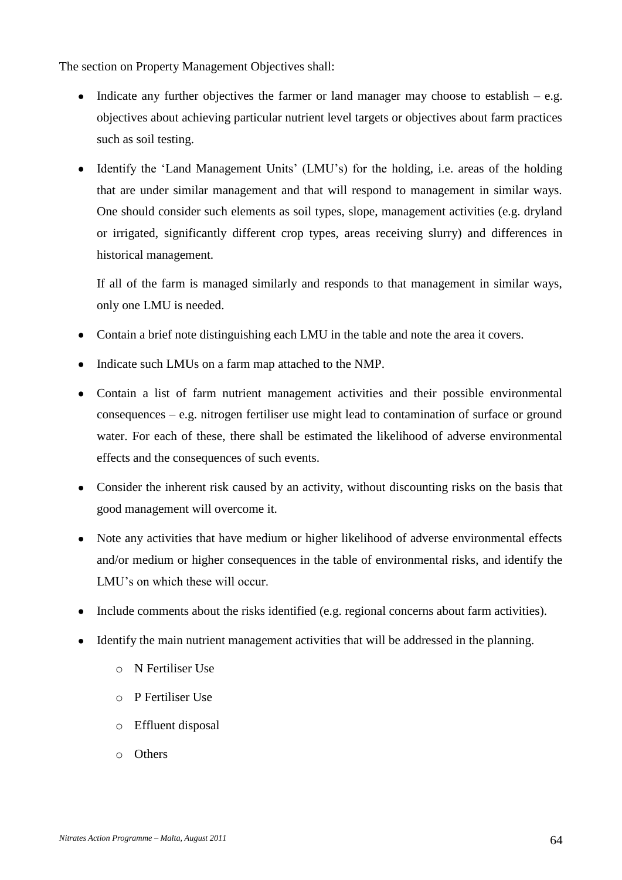The section on Property Management Objectives shall:

- Indicate any further objectives the farmer or land manager may choose to establish – e.g. objectives about achieving particular nutrient level targets or objectives about farm practices such as soil testing.
- Identify the 'Land Management Units' (LMU's) for the holding, i.e. areas of the holding that are under similar management and that will respond to management in similar ways. One should consider such elements as soil types, slope, management activities (e.g. dryland or irrigated, significantly different crop types, areas receiving slurry) and differences in historical management.

  If all of the farm is managed similarly and responds to that management in similar ways, only one LMU is needed.

- Contain a brief note distinguishing each LMU in the table and note the area it covers.
- Indicate such LMUs on a farm map attached to the NMP.
- Contain a list of farm nutrient management activities and their possible environmental consequences – e.g. nitrogen fertiliser use might lead to contamination of surface or ground water. For each of these, there shall be estimated the likelihood of adverse environmental effects and the consequences of such events.
- Consider the inherent risk caused by an activity, without discounting risks on the basis that good management will overcome it.
- Note any activities that have medium or higher likelihood of adverse environmental effects and/or medium or higher consequences in the table of environmental risks, and identify the LMU's on which these will occur.
- Include comments about the risks identified (e.g. regional concerns about farm activities).
- Identify the main nutrient management activities that will be addressed in the planning.
  - N Fertiliser Use
  - P Fertiliser Use
  - Effluent disposal
  - Others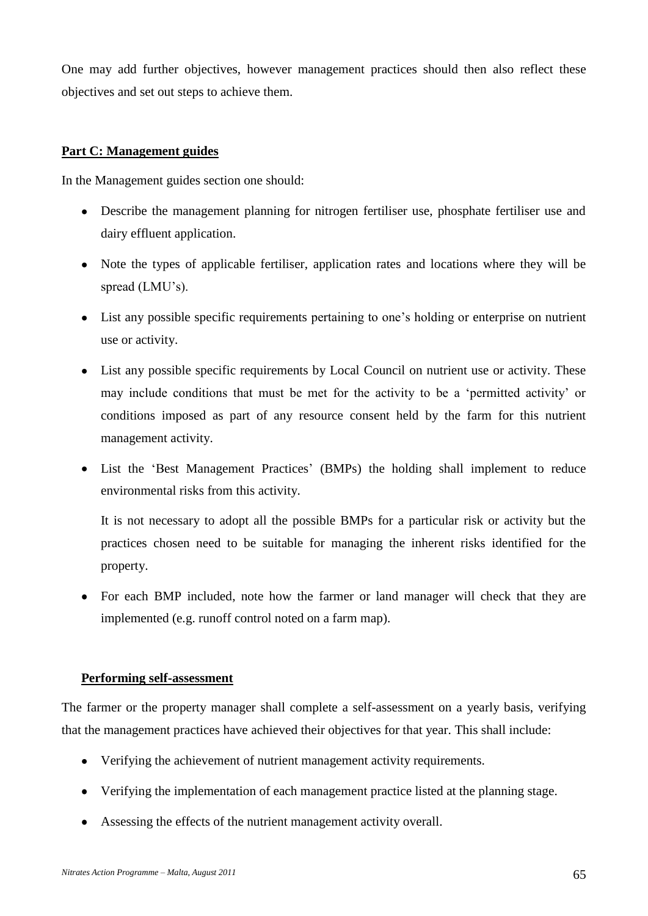One may add further objectives, however management practices should then also reflect these objectives and set out steps to achieve them.

**Part C: Management guides**

In the Management guides section one should:

- Describe the management planning for nitrogen fertiliser use, phosphate fertiliser use and dairy effluent application.
- Note the types of applicable fertiliser, application rates and locations where they will be spread (LMU's).
- List any possible specific requirements pertaining to one's holding or enterprise on nutrient use or activity.
- List any possible specific requirements by Local Council on nutrient use or activity. These may include conditions that must be met for the activity to be a 'permitted activity' or conditions imposed as part of any resource consent held by the farm for this nutrient management activity.
- List the 'Best Management Practices' (BMPs) the holding shall implement to reduce environmental risks from this activity.

  It is not necessary to adopt all the possible BMPs for a particular risk or activity but the practices chosen need to be suitable for managing the inherent risks identified for the property.
- For each BMP included, note how the farmer or land manager will check that they are implemented (e.g. runoff control noted on a farm map).

**Performing self-assessment**

The farmer or the property manager shall complete a self-assessment on a yearly basis, verifying that the management practices have achieved their objectives for that year. This shall include:

- Verifying the achievement of nutrient management activity requirements.
- Verifying the implementation of each management practice listed at the planning stage.
- Assessing the effects of the nutrient management activity overall.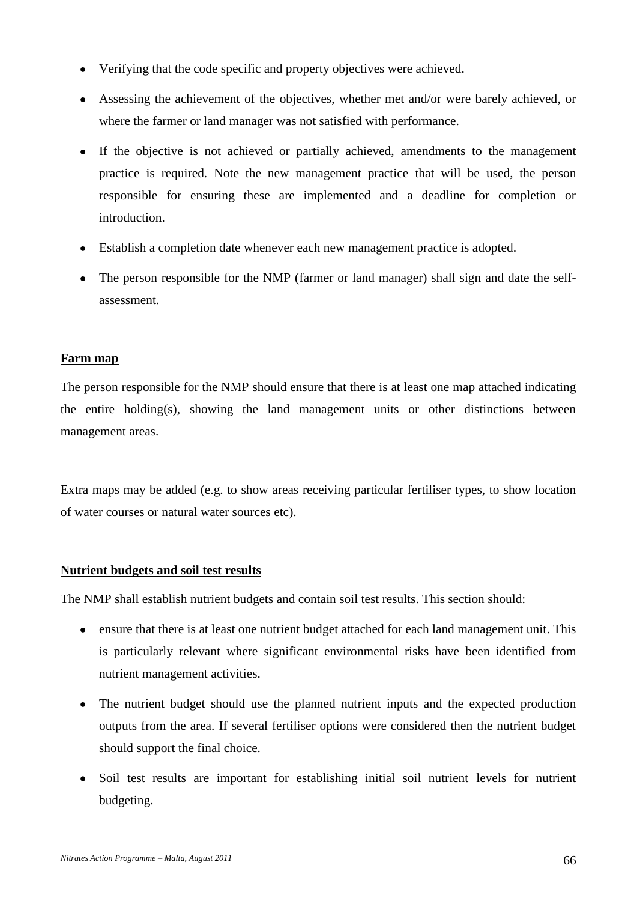- Verifying that the code specific and property objectives were achieved.
- Assessing the achievement of the objectives, whether met and/or were barely achieved, or where the farmer or land manager was not satisfied with performance.
- If the objective is not achieved or partially achieved, amendments to the management practice is required. Note the new management practice that will be used, the person responsible for ensuring these are implemented and a deadline for completion or introduction.
- Establish a completion date whenever each new management practice is adopted.
- The person responsible for the NMP (farmer or land manager) shall sign and date the self-assessment.

**Farm map**

The person responsible for the NMP should ensure that there is at least one map attached indicating the entire holding(s), showing the land management units or other distinctions between management areas.

Extra maps may be added (e.g. to show areas receiving particular fertiliser types, to show location of water courses or natural water sources etc).

**Nutrient budgets and soil test results**

The NMP shall establish nutrient budgets and contain soil test results. This section should:

- ensure that there is at least one nutrient budget attached for each land management unit. This is particularly relevant where significant environmental risks have been identified from nutrient management activities.
- The nutrient budget should use the planned nutrient inputs and the expected production outputs from the area. If several fertiliser options were considered then the nutrient budget should support the final choice.
- Soil test results are important for establishing initial soil nutrient levels for nutrient budgeting.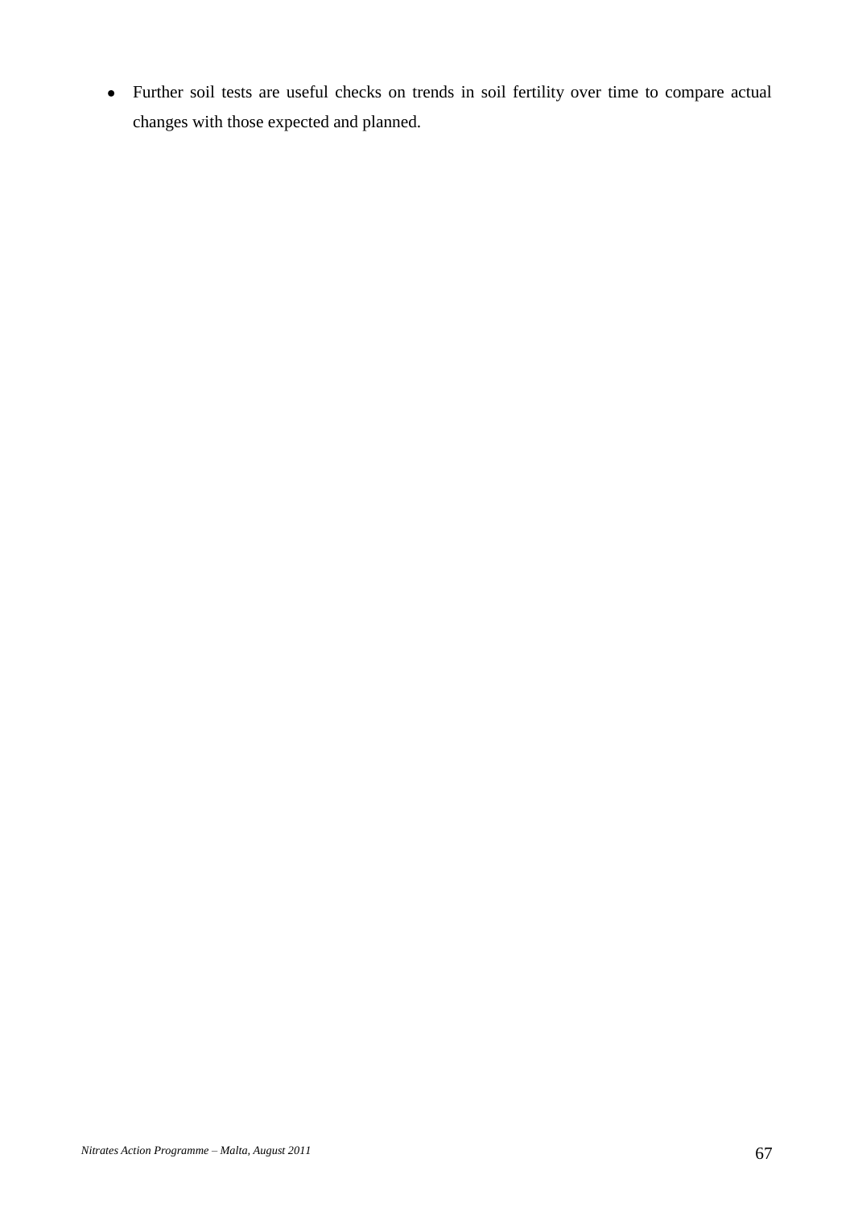- Further soil tests are useful checks on trends in soil fertility over time to compare actual changes with those expected and planned.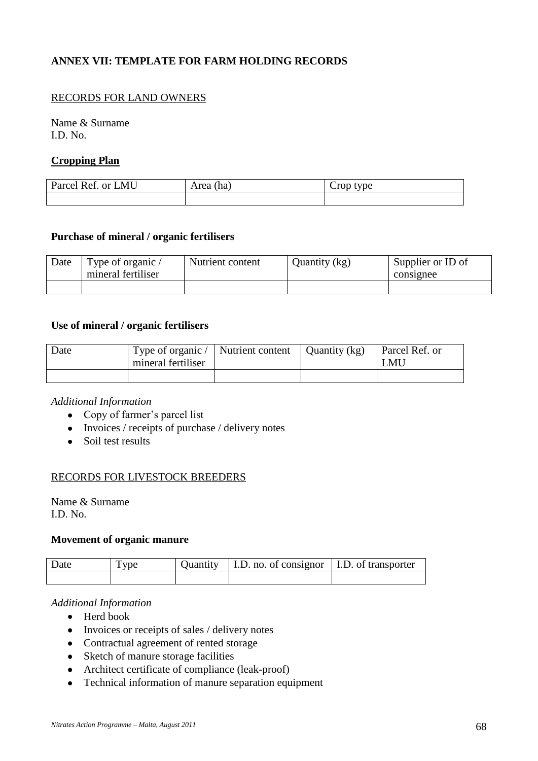## ANNEX VII: TEMPLATE FOR FARM HOLDING RECORDS

RECORDS FOR LAND OWNERS

Name & Surname
I.D. No.

**Cropping Plan**

| Parcel Ref. or LMU | Area (ha) | Crop type |
|---|---|---|
| | | |

**Purchase of mineral / organic fertilisers**

| Date | Type of organic / mineral fertiliser | Nutrient content | Quantity (kg) | Supplier or ID of consignee |
|---|---|---|---|---|
| | | | | |

**Use of mineral / organic fertilisers**

| Date | Type of organic / mineral fertiliser | Nutrient content | Quantity (kg) | Parcel Ref. or LMU |
|---|---|---|---|---|
| | | | | |

*Additional Information*

- Copy of farmer's parcel list
- Invoices / receipts of purchase / delivery notes
- Soil test results

RECORDS FOR LIVESTOCK BREEDERS

Name & Surname
I.D. No.

**Movement of organic manure**

| Date | Type | Quantity | I.D. no. of consignor | I.D. of transporter |
|---|---|---|---|---|
| | | | | |

*Additional Information*

- Herd book
- Invoices or receipts of sales / delivery notes
- Contractual agreement of rented storage
- Sketch of manure storage facilities
- Architect certificate of compliance (leak-proof)
- Technical information of manure separation equipment